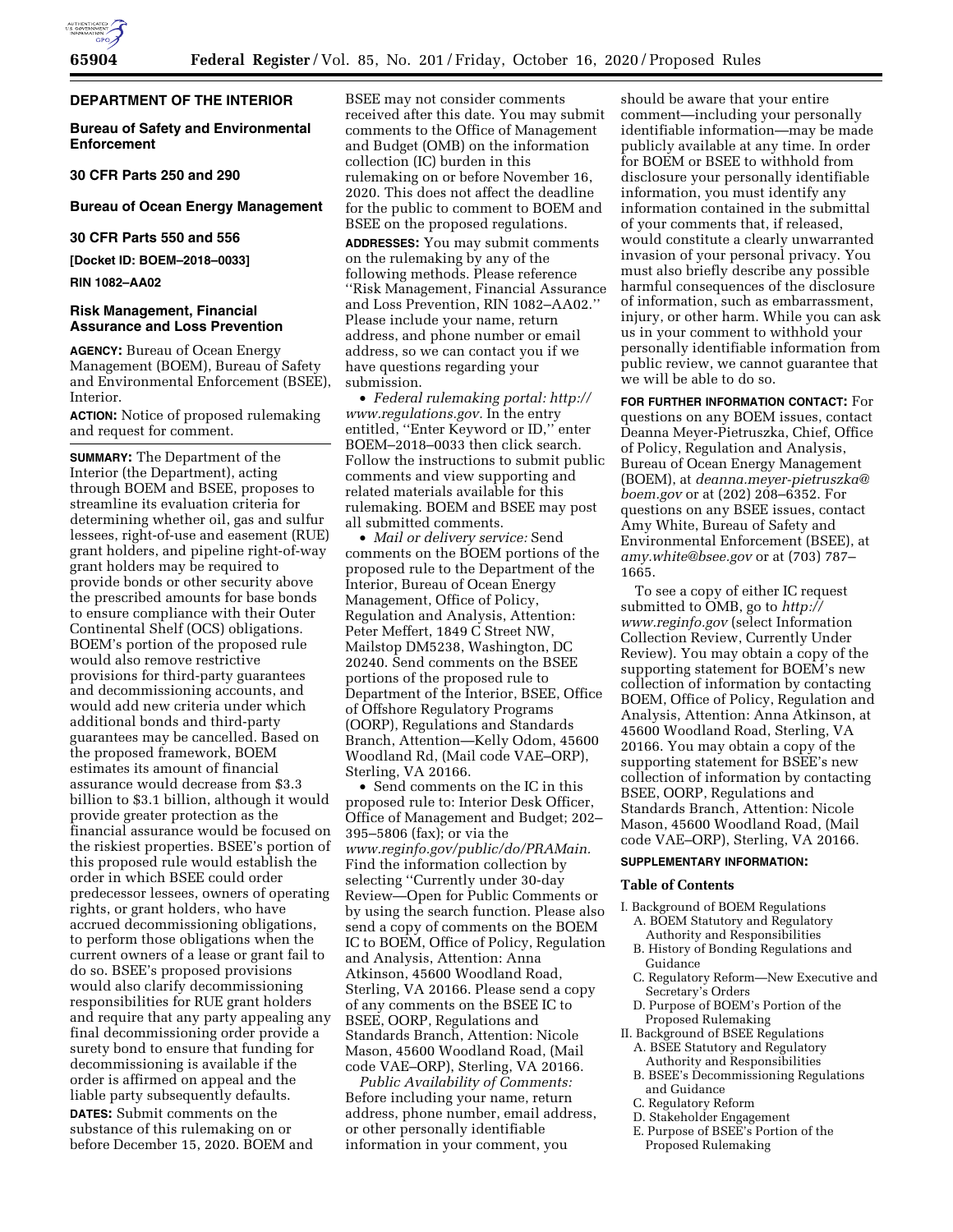## DEPARTMENT OF THE INTERIOR

### Bureau of Safety and Environmental Enforcement

### 30 CFR Parts 250 and 290

### Bureau of Ocean Energy Management

### 30 CFR Parts 550 and 556

**[Docket ID: BOEM–2018–0033]**

**RIN 1082–AA02**

## Risk Management, Financial Assurance and Loss Prevention

**AGENCY:** Bureau of Ocean Energy Management (BOEM), Bureau of Safety and Environmental Enforcement (BSEE), Interior.

**ACTION:** Notice of proposed rulemaking and request for comment.

**SUMMARY:** The Department of the Interior (the Department), acting through BOEM and BSEE, proposes to streamline its evaluation criteria for determining whether oil, gas and sulfur lessees, right-of-use and easement (RUE) grant holders, and pipeline right-of-way grant holders may be required to provide bonds or other security above the prescribed amounts for base bonds to ensure compliance with their Outer Continental Shelf (OCS) obligations. BOEM's portion of the proposed rule would also remove restrictive provisions for third-party guarantees and decommissioning accounts, and would add new criteria under which additional bonds and third-party guarantees may be cancelled. Based on the proposed framework, BOEM estimates its amount of financial assurance would decrease from $3.3 billion to $3.1 billion, although it would provide greater protection as the financial assurance would be focused on the riskiest properties. BSEE's portion of this proposed rule would establish the order in which BSEE could order predecessor lessees, owners of operating rights, or grant holders, who have accrued decommissioning obligations, to perform those obligations when the current owners of a lease or grant fail to do so. BSEE's proposed provisions would also clarify decommissioning responsibilities for RUE grant holders and require that any party appealing any final decommissioning order provide a surety bond to ensure that funding for decommissioning is available if the order is affirmed on appeal and the liable party subsequently defaults.

**DATES:** Submit comments on the substance of this rulemaking on or before December 15, 2020. BOEM and BSEE may not consider comments received after this date. You may submit comments to the Office of Management and Budget (OMB) on the information collection (IC) burden in this rulemaking on or before November 16, 2020. This does not affect the deadline for the public to comment to BOEM and BSEE on the proposed regulations.

**ADDRESSES:** You may submit comments on the rulemaking by any of the following methods. Please reference "Risk Management, Financial Assurance and Loss Prevention, RIN 1082–AA02." Please include your name, return address, and phone number or email address, so we can contact you if we have questions regarding your submission.

- *Federal rulemaking portal: http://www.regulations.gov.* In the entry entitled, "Enter Keyword or ID," enter BOEM–2018–0033 then click search. Follow the instructions to submit public comments and view supporting and related materials available for this rulemaking. BOEM and BSEE may post all submitted comments.
- *Mail or delivery service:* Send comments on the BOEM portions of the proposed rule to the Department of the Interior, Bureau of Ocean Energy Management, Office of Policy, Regulation and Analysis, Attention: Peter Meffert, 1849 C Street NW, Mailstop DM5238, Washington, DC 20240. Send comments on the BSEE portions of the proposed rule to Department of the Interior, BSEE, Office of Offshore Regulatory Programs (OORP), Regulations and Standards Branch, Attention—Kelly Odom, 45600 Woodland Rd, (Mail code VAE–ORP), Sterling, VA 20166.
- Send comments on the IC in this proposed rule to: Interior Desk Officer, Office of Management and Budget; 202–395–5806 (fax); or via the *www.reginfo.gov/public/do/PRAMain.* Find the information collection by selecting "Currently under 30-day Review—Open for Public Comments or by using the search function. Please also send a copy of comments on the BOEM IC to BOEM, Office of Policy, Regulation and Analysis, Attention: Anna Atkinson, 45600 Woodland Road, Sterling, VA 20166. Please send a copy of any comments on the BSEE IC to BSEE, OORP, Regulations and Standards Branch, Attention: Nicole Mason, 45600 Woodland Road, (Mail code VAE–ORP), Sterling, VA 20166.

*Public Availability of Comments:* Before including your name, return address, phone number, email address, or other personally identifiable information in your comment, you should be aware that your entire comment—including your personally identifiable information—may be made publicly available at any time. In order for BOEM or BSEE to withhold from disclosure your personally identifiable information, you must identify any information contained in the submittal of your comments that, if released, would constitute a clearly unwarranted invasion of your personal privacy. You must also briefly describe any possible harmful consequences of the disclosure of information, such as embarrassment, injury, or other harm. While you can ask us in your comment to withhold your personally identifiable information from public review, we cannot guarantee that we will be able to do so.

**FOR FURTHER INFORMATION CONTACT:** For questions on any BOEM issues, contact Deanna Meyer-Pietruszka, Chief, Office of Policy, Regulation and Analysis, Bureau of Ocean Energy Management (BOEM), at *deanna.meyer-pietruszka@boem.gov* or at (202) 208–6352. For questions on any BSEE issues, contact Amy White, Bureau of Safety and Environmental Enforcement (BSEE), at *amy.white@bsee.gov* or at (703) 787–1665.

To see a copy of either IC request submitted to OMB, go to *http://www.reginfo.gov* (select Information Collection Review, Currently Under Review). You may obtain a copy of the supporting statement for BOEM's new collection of information by contacting BOEM, Office of Policy, Regulation and Analysis, Attention: Anna Atkinson, at 45600 Woodland Road, Sterling, VA 20166. You may obtain a copy of the supporting statement for BSEE's new collection of information by contacting BSEE, OORP, Regulations and Standards Branch, Attention: Nicole Mason, 45600 Woodland Road, (Mail code VAE–ORP), Sterling, VA 20166.

**SUPPLEMENTARY INFORMATION:**

### Table of Contents

- I. Background of BOEM Regulations
  - A. BOEM Statutory and Regulatory Authority and Responsibilities
  - B. History of Bonding Regulations and Guidance
  - C. Regulatory Reform—New Executive and Secretary's Orders
  - D. Purpose of BOEM's Portion of the Proposed Rulemaking
- II. Background of BSEE Regulations
  - A. BSEE Statutory and Regulatory Authority and Responsibilities
  - B. BSEE's Decommissioning Regulations and Guidance
  - C. Regulatory Reform
  - D. Stakeholder Engagement
  - E. Purpose of BSEE's Portion of the Proposed Rulemaking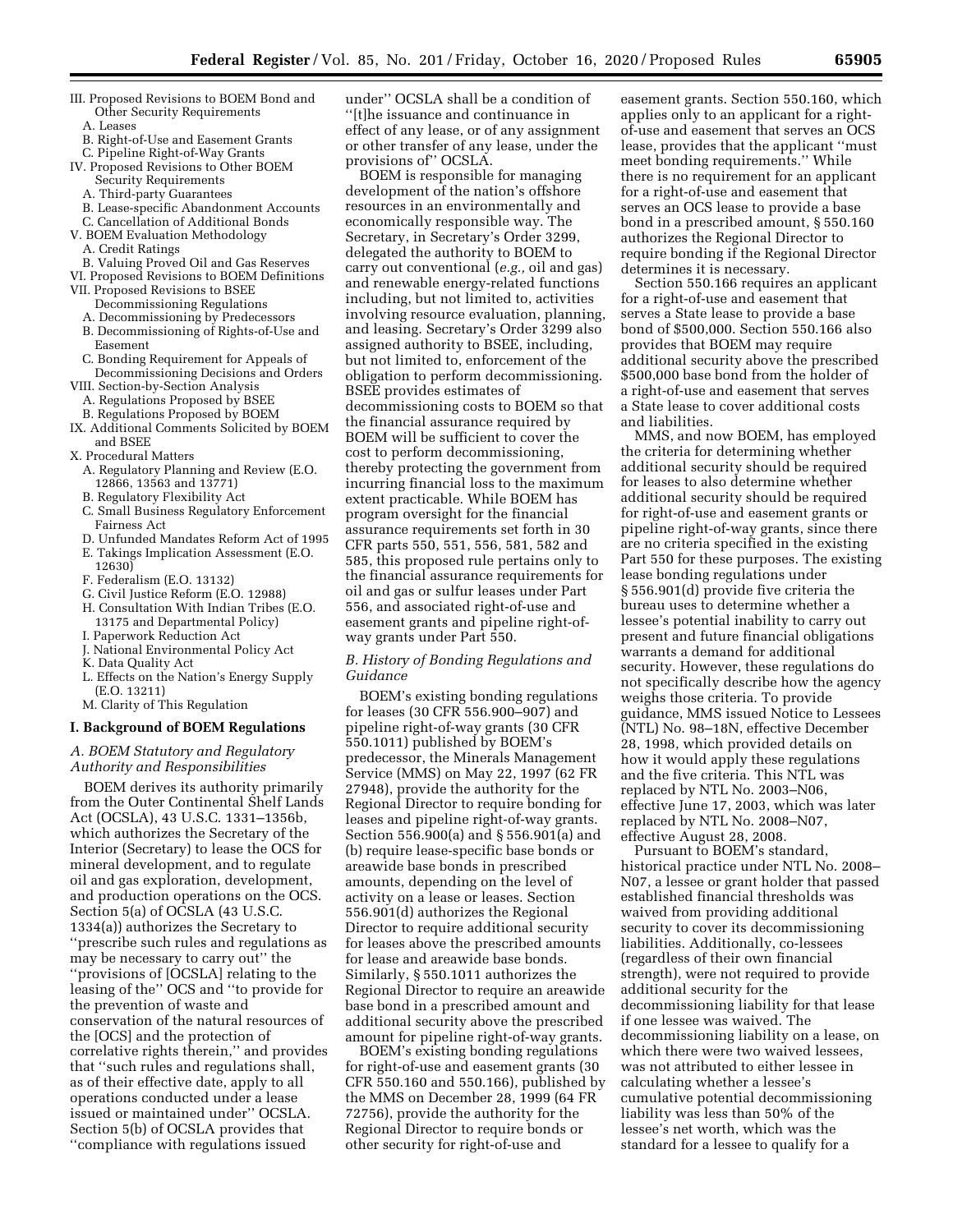III. Proposed Revisions to BOEM Bond and Other Security Requirements
 A. Leases
 B. Right-of-Use and Easement Grants
 C. Pipeline Right-of-Way Grants
IV. Proposed Revisions to Other BOEM Security Requirements
 A. Third-party Guarantees
 B. Lease-specific Abandonment Accounts
 C. Cancellation of Additional Bonds
V. BOEM Evaluation Methodology
 A. Credit Ratings
 B. Valuing Proved Oil and Gas Reserves
VI. Proposed Revisions to BOEM Definitions
VII. Proposed Revisions to BSEE Decommissioning Regulations
 A. Decommissioning by Predecessors
 B. Decommissioning of Rights-of-Use and Easement
 C. Bonding Requirement for Appeals of Decommissioning Decisions and Orders
VIII. Section-by-Section Analysis
 A. Regulations Proposed by BSEE
 B. Regulations Proposed by BOEM
IX. Additional Comments Solicited by BOEM and BSEE
X. Procedural Matters
 A. Regulatory Planning and Review (E.O. 12866, 13563 and 13771)
 B. Regulatory Flexibility Act
 C. Small Business Regulatory Enforcement Fairness Act
 D. Unfunded Mandates Reform Act of 1995
 E. Takings Implication Assessment (E.O. 12630)
 F. Federalism (E.O. 13132)
 G. Civil Justice Reform (E.O. 12988)
 H. Consultation With Indian Tribes (E.O. 13175 and Departmental Policy)
 I. Paperwork Reduction Act
 J. National Environmental Policy Act
 K. Data Quality Act
 L. Effects on the Nation's Energy Supply (E.O. 13211)
 M. Clarity of This Regulation

## I. Background of BOEM Regulations

### A. BOEM Statutory and Regulatory Authority and Responsibilities

BOEM derives its authority primarily from the Outer Continental Shelf Lands Act (OCSLA), 43 U.S.C. 1331–1356b, which authorizes the Secretary of the Interior (Secretary) to lease the OCS for mineral development, and to regulate oil and gas exploration, development, and production operations on the OCS. Section 5(a) of OCSLA (43 U.S.C. 1334(a)) authorizes the Secretary to ''prescribe such rules and regulations as may be necessary to carry out'' the ''provisions of [OCSLA] relating to the leasing of the'' OCS and ''to provide for the prevention of waste and conservation of the natural resources of the [OCS] and the protection of correlative rights therein,'' and provides that ''such rules and regulations shall, as of their effective date, apply to all operations conducted under a lease issued or maintained under'' OCSLA. Section 5(b) of OCSLA provides that ''compliance with regulations issued under'' OCSLA shall be a condition of ''[t]he issuance and continuance in effect of any lease, or of any assignment or other transfer of any lease, under the provisions of'' OCSLA.

BOEM is responsible for managing development of the nation's offshore resources in an environmentally and economically responsible way. The Secretary, in Secretary's Order 3299, delegated the authority to BOEM to carry out conventional (*e.g.,* oil and gas) and renewable energy-related functions including, but not limited to, activities involving resource evaluation, planning, and leasing. Secretary's Order 3299 also assigned authority to BSEE, including, but not limited to, enforcement of the obligation to perform decommissioning. BSEE provides estimates of decommissioning costs to BOEM so that the financial assurance required by BOEM will be sufficient to cover the cost to perform decommissioning, thereby protecting the government from incurring financial loss to the maximum extent practicable. While BOEM has program oversight for the financial assurance requirements set forth in 30 CFR parts 550, 551, 556, 581, 582 and 585, this proposed rule pertains only to the financial assurance requirements for oil and gas or sulfur leases under Part 556, and associated right-of-use and easement grants and pipeline right-of-way grants under Part 550.

### B. History of Bonding Regulations and Guidance

BOEM's existing bonding regulations for leases (30 CFR 556.900–907) and pipeline right-of-way grants (30 CFR 550.1011) published by BOEM's predecessor, the Minerals Management Service (MMS) on May 22, 1997 (62 FR 27948), provide the authority for the Regional Director to require bonding for leases and pipeline right-of-way grants. Section 556.900(a) and § 556.901(a) and (b) require lease-specific base bonds or areawide base bonds in prescribed amounts, depending on the level of activity on a lease or leases. Section 556.901(d) authorizes the Regional Director to require additional security for leases above the prescribed amounts for lease and areawide base bonds. Similarly, § 550.1011 authorizes the Regional Director to require an areawide base bond in a prescribed amount and additional security above the prescribed amount for pipeline right-of-way grants.

BOEM's existing bonding regulations for right-of-use and easement grants (30 CFR 550.160 and 550.166), published by the MMS on December 28, 1999 (64 FR 72756), provide the authority for the Regional Director to require bonds or other security for right-of-use and easement grants. Section 550.160, which applies only to an applicant for a right-of-use and easement that serves an OCS lease, provides that the applicant ''must meet bonding requirements.'' While there is no requirement for an applicant for a right-of-use and easement that serves an OCS lease to provide a base bond in a prescribed amount, § 550.160 authorizes the Regional Director to require bonding if the Regional Director determines it is necessary.

Section 550.166 requires an applicant for a right-of-use and easement that serves a State lease to provide a base bond of $500,000. Section 550.166 also provides that BOEM may require additional security above the prescribed $500,000 base bond from the holder of a right-of-use and easement that serves a State lease to cover additional costs and liabilities.

MMS, and now BOEM, has employed the criteria for determining whether additional security should be required for leases to also determine whether additional security should be required for right-of-use and easement grants or pipeline right-of-way grants, since there are no criteria specified in the existing Part 550 for these purposes. The existing lease bonding regulations under § 556.901(d) provide five criteria the bureau uses to determine whether a lessee's potential inability to carry out present and future financial obligations warrants a demand for additional security. However, these regulations do not specifically describe how the agency weighs those criteria. To provide guidance, MMS issued Notice to Lessees (NTL) No. 98–18N, effective December 28, 1998, which provided details on how it would apply these regulations and the five criteria. This NTL was replaced by NTL No. 2003–N06, effective June 17, 2003, which was later replaced by NTL No. 2008–N07, effective August 28, 2008.

Pursuant to BOEM's standard, historical practice under NTL No. 2008–N07, a lessee or grant holder that passed established financial thresholds was waived from providing additional security to cover its decommissioning liabilities. Additionally, co-lessees (regardless of their own financial strength), were not required to provide additional security for the decommissioning liability for that lease if one lessee was waived. The decommissioning liability on a lease, on which there were two waived lessees, was not attributed to either lessee in calculating whether a lessee's cumulative potential decommissioning liability was less than 50% of the lessee's net worth, which was the standard for a lessee to qualify for a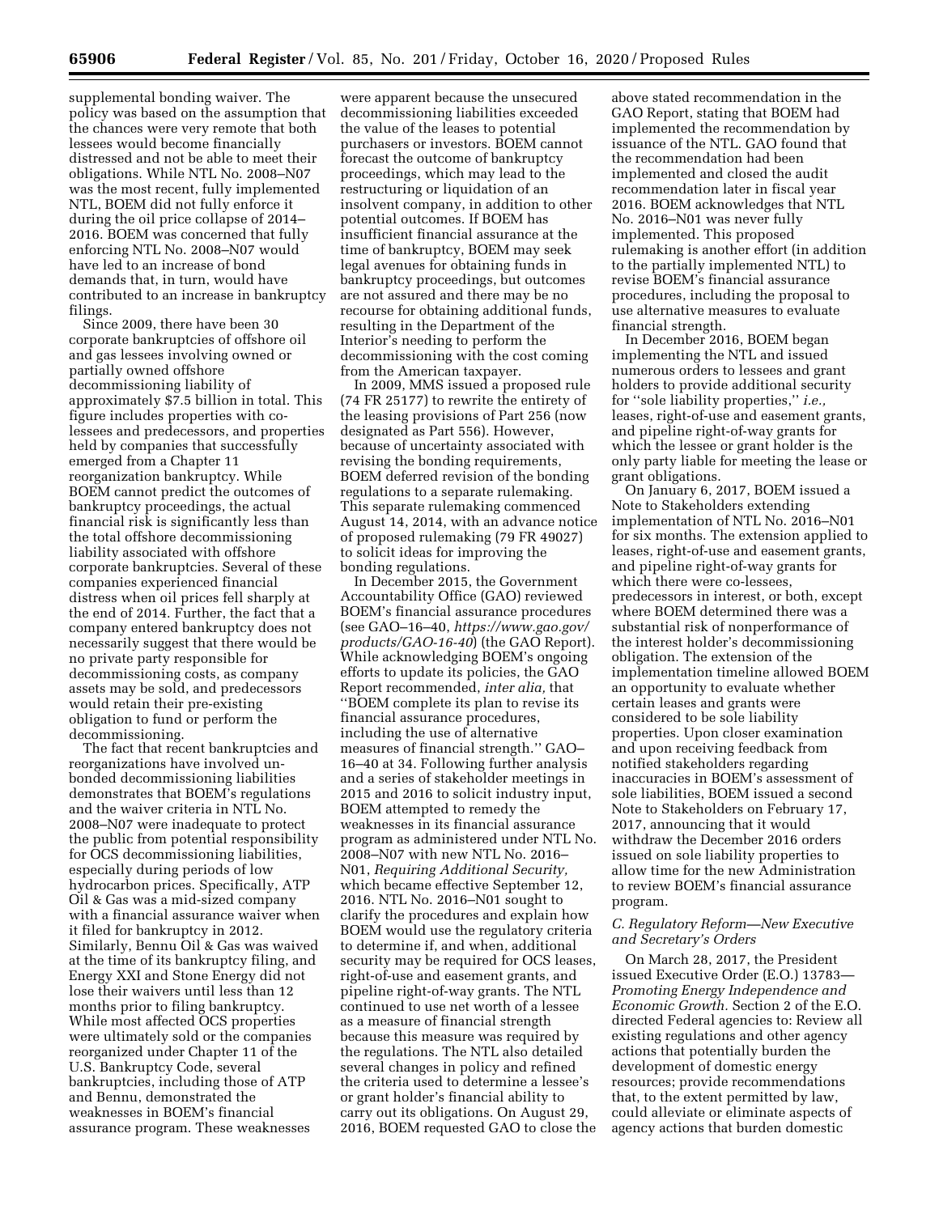supplemental bonding waiver. The policy was based on the assumption that the chances were very remote that both lessees would become financially distressed and not be able to meet their obligations. While NTL No. 2008–N07 was the most recent, fully implemented NTL, BOEM did not fully enforce it during the oil price collapse of 2014–2016. BOEM was concerned that fully enforcing NTL No. 2008–N07 would have led to an increase of bond demands that, in turn, would have contributed to an increase in bankruptcy filings.

Since 2009, there have been 30 corporate bankruptcies of offshore oil and gas lessees involving owned or partially owned offshore decommissioning liability of approximately $7.5 billion in total. This figure includes properties with co-lessees and predecessors, and properties held by companies that successfully emerged from a Chapter 11 reorganization bankruptcy. While BOEM cannot predict the outcomes of bankruptcy proceedings, the actual financial risk is significantly less than the total offshore decommissioning liability associated with offshore corporate bankruptcies. Several of these companies experienced financial distress when oil prices fell sharply at the end of 2014. Further, the fact that a company entered bankruptcy does not necessarily suggest that there would be no private party responsible for decommissioning costs, as company assets may be sold, and predecessors would retain their pre-existing obligation to fund or perform the decommissioning.

The fact that recent bankruptcies and reorganizations have involved un-bonded decommissioning liabilities demonstrates that BOEM's regulations and the waiver criteria in NTL No. 2008–N07 were inadequate to protect the public from potential responsibility for OCS decommissioning liabilities, especially during periods of low hydrocarbon prices. Specifically, ATP Oil & Gas was a mid-sized company with a financial assurance waiver when it filed for bankruptcy in 2012. Similarly, Bennu Oil & Gas was waived at the time of its bankruptcy filing, and Energy XXI and Stone Energy did not lose their waivers until less than 12 months prior to filing bankruptcy. While most affected OCS properties were ultimately sold or the companies reorganized under Chapter 11 of the U.S. Bankruptcy Code, several bankruptcies, including those of ATP and Bennu, demonstrated the weaknesses in BOEM's financial assurance program. These weaknesses were apparent because the unsecured decommissioning liabilities exceeded the value of the leases to potential purchasers or investors. BOEM cannot forecast the outcome of bankruptcy proceedings, which may lead to the restructuring or liquidation of an insolvent company, in addition to other potential outcomes. If BOEM has insufficient financial assurance at the time of bankruptcy, BOEM may seek legal avenues for obtaining funds in bankruptcy proceedings, but outcomes are not assured and there may be no recourse for obtaining additional funds, resulting in the Department of the Interior's needing to perform the decommissioning with the cost coming from the American taxpayer.

In 2009, MMS issued a proposed rule (74 FR 25177) to rewrite the entirety of the leasing provisions of Part 256 (now designated as Part 556). However, because of uncertainty associated with revising the bonding requirements, BOEM deferred revision of the bonding regulations to a separate rulemaking. This separate rulemaking commenced August 14, 2014, with an advance notice of proposed rulemaking (79 FR 49027) to solicit ideas for improving the bonding regulations.

In December 2015, the Government Accountability Office (GAO) reviewed BOEM's financial assurance procedures (see GAO–16–40, *https://www.gao.gov/products/GAO-16-40*) (the GAO Report). While acknowledging BOEM's ongoing efforts to update its policies, the GAO Report recommended, *inter alia,* that "BOEM complete its plan to revise its financial assurance procedures, including the use of alternative measures of financial strength." GAO–16–40 at 34. Following further analysis and a series of stakeholder meetings in 2015 and 2016 to solicit industry input, BOEM attempted to remedy the weaknesses in its financial assurance program as administered under NTL No. 2008–N07 with new NTL No. 2016–N01, *Requiring Additional Security,* which became effective September 12, 2016. NTL No. 2016–N01 sought to clarify the procedures and explain how BOEM would use the regulatory criteria to determine if, and when, additional security may be required for OCS leases, right-of-use and easement grants, and pipeline right-of-way grants. The NTL continued to use net worth of a lessee as a measure of financial strength because this measure was required by the regulations. The NTL also detailed several changes in policy and refined the criteria used to determine a lessee's or grant holder's financial ability to carry out its obligations. On August 29, 2016, BOEM requested GAO to close the above stated recommendation in the GAO Report, stating that BOEM had implemented the recommendation by issuance of the NTL. GAO found that the recommendation had been implemented and closed the audit recommendation later in fiscal year 2016. BOEM acknowledges that NTL No. 2016–N01 was never fully implemented. This proposed rulemaking is another effort (in addition to the partially implemented NTL) to revise BOEM's financial assurance procedures, including the proposal to use alternative measures to evaluate financial strength.

In December 2016, BOEM began implementing the NTL and issued numerous orders to lessees and grant holders to provide additional security for "sole liability properties," *i.e.,* leases, right-of-use and easement grants, and pipeline right-of-way grants for which the lessee or grant holder is the only party liable for meeting the lease or grant obligations.

On January 6, 2017, BOEM issued a Note to Stakeholders extending implementation of NTL No. 2016–N01 for six months. The extension applied to leases, right-of-use and easement grants, and pipeline right-of-way grants for which there were co-lessees, predecessors in interest, or both, except where BOEM determined there was a substantial risk of nonperformance of the interest holder's decommissioning obligation. The extension of the implementation timeline allowed BOEM an opportunity to evaluate whether certain leases and grants were considered to be sole liability properties. Upon closer examination and upon receiving feedback from notified stakeholders regarding inaccuracies in BOEM's assessment of sole liabilities, BOEM issued a second Note to Stakeholders on February 17, 2017, announcing that it would withdraw the December 2016 orders issued on sole liability properties to allow time for the new Administration to review BOEM's financial assurance program.

### *C. Regulatory Reform—New Executive and Secretary's Orders*

On March 28, 2017, the President issued Executive Order (E.O.) 13783—*Promoting Energy Independence and Economic Growth.* Section 2 of the E.O. directed Federal agencies to: Review all existing regulations and other agency actions that potentially burden the development of domestic energy resources; provide recommendations that, to the extent permitted by law, could alleviate or eliminate aspects of agency actions that burden domestic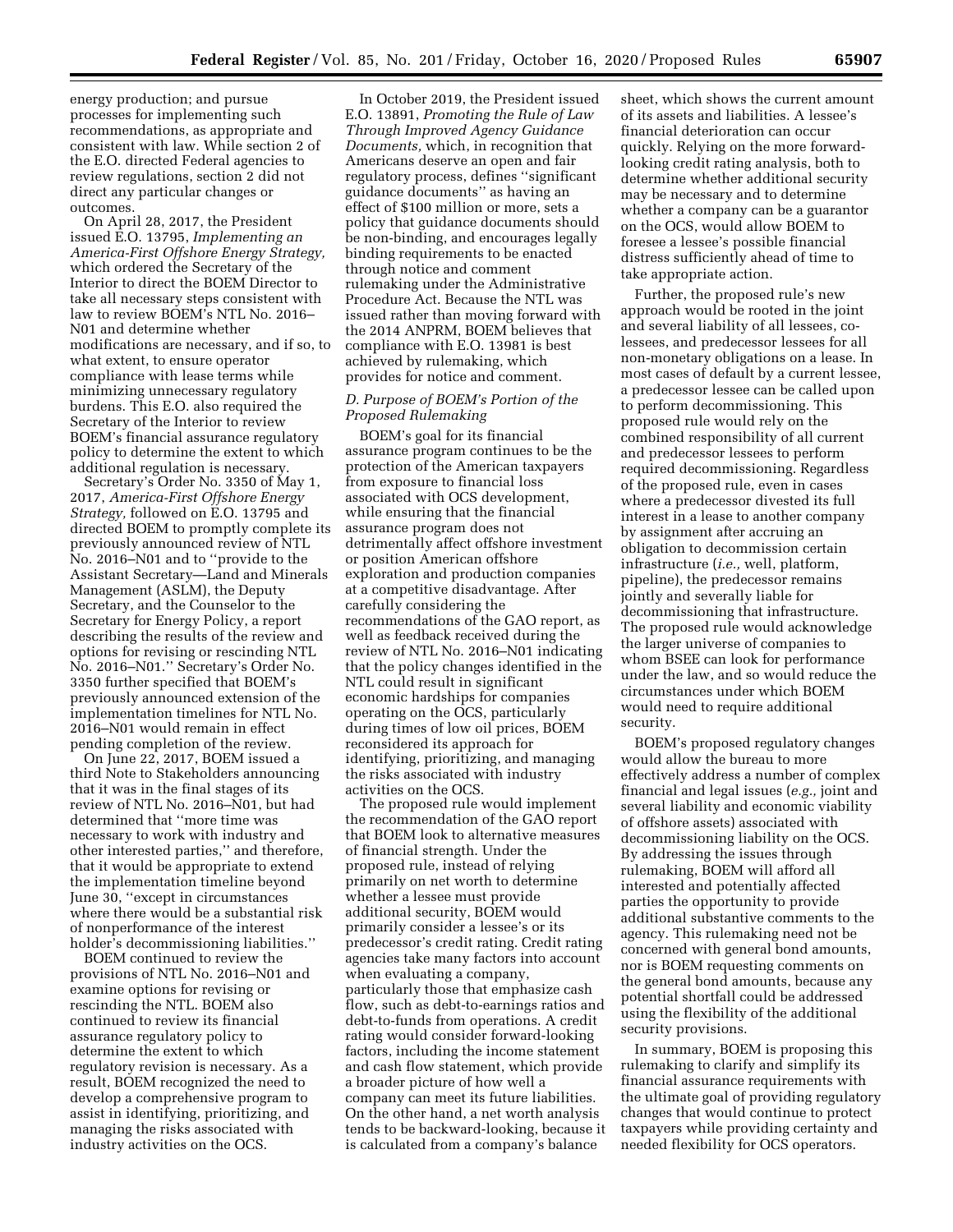energy production; and pursue processes for implementing such recommendations, as appropriate and consistent with law. While section 2 of the E.O. directed Federal agencies to review regulations, section 2 did not direct any particular changes or outcomes.

On April 28, 2017, the President issued E.O. 13795, *Implementing an America-First Offshore Energy Strategy,* which ordered the Secretary of the Interior to direct the BOEM Director to take all necessary steps consistent with law to review BOEM's NTL No. 2016–N01 and determine whether modifications are necessary, and if so, to what extent, to ensure operator compliance with lease terms while minimizing unnecessary regulatory burdens. This E.O. also required the Secretary of the Interior to review BOEM's financial assurance regulatory policy to determine the extent to which additional regulation is necessary.

Secretary's Order No. 3350 of May 1, 2017, *America-First Offshore Energy Strategy,* followed on E.O. 13795 and directed BOEM to promptly complete its previously announced review of NTL No. 2016–N01 and to ''provide to the Assistant Secretary—Land and Minerals Management (ASLM), the Deputy Secretary, and the Counselor to the Secretary for Energy Policy, a report describing the results of the review and options for revising or rescinding NTL No. 2016–N01.'' Secretary's Order No. 3350 further specified that BOEM's previously announced extension of the implementation timelines for NTL No. 2016–N01 would remain in effect pending completion of the review.

On June 22, 2017, BOEM issued a third Note to Stakeholders announcing that it was in the final stages of its review of NTL No. 2016–N01, but had determined that ''more time was necessary to work with industry and other interested parties,'' and therefore, that it would be appropriate to extend the implementation timeline beyond June 30, ''except in circumstances where there would be a substantial risk of nonperformance of the interest holder's decommissioning liabilities.''

BOEM continued to review the provisions of NTL No. 2016–N01 and examine options for revising or rescinding the NTL. BOEM also continued to review its financial assurance regulatory policy to determine the extent to which regulatory revision is necessary. As a result, BOEM recognized the need to develop a comprehensive program to assist in identifying, prioritizing, and managing the risks associated with industry activities on the OCS.

In October 2019, the President issued E.O. 13891, *Promoting the Rule of Law Through Improved Agency Guidance Documents,* which, in recognition that Americans deserve an open and fair regulatory process, defines ''significant guidance documents'' as having an effect of $100 million or more, sets a policy that guidance documents should be non-binding, and encourages legally binding requirements to be enacted through notice and comment rulemaking under the Administrative Procedure Act. Because the NTL was issued rather than moving forward with the 2014 ANPRM, BOEM believes that compliance with E.O. 13981 is best achieved by rulemaking, which provides for notice and comment.

### *D. Purpose of BOEM's Portion of the Proposed Rulemaking*

BOEM's goal for its financial assurance program continues to be the protection of the American taxpayers from exposure to financial loss associated with OCS development, while ensuring that the financial assurance program does not detrimentally affect offshore investment or position American offshore exploration and production companies at a competitive disadvantage. After carefully considering the recommendations of the GAO report, as well as feedback received during the review of NTL No. 2016–N01 indicating that the policy changes identified in the NTL could result in significant economic hardships for companies operating on the OCS, particularly during times of low oil prices, BOEM reconsidered its approach for identifying, prioritizing, and managing the risks associated with industry activities on the OCS.

The proposed rule would implement the recommendation of the GAO report that BOEM look to alternative measures of financial strength. Under the proposed rule, instead of relying primarily on net worth to determine whether a lessee must provide additional security, BOEM would primarily consider a lessee's or its predecessor's credit rating. Credit rating agencies take many factors into account when evaluating a company, particularly those that emphasize cash flow, such as debt-to-earnings ratios and debt-to-funds from operations. A credit rating would consider forward-looking factors, including the income statement and cash flow statement, which provide a broader picture of how well a company can meet its future liabilities. On the other hand, a net worth analysis tends to be backward-looking, because it is calculated from a company's balance sheet, which shows the current amount of its assets and liabilities. A lessee's financial deterioration can occur quickly. Relying on the more forward-looking credit rating analysis, both to determine whether additional security may be necessary and to determine whether a company can be a guarantor on the OCS, would allow BOEM to foresee a lessee's possible financial distress sufficiently ahead of time to take appropriate action.

Further, the proposed rule's new approach would be rooted in the joint and several liability of all lessees, co-lessees, and predecessor lessees for all non-monetary obligations on a lease. In most cases of default by a current lessee, a predecessor lessee can be called upon to perform decommissioning. This proposed rule would rely on the combined responsibility of all current and predecessor lessees to perform required decommissioning. Regardless of the proposed rule, even in cases where a predecessor divested its full interest in a lease to another company by assignment after accruing an obligation to decommission certain infrastructure (*i.e.,* well, platform, pipeline), the predecessor remains jointly and severally liable for decommissioning that infrastructure. The proposed rule would acknowledge the larger universe of companies to whom BSEE can look for performance under the law, and so would reduce the circumstances under which BOEM would need to require additional security.

BOEM's proposed regulatory changes would allow the bureau to more effectively address a number of complex financial and legal issues (*e.g.,* joint and several liability and economic viability of offshore assets) associated with decommissioning liability on the OCS. By addressing the issues through rulemaking, BOEM will afford all interested and potentially affected parties the opportunity to provide additional substantive comments to the agency. This rulemaking need not be concerned with general bond amounts, nor is BOEM requesting comments on the general bond amounts, because any potential shortfall could be addressed using the flexibility of the additional security provisions.

In summary, BOEM is proposing this rulemaking to clarify and simplify its financial assurance requirements with the ultimate goal of providing regulatory changes that would continue to protect taxpayers while providing certainty and needed flexibility for OCS operators.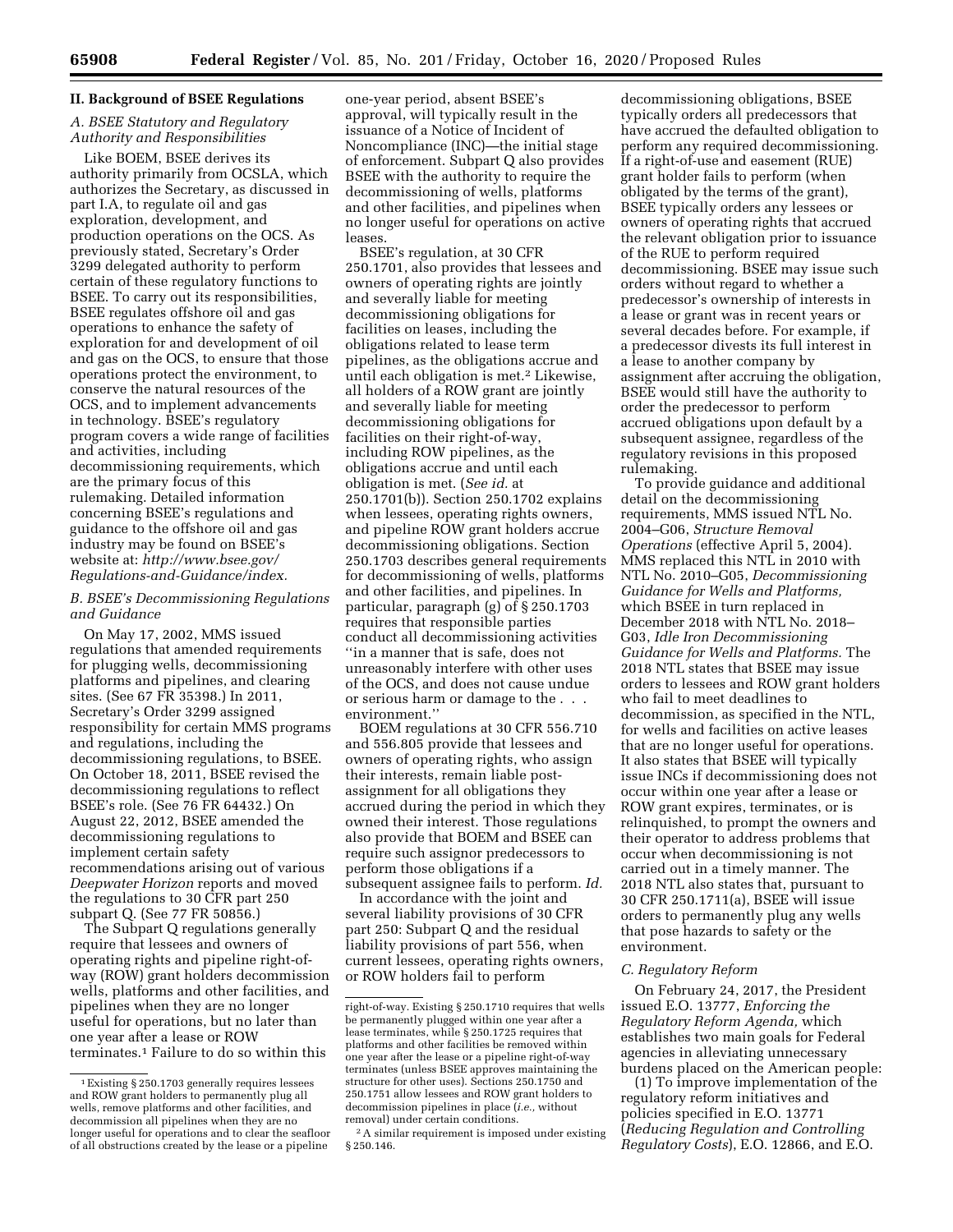## II. Background of BSEE Regulations

### A. BSEE Statutory and Regulatory Authority and Responsibilities

Like BOEM, BSEE derives its authority primarily from OCSLA, which authorizes the Secretary, as discussed in part I.A, to regulate oil and gas exploration, development, and production operations on the OCS. As previously stated, Secretary's Order 3299 delegated authority to perform certain of these regulatory functions to BSEE. To carry out its responsibilities, BSEE regulates offshore oil and gas operations to enhance the safety of exploration for and development of oil and gas on the OCS, to ensure that those operations protect the environment, to conserve the natural resources of the OCS, and to implement advancements in technology. BSEE's regulatory program covers a wide range of facilities and activities, including decommissioning requirements, which are the primary focus of this rulemaking. Detailed information concerning BSEE's regulations and guidance to the offshore oil and gas industry may be found on BSEE's website at: *http://www.bsee.gov/Regulations-and-Guidance/index.*

### B. BSEE's Decommissioning Regulations and Guidance

On May 17, 2002, MMS issued regulations that amended requirements for plugging wells, decommissioning platforms and pipelines, and clearing sites. (See 67 FR 35398.) In 2011, Secretary's Order 3299 assigned responsibility for certain MMS programs and regulations, including the decommissioning regulations, to BSEE. On October 18, 2011, BSEE revised the decommissioning regulations to reflect BSEE's role. (See 76 FR 64432.) On August 22, 2012, BSEE amended the decommissioning regulations to implement certain safety recommendations arising out of various *Deepwater Horizon* reports and moved the regulations to 30 CFR part 250 subpart Q. (See 77 FR 50856.)

The Subpart Q regulations generally require that lessees and owners of operating rights and pipeline right-of-way (ROW) grant holders decommission wells, platforms and other facilities, and pipelines when they are no longer useful for operations, but no later than one year after a lease or ROW terminates.[1] Failure to do so within this one-year period, absent BSEE's approval, will typically result in the issuance of a Notice of Incident of Noncompliance (INC)—the initial stage of enforcement. Subpart Q also provides BSEE with the authority to require the decommissioning of wells, platforms and other facilities, and pipelines when no longer useful for operations on active leases.

BSEE's regulation, at 30 CFR 250.1701, also provides that lessees and owners of operating rights are jointly and severally liable for meeting decommissioning obligations for facilities on leases, including the obligations related to lease term pipelines, as the obligations accrue and until each obligation is met.[2] Likewise, all holders of a ROW grant are jointly and severally liable for meeting decommissioning obligations for facilities on their right-of-way, including ROW pipelines, as the obligations accrue and until each obligation is met. (*See id.* at 250.1701(b)). Section 250.1702 explains when lessees, operating rights owners, and pipeline ROW grant holders accrue decommissioning obligations. Section 250.1703 describes general requirements for decommissioning of wells, platforms and other facilities, and pipelines. In particular, paragraph (g) of § 250.1703 requires that responsible parties conduct all decommissioning activities ''in a manner that is safe, does not unreasonably interfere with other uses of the OCS, and does not cause undue or serious harm or damage to the . . . environment.''

BOEM regulations at 30 CFR 556.710 and 556.805 provide that lessees and owners of operating rights, who assign their interests, remain liable post-assignment for all obligations they accrued during the period in which they owned their interest. Those regulations also provide that BOEM and BSEE can require such assignor predecessors to perform those obligations if a subsequent assignee fails to perform. *Id.*

In accordance with the joint and several liability provisions of 30 CFR part 250: Subpart Q and the residual liability provisions of part 556, when current lessees, operating rights owners, or ROW holders fail to perform decommissioning obligations, BSEE typically orders all predecessors that have accrued the defaulted obligation to perform any required decommissioning. If a right-of-use and easement (RUE) grant holder fails to perform (when obligated by the terms of the grant), BSEE typically orders any lessees or owners of operating rights that accrued the relevant obligation prior to issuance of the RUE to perform required decommissioning. BSEE may issue such orders without regard to whether a predecessor's ownership of interests in a lease or grant was in recent years or several decades before. For example, if a predecessor divests its full interest in a lease to another company by assignment after accruing the obligation, BSEE would still have the authority to order the predecessor to perform accrued obligations upon default by a subsequent assignee, regardless of the regulatory revisions in this proposed rulemaking.

To provide guidance and additional detail on the decommissioning requirements, MMS issued NTL No. 2004–G06, *Structure Removal Operations* (effective April 5, 2004). MMS replaced this NTL in 2010 with NTL No. 2010–G05, *Decommissioning Guidance for Wells and Platforms,* which BSEE in turn replaced in December 2018 with NTL No. 2018–G03, *Idle Iron Decommissioning Guidance for Wells and Platforms.* The 2018 NTL states that BSEE may issue orders to lessees and ROW grant holders who fail to meet deadlines to decommission, as specified in the NTL, for wells and facilities on active leases that are no longer useful for operations. It also states that BSEE will typically issue INCs if decommissioning does not occur within one year after a lease or ROW grant expires, terminates, or is relinquished, to prompt the owners and their operator to address problems that occur when decommissioning is not carried out in a timely manner. The 2018 NTL also states that, pursuant to 30 CFR 250.1711(a), BSEE will issue orders to permanently plug any wells that pose hazards to safety or the environment.

### C. Regulatory Reform

On February 24, 2017, the President issued E.O. 13777, *Enforcing the Regulatory Reform Agenda,* which establishes two main goals for Federal agencies in alleviating unnecessary burdens placed on the American people:

(1) To improve implementation of the regulatory reform initiatives and policies specified in E.O. 13771 (*Reducing Regulation and Controlling Regulatory Costs*), E.O. 12866, and E.O.

---

[1] Existing § 250.1703 generally requires lessees and ROW grant holders to permanently plug all wells, remove platforms and other facilities, and decommission all pipelines when they are no longer useful for operations and to clear the seafloor of all obstructions created by the lease or a pipeline right-of-way. Existing § 250.1710 requires that wells be permanently plugged within one year after a lease terminates, while § 250.1725 requires that platforms and other facilities be removed within one year after the lease or a pipeline right-of-way terminates (unless BSEE approves maintaining the structure for other uses). Sections 250.1750 and 250.1751 allow lessees and ROW grant holders to decommission pipelines in place (*i.e.,* without removal) under certain conditions.

[2] A similar requirement is imposed under existing § 250.146.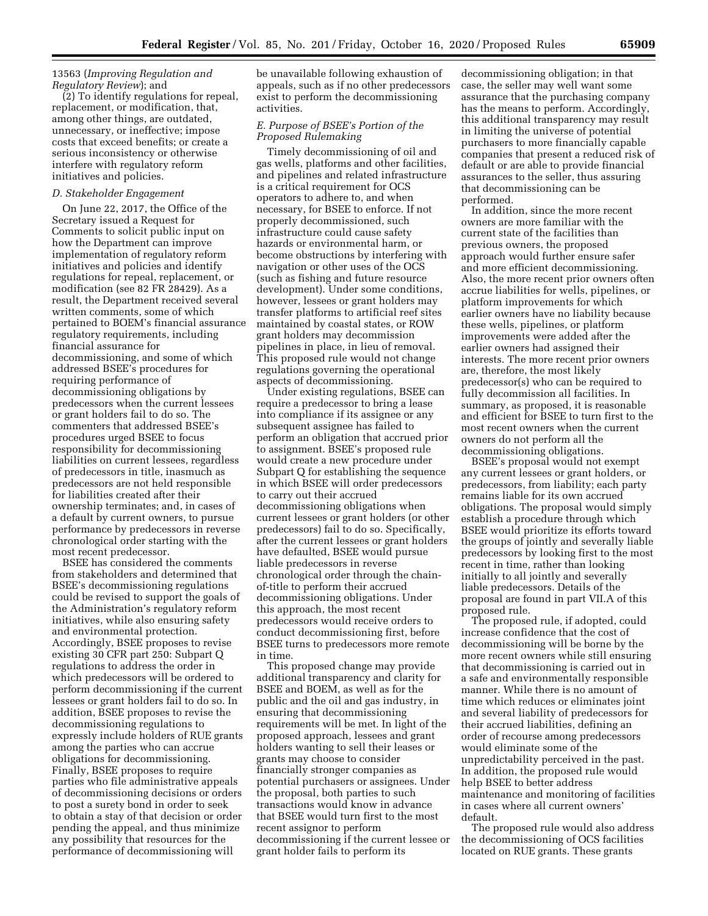13563 (*Improving Regulation and Regulatory Review*); and

(2) To identify regulations for repeal, replacement, or modification, that, among other things, are outdated, unnecessary, or ineffective; impose costs that exceed benefits; or create a serious inconsistency or otherwise interfere with regulatory reform initiatives and policies.

### *D. Stakeholder Engagement*

On June 22, 2017, the Office of the Secretary issued a Request for Comments to solicit public input on how the Department can improve implementation of regulatory reform initiatives and policies and identify regulations for repeal, replacement, or modification (see 82 FR 28429). As a result, the Department received several written comments, some of which pertained to BOEM's financial assurance regulatory requirements, including financial assurance for decommissioning, and some of which addressed BSEE's procedures for requiring performance of decommissioning obligations by predecessors when the current lessees or grant holders fail to do so. The commenters that addressed BSEE's procedures urged BSEE to focus responsibility for decommissioning liabilities on current lessees, regardless of predecessors in title, inasmuch as predecessors are not held responsible for liabilities created after their ownership terminates; and, in cases of a default by current owners, to pursue performance by predecessors in reverse chronological order starting with the most recent predecessor.

BSEE has considered the comments from stakeholders and determined that BSEE's decommissioning regulations could be revised to support the goals of the Administration's regulatory reform initiatives, while also ensuring safety and environmental protection. Accordingly, BSEE proposes to revise existing 30 CFR part 250: Subpart Q regulations to address the order in which predecessors will be ordered to perform decommissioning if the current lessees or grant holders fail to do so. In addition, BSEE proposes to revise the decommissioning regulations to expressly include holders of RUE grants among the parties who can accrue obligations for decommissioning. Finally, BSEE proposes to require parties who file administrative appeals of decommissioning decisions or orders to post a surety bond in order to seek to obtain a stay of that decision or order pending the appeal, and thus minimize any possibility that resources for the performance of decommissioning will be unavailable following exhaustion of appeals, such as if no other predecessors exist to perform the decommissioning activities.

### *E. Purpose of BSEE's Portion of the Proposed Rulemaking*

Timely decommissioning of oil and gas wells, platforms and other facilities, and pipelines and related infrastructure is a critical requirement for OCS operators to adhere to, and when necessary, for BSEE to enforce. If not properly decommissioned, such infrastructure could cause safety hazards or environmental harm, or become obstructions by interfering with navigation or other uses of the OCS (such as fishing and future resource development). Under some conditions, however, lessees or grant holders may transfer platforms to artificial reef sites maintained by coastal states, or ROW grant holders may decommission pipelines in place, in lieu of removal. This proposed rule would not change regulations governing the operational aspects of decommissioning.

Under existing regulations, BSEE can require a predecessor to bring a lease into compliance if its assignee or any subsequent assignee has failed to perform an obligation that accrued prior to assignment. BSEE's proposed rule would create a new procedure under Subpart Q for establishing the sequence in which BSEE will order predecessors to carry out their accrued decommissioning obligations when current lessees or grant holders (or other predecessors) fail to do so. Specifically, after the current lessees or grant holders have defaulted, BSEE would pursue liable predecessors in reverse chronological order through the chain-of-title to perform their accrued decommissioning obligations. Under this approach, the most recent predecessors would receive orders to conduct decommissioning first, before BSEE turns to predecessors more remote in time.

This proposed change may provide additional transparency and clarity for BSEE and BOEM, as well as for the public and the oil and gas industry, in ensuring that decommissioning requirements will be met. In light of the proposed approach, lessees and grant holders wanting to sell their leases or grants may choose to consider financially stronger companies as potential purchasers or assignees. Under the proposal, both parties to such transactions would know in advance that BSEE would turn first to the most recent assignor to perform decommissioning if the current lessee or grant holder fails to perform its decommissioning obligation; in that case, the seller may well want some assurance that the purchasing company has the means to perform. Accordingly, this additional transparency may result in limiting the universe of potential purchasers to more financially capable companies that present a reduced risk of default or are able to provide financial assurances to the seller, thus assuring that decommissioning can be performed.

In addition, since the more recent owners are more familiar with the current state of the facilities than previous owners, the proposed approach would further ensure safer and more efficient decommissioning. Also, the more recent prior owners often accrue liabilities for wells, pipelines, or platform improvements for which earlier owners have no liability because these wells, pipelines, or platform improvements were added after the earlier owners had assigned their interests. The more recent prior owners are, therefore, the most likely predecessor(s) who can be required to fully decommission all facilities. In summary, as proposed, it is reasonable and efficient for BSEE to turn first to the most recent owners when the current owners do not perform all the decommissioning obligations.

BSEE's proposal would not exempt any current lessees or grant holders, or predecessors, from liability; each party remains liable for its own accrued obligations. The proposal would simply establish a procedure through which BSEE would prioritize its efforts toward the groups of jointly and severally liable predecessors by looking first to the most recent in time, rather than looking initially to all jointly and severally liable predecessors. Details of the proposal are found in part VII.A of this proposed rule.

The proposed rule, if adopted, could increase confidence that the cost of decommissioning will be borne by the more recent owners while still ensuring that decommissioning is carried out in a safe and environmentally responsible manner. While there is no amount of time which reduces or eliminates joint and several liability of predecessors for their accrued liabilities, defining an order of recourse among predecessors would eliminate some of the unpredictability perceived in the past. In addition, the proposed rule would help BSEE to better address maintenance and monitoring of facilities in cases where all current owners' default.

The proposed rule would also address the decommissioning of OCS facilities located on RUE grants. These grants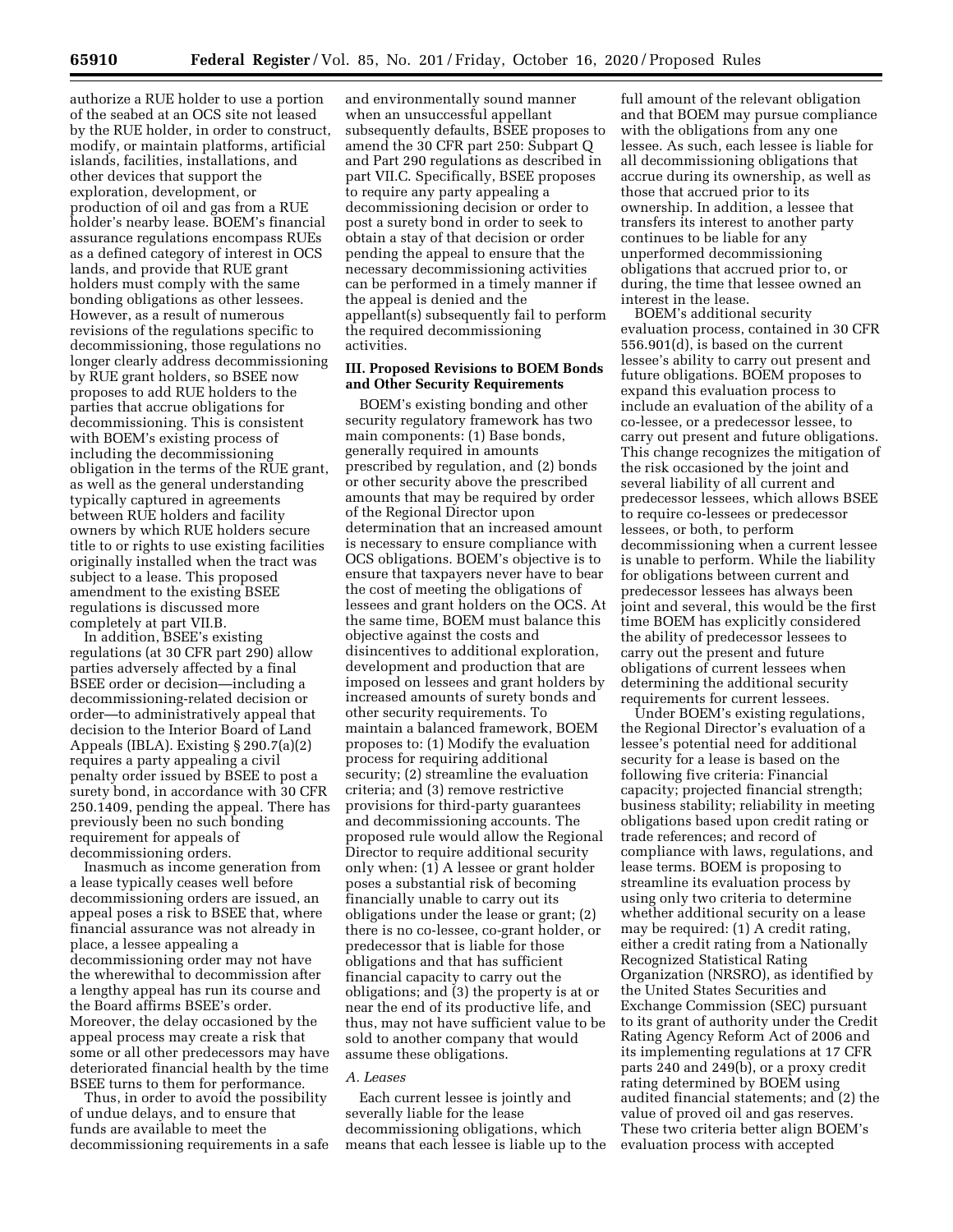authorize a RUE holder to use a portion of the seabed at an OCS site not leased by the RUE holder, in order to construct, modify, or maintain platforms, artificial islands, facilities, installations, and other devices that support the exploration, development, or production of oil and gas from a RUE holder's nearby lease. BOEM's financial assurance regulations encompass RUEs as a defined category of interest in OCS lands, and provide that RUE grant holders must comply with the same bonding obligations as other lessees. However, as a result of numerous revisions of the regulations specific to decommissioning, those regulations no longer clearly address decommissioning by RUE grant holders, so BSEE now proposes to add RUE holders to the parties that accrue obligations for decommissioning. This is consistent with BOEM's existing process of including the decommissioning obligation in the terms of the RUE grant, as well as the general understanding typically captured in agreements between RUE holders and facility owners by which RUE holders secure title to or rights to use existing facilities originally installed when the tract was subject to a lease. This proposed amendment to the existing BSEE regulations is discussed more completely at part VII.B.

In addition, BSEE's existing regulations (at 30 CFR part 290) allow parties adversely affected by a final BSEE order or decision—including a decommissioning-related decision or order—to administratively appeal that decision to the Interior Board of Land Appeals (IBLA). Existing § 290.7(a)(2) requires a party appealing a civil penalty order issued by BSEE to post a surety bond, in accordance with 30 CFR 250.1409, pending the appeal. There has previously been no such bonding requirement for appeals of decommissioning orders.

Inasmuch as income generation from a lease typically ceases well before decommissioning orders are issued, an appeal poses a risk to BSEE that, where financial assurance was not already in place, a lessee appealing a decommissioning order may not have the wherewithal to decommission after a lengthy appeal has run its course and the Board affirms BSEE's order. Moreover, the delay occasioned by the appeal process may create a risk that some or all other predecessors may have deteriorated financial health by the time BSEE turns to them for performance.

Thus, in order to avoid the possibility of undue delays, and to ensure that funds are available to meet the decommissioning requirements in a safe and environmentally sound manner when an unsuccessful appellant subsequently defaults, BSEE proposes to amend the 30 CFR part 250: Subpart Q and Part 290 regulations as described in part VII.C. Specifically, BSEE proposes to require any party appealing a decommissioning decision or order to post a surety bond in order to seek to obtain a stay of that decision or order pending the appeal to ensure that the necessary decommissioning activities can be performed in a timely manner if the appeal is denied and the appellant(s) subsequently fail to perform the required decommissioning activities.

## III. Proposed Revisions to BOEM Bonds and Other Security Requirements

BOEM's existing bonding and other security regulatory framework has two main components: (1) Base bonds, generally required in amounts prescribed by regulation, and (2) bonds or other security above the prescribed amounts that may be required by order of the Regional Director upon determination that an increased amount is necessary to ensure compliance with OCS obligations. BOEM's objective is to ensure that taxpayers never have to bear the cost of meeting the obligations of lessees and grant holders on the OCS. At the same time, BOEM must balance this objective against the costs and disincentives to additional exploration, development and production that are imposed on lessees and grant holders by increased amounts of surety bonds and other security requirements. To maintain a balanced framework, BOEM proposes to: (1) Modify the evaluation process for requiring additional security; (2) streamline the evaluation criteria; and (3) remove restrictive provisions for third-party guarantees and decommissioning accounts. The proposed rule would allow the Regional Director to require additional security only when: (1) A lessee or grant holder poses a substantial risk of becoming financially unable to carry out its obligations under the lease or grant; (2) there is no co-lessee, co-grant holder, or predecessor that is liable for those obligations and that has sufficient financial capacity to carry out the obligations; and (3) the property is at or near the end of its productive life, and thus, may not have sufficient value to be sold to another company that would assume these obligations.

### A. Leases

Each current lessee is jointly and severally liable for the lease decommissioning obligations, which means that each lessee is liable up to the full amount of the relevant obligation and that BOEM may pursue compliance with the obligations from any one lessee. As such, each lessee is liable for all decommissioning obligations that accrue during its ownership, as well as those that accrued prior to its ownership. In addition, a lessee that transfers its interest to another party continues to be liable for any unperformed decommissioning obligations that accrued prior to, or during, the time that lessee owned an interest in the lease.

BOEM's additional security evaluation process, contained in 30 CFR 556.901(d), is based on the current lessee's ability to carry out present and future obligations. BOEM proposes to expand this evaluation process to include an evaluation of the ability of a co-lessee, or a predecessor lessee, to carry out present and future obligations. This change recognizes the mitigation of the risk occasioned by the joint and several liability of all current and predecessor lessees, which allows BSEE to require co-lessees or predecessor lessees, or both, to perform decommissioning when a current lessee is unable to perform. While the liability for obligations between current and predecessor lessees has always been joint and several, this would be the first time BOEM has explicitly considered the ability of predecessor lessees to carry out the present and future obligations of current lessees when determining the additional security requirements for current lessees.

Under BOEM's existing regulations, the Regional Director's evaluation of a lessee's potential need for additional security for a lease is based on the following five criteria: Financial capacity; projected financial strength; business stability; reliability in meeting obligations based upon credit rating or trade references; and record of compliance with laws, regulations, and lease terms. BOEM is proposing to streamline its evaluation process by using only two criteria to determine whether additional security on a lease may be required: (1) A credit rating, either a credit rating from a Nationally Recognized Statistical Rating Organization (NRSRO), as identified by the United States Securities and Exchange Commission (SEC) pursuant to its grant of authority under the Credit Rating Agency Reform Act of 2006 and its implementing regulations at 17 CFR parts 240 and 249(b), or a proxy credit rating determined by BOEM using audited financial statements; and (2) the value of proved oil and gas reserves. These two criteria better align BOEM's evaluation process with accepted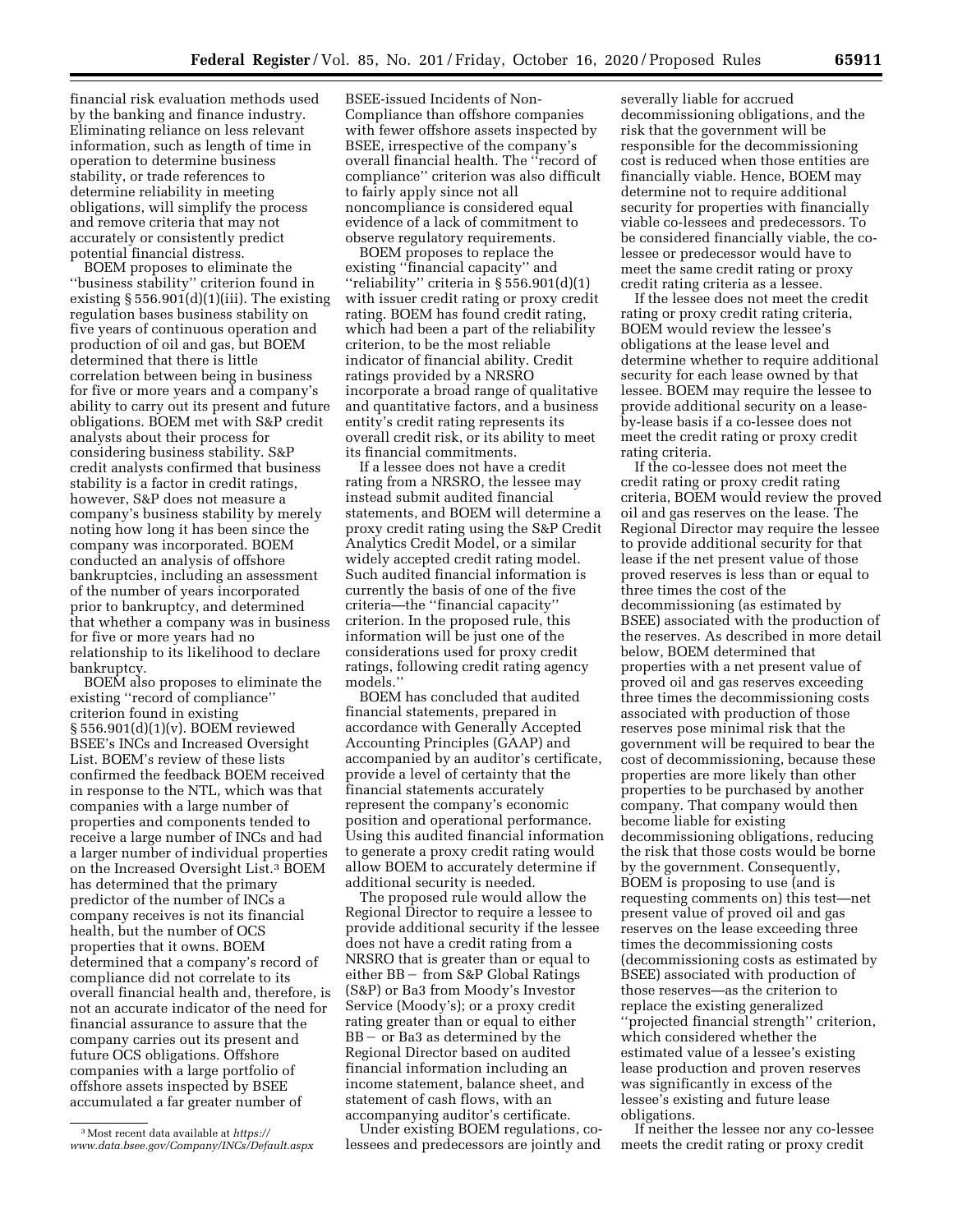financial risk evaluation methods used by the banking and finance industry. Eliminating reliance on less relevant information, such as length of time in operation to determine business stability, or trade references to determine reliability in meeting obligations, will simplify the process and remove criteria that may not accurately or consistently predict potential financial distress.

BOEM proposes to eliminate the ''business stability'' criterion found in existing § 556.901(d)(1)(iii). The existing regulation bases business stability on five years of continuous operation and production of oil and gas, but BOEM determined that there is little correlation between being in business for five or more years and a company's ability to carry out its present and future obligations. BOEM met with S&P credit analysts about their process for considering business stability. S&P credit analysts confirmed that business stability is a factor in credit ratings, however, S&P does not measure a company's business stability by merely noting how long it has been since the company was incorporated. BOEM conducted an analysis of offshore bankruptcies, including an assessment of the number of years incorporated prior to bankruptcy, and determined that whether a company was in business for five or more years had no relationship to its likelihood to declare bankruptcy.

BOEM also proposes to eliminate the existing ''record of compliance'' criterion found in existing § 556.901(d)(1)(v). BOEM reviewed BSEE's INCs and Increased Oversight List. BOEM's review of these lists confirmed the feedback BOEM received in response to the NTL, which was that companies with a large number of properties and components tended to receive a large number of INCs and had a larger number of individual properties on the Increased Oversight List.[3] BOEM has determined that the primary predictor of the number of INCs a company receives is not its financial health, but the number of OCS properties that it owns. BOEM determined that a company's record of compliance did not correlate to its overall financial health and, therefore, is not an accurate indicator of the need for financial assurance to assure that the company carries out its present and future OCS obligations. Offshore companies with a large portfolio of offshore assets inspected by BSEE accumulated a far greater number of BSEE-issued Incidents of Non-Compliance than offshore companies with fewer offshore assets inspected by BSEE, irrespective of the company's overall financial health. The ''record of compliance'' criterion was also difficult to fairly apply since not all noncompliance is considered equal evidence of a lack of commitment to observe regulatory requirements.

BOEM proposes to replace the existing ''financial capacity'' and ''reliability'' criteria in § 556.901(d)(1) with issuer credit rating or proxy credit rating. BOEM has found credit rating, which had been a part of the reliability criterion, to be the most reliable indicator of financial ability. Credit ratings provided by a NRSRO incorporate a broad range of qualitative and quantitative factors, and a business entity's credit rating represents its overall credit risk, or its ability to meet its financial commitments.

If a lessee does not have a credit rating from a NRSRO, the lessee may instead submit audited financial statements, and BOEM will determine a proxy credit rating using the S&P Credit Analytics Credit Model, or a similar widely accepted credit rating model. Such audited financial information is currently the basis of one of the five criteria—the ''financial capacity'' criterion. In the proposed rule, this information will be just one of the considerations used for proxy credit ratings, following credit rating agency models.''

BOEM has concluded that audited financial statements, prepared in accordance with Generally Accepted Accounting Principles (GAAP) and accompanied by an auditor's certificate, provide a level of certainty that the financial statements accurately represent the company's economic position and operational performance. Using this audited financial information to generate a proxy credit rating would allow BOEM to accurately determine if additional security is needed.

The proposed rule would allow the Regional Director to require a lessee to provide additional security if the lessee does not have a credit rating from a NRSRO that is greater than or equal to either BB− from S&P Global Ratings (S&P) or Ba3 from Moody's Investor Service (Moody's); or a proxy credit rating greater than or equal to either BB− or Ba3 as determined by the Regional Director based on audited financial information including an income statement, balance sheet, and statement of cash flows, with an accompanying auditor's certificate.

Under existing BOEM regulations, co-lessees and predecessors are jointly and severally liable for accrued decommissioning obligations, and the risk that the government will be responsible for the decommissioning cost is reduced when those entities are financially viable. Hence, BOEM may determine not to require additional security for properties with financially viable co-lessees and predecessors. To be considered financially viable, the co-lessee or predecessor would have to meet the same credit rating or proxy credit rating criteria as a lessee.

If the lessee does not meet the credit rating or proxy credit rating criteria, BOEM would review the lessee's obligations at the lease level and determine whether to require additional security for each lease owned by that lessee. BOEM may require the lessee to provide additional security on a lease-by-lease basis if a co-lessee does not meet the credit rating or proxy credit rating criteria.

If the co-lessee does not meet the credit rating or proxy credit rating criteria, BOEM would review the proved oil and gas reserves on the lease. The Regional Director may require the lessee to provide additional security for that lease if the net present value of those proved reserves is less than or equal to three times the cost of the decommissioning (as estimated by BSEE) associated with the production of the reserves. As described in more detail below, BOEM determined that properties with a net present value of proved oil and gas reserves exceeding three times the decommissioning costs associated with production of those reserves pose minimal risk that the government will be required to bear the cost of decommissioning, because these properties are more likely than other properties to be purchased by another company. That company would then become liable for existing decommissioning obligations, reducing the risk that those costs would be borne by the government. Consequently, BOEM is proposing to use (and is requesting comments on) this test—net present value of proved oil and gas reserves on the lease exceeding three times the decommissioning costs (decommissioning costs as estimated by BSEE) associated with production of those reserves—as the criterion to replace the existing generalized ''projected financial strength'' criterion, which considered whether the estimated value of a lessee's existing lease production and proven reserves was significantly in excess of the lessee's existing and future lease obligations.

If neither the lessee nor any co-lessee meets the credit rating or proxy credit

---

[3] Most recent data available at *https://www.data.bsee.gov/Company/INCs/Default.aspx*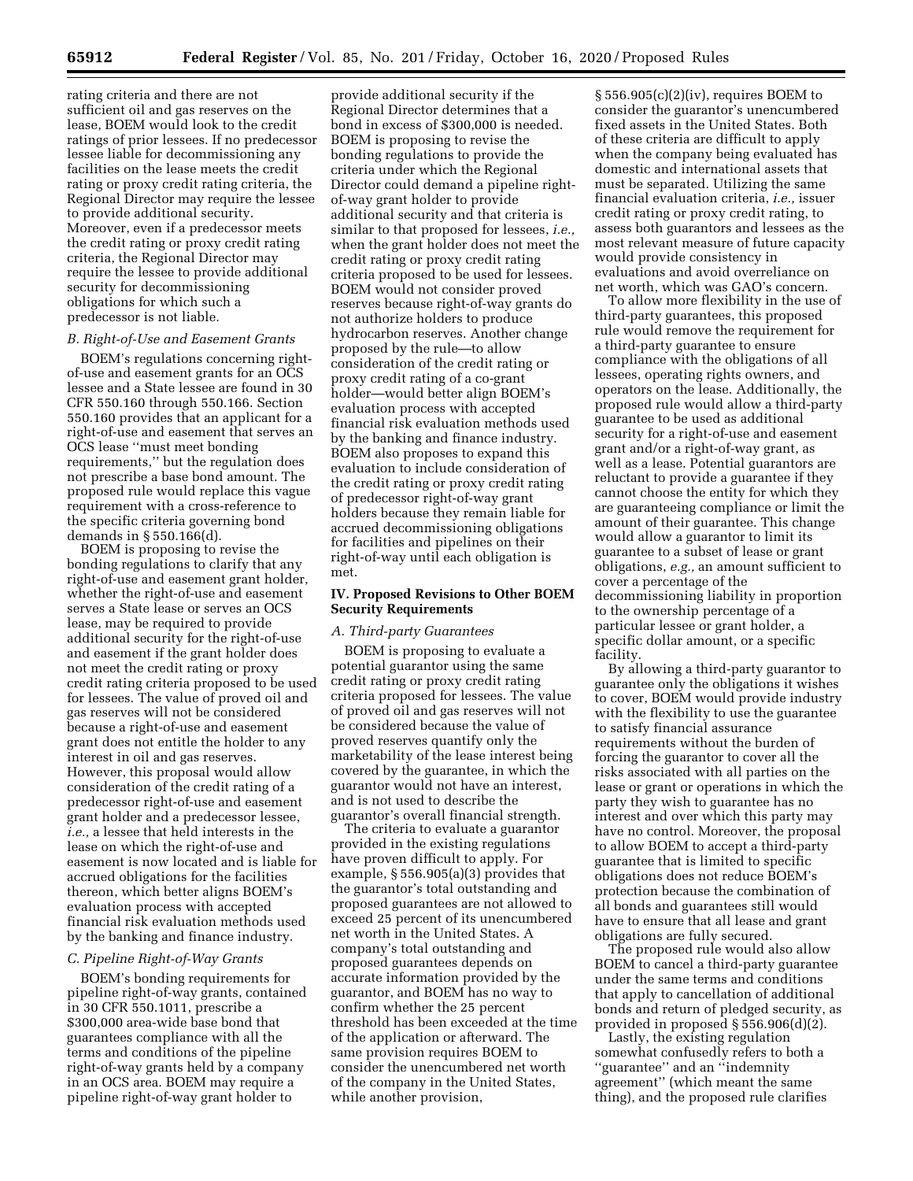rating criteria and there are not sufficient oil and gas reserves on the lease, BOEM would look to the credit ratings of prior lessees. If no predecessor lessee liable for decommissioning any facilities on the lease meets the credit rating or proxy credit rating criteria, the Regional Director may require the lessee to provide additional security. Moreover, even if a predecessor meets the credit rating or proxy credit rating criteria, the Regional Director may require the lessee to provide additional security for decommissioning obligations for which such a predecessor is not liable.

### B. Right-of-Use and Easement Grants

BOEM's regulations concerning right-of-use and easement grants for an OCS lessee and a State lessee are found in 30 CFR 550.160 through 550.166. Section 550.160 provides that an applicant for a right-of-use and easement that serves an OCS lease "must meet bonding requirements," but the regulation does not prescribe a base bond amount. The proposed rule would replace this vague requirement with a cross-reference to the specific criteria governing bond demands in § 550.166(d).

BOEM is proposing to revise the bonding regulations to clarify that any right-of-use and easement grant holder, whether the right-of-use and easement serves a State lease or serves an OCS lease, may be required to provide additional security for the right-of-use and easement if the grant holder does not meet the credit rating or proxy credit rating criteria proposed to be used for lessees. The value of proved oil and gas reserves will not be considered because a right-of-use and easement grant does not entitle the holder to any interest in oil and gas reserves. However, this proposal would allow consideration of the credit rating of a predecessor right-of-use and easement grant holder and a predecessor lessee, *i.e.,* a lessee that held interests in the lease on which the right-of-use and easement is now located and is liable for accrued obligations for the facilities thereon, which better aligns BOEM's evaluation process with accepted financial risk evaluation methods used by the banking and finance industry.

### C. Pipeline Right-of-Way Grants

BOEM's bonding requirements for pipeline right-of-way grants, contained in 30 CFR 550.1011, prescribe a $300,000 area-wide base bond that guarantees compliance with all the terms and conditions of the pipeline right-of-way grants held by a company in an OCS area. BOEM may require a pipeline right-of-way grant holder to provide additional security if the Regional Director determines that a bond in excess of $300,000 is needed. BOEM is proposing to revise the bonding regulations to provide the criteria under which the Regional Director could demand a pipeline right-of-way grant holder to provide additional security and that criteria is similar to that proposed for lessees, *i.e.,* when the grant holder does not meet the credit rating or proxy credit rating criteria proposed to be used for lessees. BOEM would not consider proved reserves because right-of-way grants do not authorize holders to produce hydrocarbon reserves. Another change proposed by the rule—to allow consideration of the credit rating or proxy credit rating of a co-grant holder—would better align BOEM's evaluation process with accepted financial risk evaluation methods used by the banking and finance industry. BOEM also proposes to expand this evaluation to include consideration of the credit rating or proxy credit rating of predecessor right-of-way grant holders because they remain liable for accrued decommissioning obligations for facilities and pipelines on their right-of-way until each obligation is met.

## IV. Proposed Revisions to Other BOEM Security Requirements

### A. Third-party Guarantees

BOEM is proposing to evaluate a potential guarantor using the same credit rating or proxy credit rating criteria proposed for lessees. The value of proved oil and gas reserves will not be considered because the value of proved reserves quantify only the marketability of the lease interest being covered by the guarantee, in which the guarantor would not have an interest, and is not used to describe the guarantor's overall financial strength.

The criteria to evaluate a guarantor provided in the existing regulations have proven difficult to apply. For example, § 556.905(a)(3) provides that the guarantor's total outstanding and proposed guarantees are not allowed to exceed 25 percent of its unencumbered net worth in the United States. A company's total outstanding and proposed guarantees depends on accurate information provided by the guarantor, and BOEM has no way to confirm whether the 25 percent threshold has been exceeded at the time of the application or afterward. The same provision requires BOEM to consider the unencumbered net worth of the company in the United States, while another provision, § 556.905(c)(2)(iv), requires BOEM to consider the guarantor's unencumbered fixed assets in the United States. Both of these criteria are difficult to apply when the company being evaluated has domestic and international assets that must be separated. Utilizing the same financial evaluation criteria, *i.e.,* issuer credit rating or proxy credit rating, to assess both guarantors and lessees as the most relevant measure of future capacity would provide consistency in evaluations and avoid overreliance on net worth, which was GAO's concern.

To allow more flexibility in the use of third-party guarantees, this proposed rule would remove the requirement for a third-party guarantee to ensure compliance with the obligations of all lessees, operating rights owners, and operators on the lease. Additionally, the proposed rule would allow a third-party guarantee to be used as additional security for a right-of-use and easement grant and/or a right-of-way grant, as well as a lease. Potential guarantors are reluctant to provide a guarantee if they cannot choose the entity for which they are guaranteeing compliance or limit the amount of their guarantee. This change would allow a guarantor to limit its guarantee to a subset of lease or grant obligations, *e.g.,* an amount sufficient to cover a percentage of the decommissioning liability in proportion to the ownership percentage of a particular lessee or grant holder, a specific dollar amount, or a specific facility.

By allowing a third-party guarantor to guarantee only the obligations it wishes to cover, BOEM would provide industry with the flexibility to use the guarantee to satisfy financial assurance requirements without the burden of forcing the guarantor to cover all the risks associated with all parties on the lease or grant or operations in which the party they wish to guarantee has no interest and over which this party may have no control. Moreover, the proposal to allow BOEM to accept a third-party guarantee that is limited to specific obligations does not reduce BOEM's protection because the combination of all bonds and guarantees still would have to ensure that all lease and grant obligations are fully secured.

The proposed rule would also allow BOEM to cancel a third-party guarantee under the same terms and conditions that apply to cancellation of additional bonds and return of pledged security, as provided in proposed § 556.906(d)(2).

Lastly, the existing regulation somewhat confusedly refers to both a "guarantee" and an "indemnity agreement" (which meant the same thing), and the proposed rule clarifies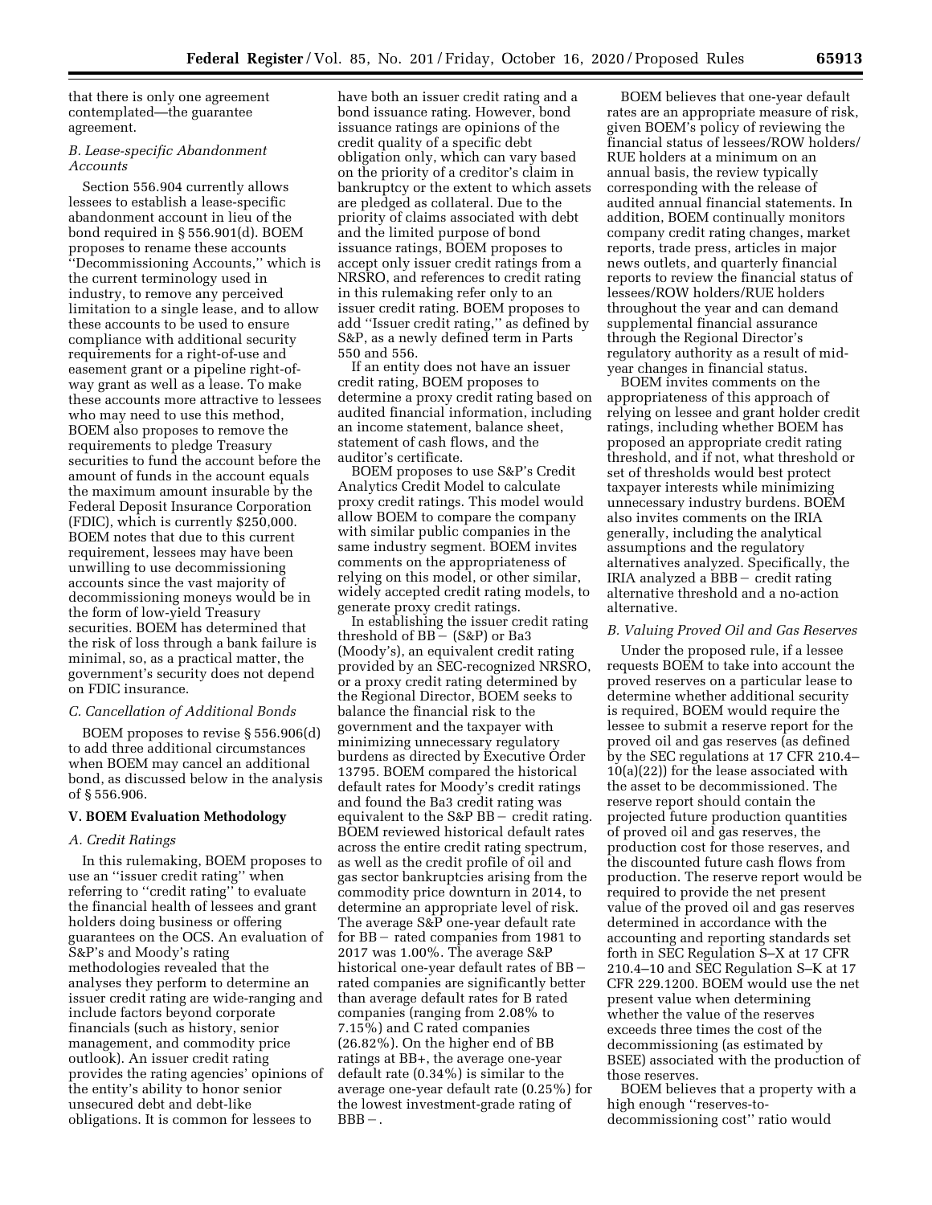that there is only one agreement contemplated—the guarantee agreement.

### B. Lease-specific Abandonment Accounts

Section 556.904 currently allows lessees to establish a lease-specific abandonment account in lieu of the bond required in § 556.901(d). BOEM proposes to rename these accounts ''Decommissioning Accounts,'' which is the current terminology used in industry, to remove any perceived limitation to a single lease, and to allow these accounts to be used to ensure compliance with additional security requirements for a right-of-use and easement grant or a pipeline right-of-way grant as well as a lease. To make these accounts more attractive to lessees who may need to use this method, BOEM also proposes to remove the requirements to pledge Treasury securities to fund the account before the amount of funds in the account equals the maximum amount insurable by the Federal Deposit Insurance Corporation (FDIC), which is currently $250,000. BOEM notes that due to this current requirement, lessees may have been unwilling to use decommissioning accounts since the vast majority of decommissioning moneys would be in the form of low-yield Treasury securities. BOEM has determined that the risk of loss through a bank failure is minimal, so, as a practical matter, the government's security does not depend on FDIC insurance.

### C. Cancellation of Additional Bonds

BOEM proposes to revise § 556.906(d) to add three additional circumstances when BOEM may cancel an additional bond, as discussed below in the analysis of § 556.906.

## V. BOEM Evaluation Methodology

### A. Credit Ratings

In this rulemaking, BOEM proposes to use an ''issuer credit rating'' when referring to ''credit rating'' to evaluate the financial health of lessees and grant holders doing business or offering guarantees on the OCS. An evaluation of S&P's and Moody's rating methodologies revealed that the analyses they perform to determine an issuer credit rating are wide-ranging and include factors beyond corporate financials (such as history, senior management, and commodity price outlook). An issuer credit rating provides the rating agencies' opinions of the entity's ability to honor senior unsecured debt and debt-like obligations. It is common for lessees to have both an issuer credit rating and a bond issuance rating. However, bond issuance ratings are opinions of the credit quality of a specific debt obligation only, which can vary based on the priority of a creditor's claim in bankruptcy or the extent to which assets are pledged as collateral. Due to the priority of claims associated with debt and the limited purpose of bond issuance ratings, BOEM proposes to accept only issuer credit ratings from a NRSRO, and references to credit rating in this rulemaking refer only to an issuer credit rating. BOEM proposes to add ''Issuer credit rating,'' as defined by S&P, as a newly defined term in Parts 550 and 556.

If an entity does not have an issuer credit rating, BOEM proposes to determine a proxy credit rating based on audited financial information, including an income statement, balance sheet, statement of cash flows, and the auditor's certificate.

BOEM proposes to use S&P's Credit Analytics Credit Model to calculate proxy credit ratings. This model would allow BOEM to compare the company with similar public companies in the same industry segment. BOEM invites comments on the appropriateness of relying on this model, or other similar, widely accepted credit rating models, to generate proxy credit ratings.

In establishing the issuer credit rating threshold of BB− (S&P) or Ba3 (Moody's), an equivalent credit rating provided by an SEC-recognized NRSRO, or a proxy credit rating determined by the Regional Director, BOEM seeks to balance the financial risk to the government and the taxpayer with minimizing unnecessary regulatory burdens as directed by Executive Order 13795. BOEM compared the historical default rates for Moody's credit ratings and found the Ba3 credit rating was equivalent to the S&P BB− credit rating. BOEM reviewed historical default rates across the entire credit rating spectrum, as well as the credit profile of oil and gas sector bankruptcies arising from the commodity price downturn in 2014, to determine an appropriate level of risk. The average S&P one-year default rate for BB− rated companies from 1981 to 2017 was 1.00%. The average S&P historical one-year default rates of BB− rated companies are significantly better than average default rates for B rated companies (ranging from 2.08% to 7.15%) and C rated companies (26.82%). On the higher end of BB ratings at BB+, the average one-year default rate (0.34%) is similar to the average one-year default rate (0.25%) for the lowest investment-grade rating of BBB−.

BOEM believes that one-year default rates are an appropriate measure of risk, given BOEM's policy of reviewing the financial status of lessees/ROW holders/RUE holders at a minimum on an annual basis, the review typically corresponding with the release of audited annual financial statements. In addition, BOEM continually monitors company credit rating changes, market reports, trade press, articles in major news outlets, and quarterly financial reports to review the financial status of lessees/ROW holders/RUE holders throughout the year and can demand supplemental financial assurance through the Regional Director's regulatory authority as a result of mid-year changes in financial status.

BOEM invites comments on the appropriateness of this approach of relying on lessee and grant holder credit ratings, including whether BOEM has proposed an appropriate credit rating threshold, and if not, what threshold or set of thresholds would best protect taxpayer interests while minimizing unnecessary industry burdens. BOEM also invites comments on the IRIA generally, including the analytical assumptions and the regulatory alternatives analyzed. Specifically, the IRIA analyzed a BBB− credit rating alternative threshold and a no-action alternative.

### B. Valuing Proved Oil and Gas Reserves

Under the proposed rule, if a lessee requests BOEM to take into account the proved reserves on a particular lease to determine whether additional security is required, BOEM would require the lessee to submit a reserve report for the proved oil and gas reserves (as defined by the SEC regulations at 17 CFR 210.4–10(a)(22)) for the lease associated with the asset to be decommissioned. The reserve report should contain the projected future production quantities of proved oil and gas reserves, the production cost for those reserves, and the discounted future cash flows from production. The reserve report would be required to provide the net present value of the proved oil and gas reserves determined in accordance with the accounting and reporting standards set forth in SEC Regulation S–X at 17 CFR 210.4–10 and SEC Regulation S–K at 17 CFR 229.1200. BOEM would use the net present value when determining whether the value of the reserves exceeds three times the cost of the decommissioning (as estimated by BSEE) associated with the production of those reserves.

BOEM believes that a property with a high enough ''reserves-to-decommissioning cost'' ratio would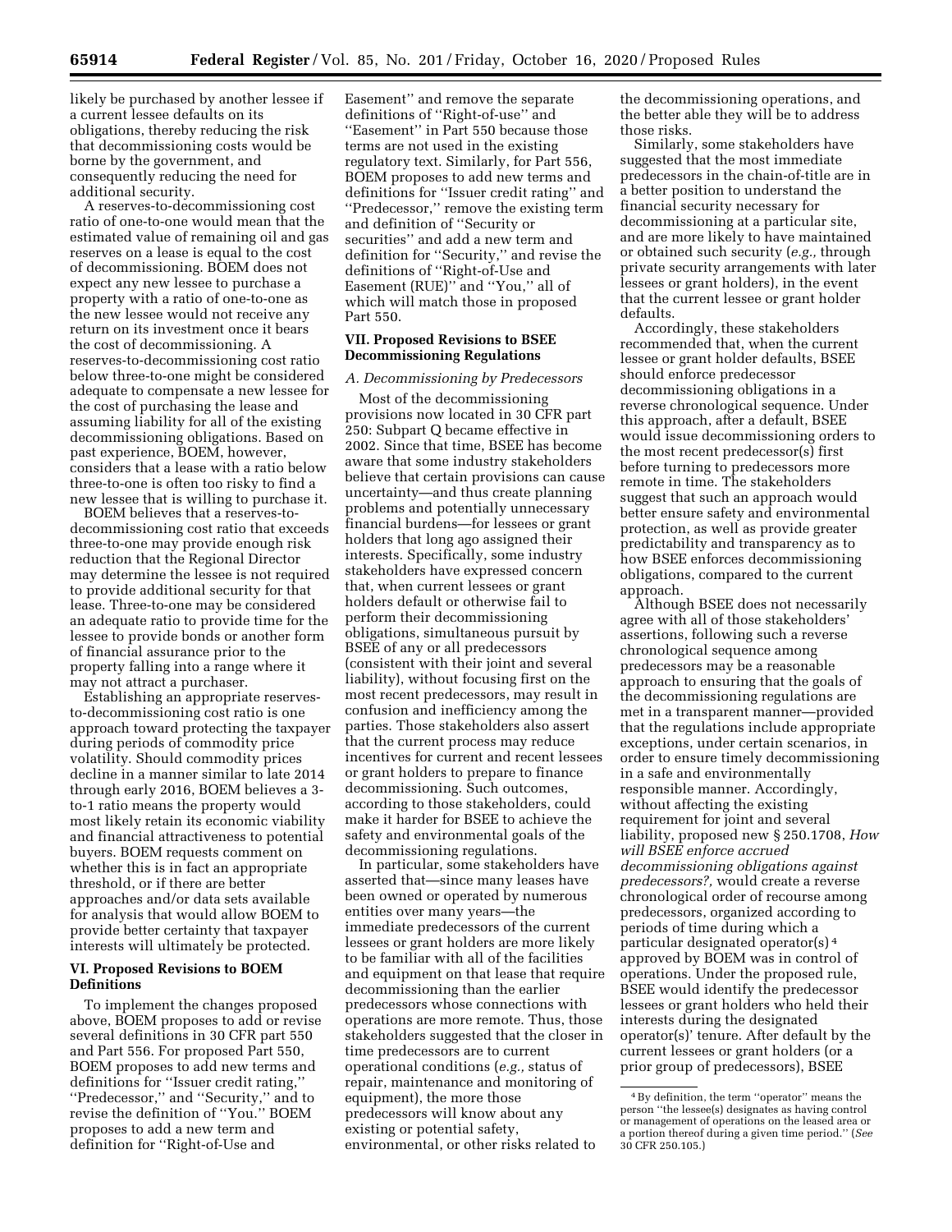likely be purchased by another lessee if a current lessee defaults on its obligations, thereby reducing the risk that decommissioning costs would be borne by the government, and consequently reducing the need for additional security.

A reserves-to-decommissioning cost ratio of one-to-one would mean that the estimated value of remaining oil and gas reserves on a lease is equal to the cost of decommissioning. BOEM does not expect any new lessee to purchase a property with a ratio of one-to-one as the new lessee would not receive any return on its investment once it bears the cost of decommissioning. A reserves-to-decommissioning cost ratio below three-to-one might be considered adequate to compensate a new lessee for the cost of purchasing the lease and assuming liability for all of the existing decommissioning obligations. Based on past experience, BOEM, however, considers that a lease with a ratio below three-to-one is often too risky to find a new lessee that is willing to purchase it.

BOEM believes that a reserves-to-decommissioning cost ratio that exceeds three-to-one may provide enough risk reduction that the Regional Director may determine the lessee is not required to provide additional security for that lease. Three-to-one may be considered an adequate ratio to provide time for the lessee to provide bonds or another form of financial assurance prior to the property falling into a range where it may not attract a purchaser.

Establishing an appropriate reserves-to-decommissioning cost ratio is one approach toward protecting the taxpayer during periods of commodity price volatility. Should commodity prices decline in a manner similar to late 2014 through early 2016, BOEM believes a 3-to-1 ratio means the property would most likely retain its economic viability and financial attractiveness to potential buyers. BOEM requests comment on whether this is in fact an appropriate threshold, or if there are better approaches and/or data sets available for analysis that would allow BOEM to provide better certainty that taxpayer interests will ultimately be protected.

## VI. Proposed Revisions to BOEM Definitions

To implement the changes proposed above, BOEM proposes to add or revise several definitions in 30 CFR part 550 and Part 556. For proposed Part 550, BOEM proposes to add new terms and definitions for "Issuer credit rating," "Predecessor," and "Security," and to revise the definition of "You." BOEM proposes to add a new term and definition for "Right-of-Use and Easement" and remove the separate definitions of "Right-of-use" and "Easement" in Part 550 because those terms are not used in the existing regulatory text. Similarly, for Part 556, BOEM proposes to add new terms and definitions for "Issuer credit rating" and "Predecessor," remove the existing term and definition of "Security or securities" and add a new term and definition for "Security," and revise the definitions of "Right-of-Use and Easement (RUE)" and "You," all of which will match those in proposed Part 550.

## VII. Proposed Revisions to BSEE Decommissioning Regulations

### A. Decommissioning by Predecessors

Most of the decommissioning provisions now located in 30 CFR part 250: Subpart Q became effective in 2002. Since that time, BSEE has become aware that some industry stakeholders believe that certain provisions can cause uncertainty—and thus create planning problems and potentially unnecessary financial burdens—for lessees or grant holders that long ago assigned their interests. Specifically, some industry stakeholders have expressed concern that, when current lessees or grant holders default or otherwise fail to perform their decommissioning obligations, simultaneous pursuit by BSEE of any or all predecessors (consistent with their joint and several liability), without focusing first on the most recent predecessors, may result in confusion and inefficiency among the parties. Those stakeholders also assert that the current process may reduce incentives for current and recent lessees or grant holders to prepare to finance decommissioning. Such outcomes, according to those stakeholders, could make it harder for BSEE to achieve the safety and environmental goals of the decommissioning regulations.

In particular, some stakeholders have asserted that—since many leases have been owned or operated by numerous entities over many years—the immediate predecessors of the current lessees or grant holders are more likely to be familiar with all of the facilities and equipment on that lease that require decommissioning than the earlier predecessors whose connections with operations are more remote. Thus, those stakeholders suggested that the closer in time predecessors are to current operational conditions (*e.g.,* status of repair, maintenance and monitoring of equipment), the more those predecessors will know about any existing or potential safety, environmental, or other risks related to the decommissioning operations, and the better able they will be to address those risks.

Similarly, some stakeholders have suggested that the most immediate predecessors in the chain-of-title are in a better position to understand the financial security necessary for decommissioning at a particular site, and are more likely to have maintained or obtained such security (*e.g.,* through private security arrangements with later lessees or grant holders), in the event that the current lessee or grant holder defaults.

Accordingly, these stakeholders recommended that, when the current lessee or grant holder defaults, BSEE should enforce predecessor decommissioning obligations in a reverse chronological sequence. Under this approach, after a default, BSEE would issue decommissioning orders to the most recent predecessor(s) first before turning to predecessors more remote in time. The stakeholders suggest that such an approach would better ensure safety and environmental protection, as well as provide greater predictability and transparency as to how BSEE enforces decommissioning obligations, compared to the current approach.

Although BSEE does not necessarily agree with all of those stakeholders' assertions, following such a reverse chronological sequence among predecessors may be a reasonable approach to ensuring that the goals of the decommissioning regulations are met in a transparent manner—provided that the regulations include appropriate exceptions, under certain scenarios, in order to ensure timely decommissioning in a safe and environmentally responsible manner. Accordingly, without affecting the existing requirement for joint and several liability, proposed new § 250.1708, *How will BSEE enforce accrued decommissioning obligations against predecessors?,* would create a reverse chronological order of recourse among predecessors, organized according to periods of time during which a particular designated operator(s) [4] approved by BOEM was in control of operations. Under the proposed rule, BSEE would identify the predecessor lessees or grant holders who held their interests during the designated operator(s)' tenure. After default by the current lessees or grant holders (or a prior group of predecessors), BSEE

[4] By definition, the term "operator" means the person "the lessee(s) designates as having control or management of operations on the leased area or a portion thereof during a given time period." (*See* 30 CFR 250.105.)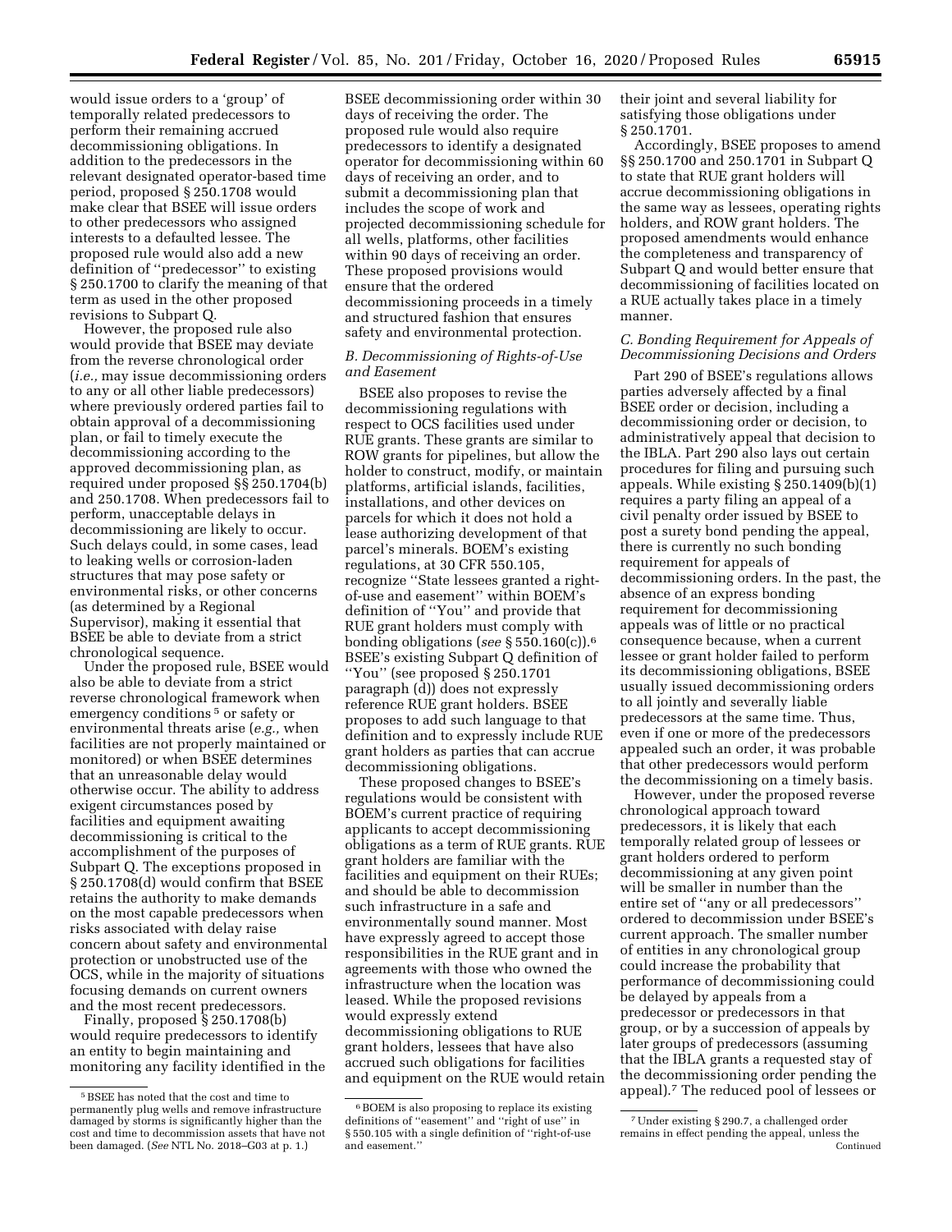would issue orders to a 'group' of temporally related predecessors to perform their remaining accrued decommissioning obligations. In addition to the predecessors in the relevant designated operator-based time period, proposed § 250.1708 would make clear that BSEE will issue orders to other predecessors who assigned interests to a defaulted lessee. The proposed rule would also add a new definition of "predecessor" to existing § 250.1700 to clarify the meaning of that term as used in the other proposed revisions to Subpart Q.

However, the proposed rule also would provide that BSEE may deviate from the reverse chronological order (*i.e.,* may issue decommissioning orders to any or all other liable predecessors) where previously ordered parties fail to obtain approval of a decommissioning plan, or fail to timely execute the decommissioning according to the approved decommissioning plan, as required under proposed §§ 250.1704(b) and 250.1708. When predecessors fail to perform, unacceptable delays in decommissioning are likely to occur. Such delays could, in some cases, lead to leaking wells or corrosion-laden structures that may pose safety or environmental risks, or other concerns (as determined by a Regional Supervisor), making it essential that BSEE be able to deviate from a strict chronological sequence.

Under the proposed rule, BSEE would also be able to deviate from a strict reverse chronological framework when emergency conditions [5] or safety or environmental threats arise (*e.g.,* when facilities are not properly maintained or monitored) or when BSEE determines that an unreasonable delay would otherwise occur. The ability to address exigent circumstances posed by facilities and equipment awaiting decommissioning is critical to the accomplishment of the purposes of Subpart Q. The exceptions proposed in § 250.1708(d) would confirm that BSEE retains the authority to make demands on the most capable predecessors when risks associated with delay raise concern about safety and environmental protection or unobstructed use of the OCS, while in the majority of situations focusing demands on current owners and the most recent predecessors.

Finally, proposed § 250.1708(b) would require predecessors to identify an entity to begin maintaining and monitoring any facility identified in the BSEE decommissioning order within 30 days of receiving the order. The proposed rule would also require predecessors to identify a designated operator for decommissioning within 60 days of receiving an order, and to submit a decommissioning plan that includes the scope of work and projected decommissioning schedule for all wells, platforms, other facilities within 90 days of receiving an order. These proposed provisions would ensure that the ordered decommissioning proceeds in a timely and structured fashion that ensures safety and environmental protection.

### *B. Decommissioning of Rights-of-Use and Easement*

BSEE also proposes to revise the decommissioning regulations with respect to OCS facilities used under RUE grants. These grants are similar to ROW grants for pipelines, but allow the holder to construct, modify, or maintain platforms, artificial islands, facilities, installations, and other devices on parcels for which it does not hold a lease authorizing development of that parcel's minerals. BOEM's existing regulations, at 30 CFR 550.105, recognize "State lessees granted a right-of-use and easement" within BOEM's definition of "You" and provide that RUE grant holders must comply with bonding obligations (*see* § 550.160(c)).[6] BSEE's existing Subpart Q definition of "You" (see proposed § 250.1701 paragraph (d)) does not expressly reference RUE grant holders. BSEE proposes to add such language to that definition and to expressly include RUE grant holders as parties that can accrue decommissioning obligations.

These proposed changes to BSEE's regulations would be consistent with BOEM's current practice of requiring applicants to accept decommissioning obligations as a term of RUE grants. RUE grant holders are familiar with the facilities and equipment on their RUEs; and should be able to decommission such infrastructure in a safe and environmentally sound manner. Most have expressly agreed to accept those responsibilities in the RUE grant and in agreements with those who owned the infrastructure when the location was leased. While the proposed revisions would expressly extend decommissioning obligations to RUE grant holders, lessees that have also accrued such obligations for facilities and equipment on the RUE would retain their joint and several liability for satisfying those obligations under § 250.1701.

Accordingly, BSEE proposes to amend §§ 250.1700 and 250.1701 in Subpart Q to state that RUE grant holders will accrue decommissioning obligations in the same way as lessees, operating rights holders, and ROW grant holders. The proposed amendments would enhance the completeness and transparency of Subpart Q and would better ensure that decommissioning of facilities located on a RUE actually takes place in a timely manner.

### *C. Bonding Requirement for Appeals of Decommissioning Decisions and Orders*

Part 290 of BSEE's regulations allows parties adversely affected by a final BSEE order or decision, including a decommissioning order or decision, to administratively appeal that decision to the IBLA. Part 290 also lays out certain procedures for filing and pursuing such appeals. While existing § 250.1409(b)(1) requires a party filing an appeal of a civil penalty order issued by BSEE to post a surety bond pending the appeal, there is currently no such bonding requirement for appeals of decommissioning orders. In the past, the absence of an express bonding requirement for decommissioning appeals was of little or no practical consequence because, when a current lessee or grant holder failed to perform its decommissioning obligations, BSEE usually issued decommissioning orders to all jointly and severally liable predecessors at the same time. Thus, even if one or more of the predecessors appealed such an order, it was probable that other predecessors would perform the decommissioning on a timely basis.

However, under the proposed reverse chronological approach toward predecessors, it is likely that each temporally related group of lessees or grant holders ordered to perform decommissioning at any given point will be smaller in number than the entire set of "any or all predecessors" ordered to decommission under BSEE's current approach. The smaller number of entities in any chronological group could increase the probability that performance of decommissioning could be delayed by appeals from a predecessor or predecessors in that group, or by a succession of appeals by later groups of predecessors (assuming that the IBLA grants a requested stay of the decommissioning order pending the appeal).[7] The reduced pool of lessees or

---

[5] BSEE has noted that the cost and time to permanently plug wells and remove infrastructure damaged by storms is significantly higher than the cost and time to decommission assets that have not been damaged. (*See* NTL No. 2018–G03 at p. 1.)

[6] BOEM is also proposing to replace its existing definitions of "easement" and "right of use" in § 550.105 with a single definition of "right-of-use and easement."

[7] Under existing § 290.7, a challenged order remains in effect pending the appeal, unless the Continued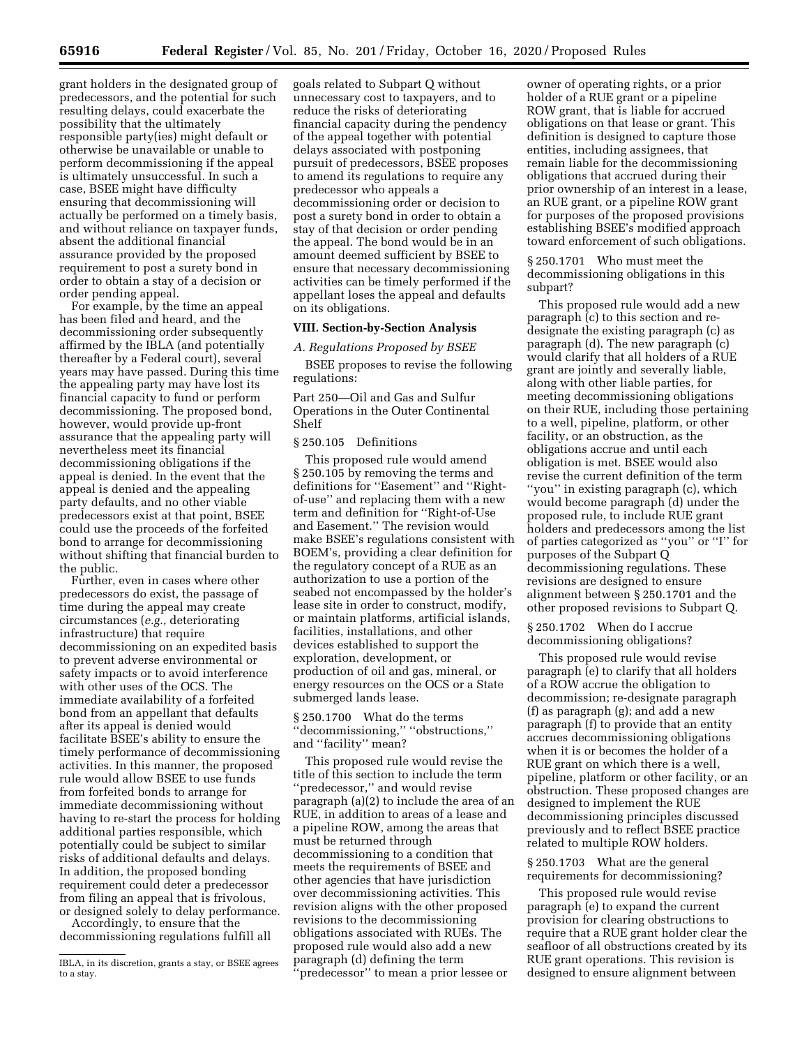grant holders in the designated group of predecessors, and the potential for such resulting delays, could exacerbate the possibility that the ultimately responsible party(ies) might default or otherwise be unavailable or unable to perform decommissioning if the appeal is ultimately unsuccessful. In such a case, BSEE might have difficulty ensuring that decommissioning will actually be performed on a timely basis, and without reliance on taxpayer funds, absent the additional financial assurance provided by the proposed requirement to post a surety bond in order to obtain a stay of a decision or order pending appeal.

For example, by the time an appeal has been filed and heard, and the decommissioning order subsequently affirmed by the IBLA (and potentially thereafter by a Federal court), several years may have passed. During this time the appealing party may have lost its financial capacity to fund or perform decommissioning. The proposed bond, however, would provide up-front assurance that the appealing party will nevertheless meet its financial decommissioning obligations if the appeal is denied. In the event that the appeal is denied and the appealing party defaults, and no other viable predecessors exist at that point, BSEE could use the proceeds of the forfeited bond to arrange for decommissioning without shifting that financial burden to the public.

Further, even in cases where other predecessors do exist, the passage of time during the appeal may create circumstances (*e.g.,* deteriorating infrastructure) that require decommissioning on an expedited basis to prevent adverse environmental or safety impacts or to avoid interference with other uses of the OCS. The immediate availability of a forfeited bond from an appellant that defaults after its appeal is denied would facilitate BSEE's ability to ensure the timely performance of decommissioning activities. In this manner, the proposed rule would allow BSEE to use funds from forfeited bonds to arrange for immediate decommissioning without having to re-start the process for holding additional parties responsible, which potentially could be subject to similar risks of additional defaults and delays. In addition, the proposed bonding requirement could deter a predecessor from filing an appeal that is frivolous, or designed solely to delay performance.

Accordingly, to ensure that the decommissioning regulations fulfill all goals related to Subpart Q without unnecessary cost to taxpayers, and to reduce the risks of deteriorating financial capacity during the pendency of the appeal together with potential delays associated with postponing pursuit of predecessors, BSEE proposes to amend its regulations to require any predecessor who appeals a decommissioning order or decision to post a surety bond in order to obtain a stay of that decision or order pending the appeal. The bond would be in an amount deemed sufficient by BSEE to ensure that necessary decommissioning activities can be timely performed if the appellant loses the appeal and defaults on its obligations.

## VIII. Section-by-Section Analysis

### A. Regulations Proposed by BSEE

BSEE proposes to revise the following regulations:

Part 250—Oil and Gas and Sulfur Operations in the Outer Continental Shelf

§ 250.105 Definitions

This proposed rule would amend § 250.105 by removing the terms and definitions for "Easement" and "Right-of-use" and replacing them with a new term and definition for "Right-of-Use and Easement." The revision would make BSEE's regulations consistent with BOEM's, providing a clear definition for the regulatory concept of a RUE as an authorization to use a portion of the seabed not encompassed by the holder's lease site in order to construct, modify, or maintain platforms, artificial islands, facilities, installations, and other devices established to support the exploration, development, or production of oil and gas, mineral, or energy resources on the OCS or a State submerged lands lease.

§ 250.1700 What do the terms "decommissioning," "obstructions," and "facility" mean?

This proposed rule would revise the title of this section to include the term "predecessor," and would revise paragraph (a)(2) to include the area of an RUE, in addition to areas of a lease and a pipeline ROW, among the areas that must be returned through decommissioning to a condition that meets the requirements of BSEE and other agencies that have jurisdiction over decommissioning activities. This revision aligns with the other proposed revisions to the decommissioning obligations associated with RUEs. The proposed rule would also add a new paragraph (d) defining the term "predecessor" to mean a prior lessee or owner of operating rights, or a prior holder of a RUE grant or a pipeline ROW grant, that is liable for accrued obligations on that lease or grant. This definition is designed to capture those entities, including assignees, that remain liable for the decommissioning obligations that accrued during their prior ownership of an interest in a lease, an RUE grant, or a pipeline ROW grant for purposes of the proposed provisions establishing BSEE's modified approach toward enforcement of such obligations.

§ 250.1701 Who must meet the decommissioning obligations in this subpart?

This proposed rule would add a new paragraph (c) to this section and re-designate the existing paragraph (c) as paragraph (d). The new paragraph (c) would clarify that all holders of a RUE grant are jointly and severally liable, along with other liable parties, for meeting decommissioning obligations on their RUE, including those pertaining to a well, pipeline, platform, or other facility, or an obstruction, as the obligations accrue and until each obligation is met. BSEE would also revise the current definition of the term "you" in existing paragraph (c), which would become paragraph (d) under the proposed rule, to include RUE grant holders and predecessors among the list of parties categorized as "you" or "I" for purposes of the Subpart Q decommissioning regulations. These revisions are designed to ensure alignment between § 250.1701 and the other proposed revisions to Subpart Q.

§ 250.1702 When do I accrue decommissioning obligations?

This proposed rule would revise paragraph (e) to clarify that all holders of a ROW accrue the obligation to decommission; re-designate paragraph (f) as paragraph (g); and add a new paragraph (f) to provide that an entity accrues decommissioning obligations when it is or becomes the holder of a RUE grant on which there is a well, pipeline, platform or other facility, or an obstruction. These proposed changes are designed to implement the RUE decommissioning principles discussed previously and to reflect BSEE practice related to multiple ROW holders.

§ 250.1703 What are the general requirements for decommissioning?

This proposed rule would revise paragraph (e) to expand the current provision for clearing obstructions to require that a RUE grant holder clear the seafloor of all obstructions created by its RUE grant operations. This revision is designed to ensure alignment between

---

IBLA, in its discretion, grants a stay, or BSEE agrees to a stay.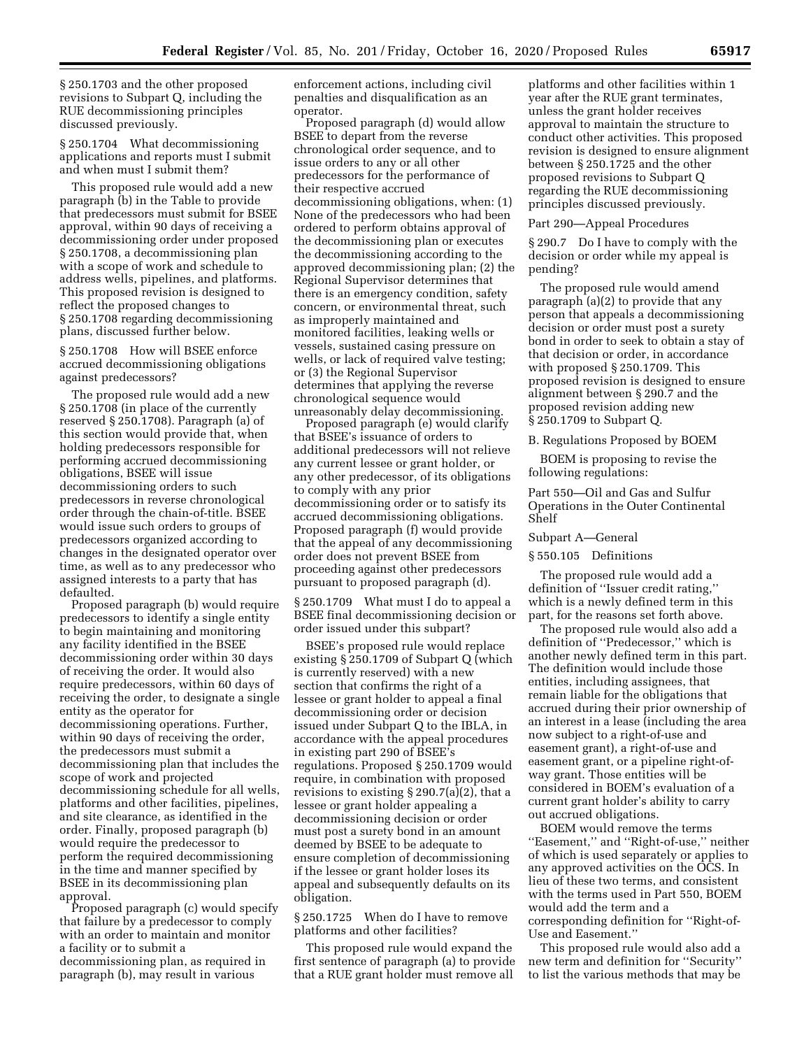§ 250.1703 and the other proposed revisions to Subpart Q, including the RUE decommissioning principles discussed previously.

§ 250.1704 What decommissioning applications and reports must I submit and when must I submit them?

This proposed rule would add a new paragraph (b) in the Table to provide that predecessors must submit for BSEE approval, within 90 days of receiving a decommissioning order under proposed § 250.1708, a decommissioning plan with a scope of work and schedule to address wells, pipelines, and platforms. This proposed revision is designed to reflect the proposed changes to § 250.1708 regarding decommissioning plans, discussed further below.

§ 250.1708 How will BSEE enforce accrued decommissioning obligations against predecessors?

The proposed rule would add a new § 250.1708 (in place of the currently reserved § 250.1708). Paragraph (a) of this section would provide that, when holding predecessors responsible for performing accrued decommissioning obligations, BSEE will issue decommissioning orders to such predecessors in reverse chronological order through the chain-of-title. BSEE would issue such orders to groups of predecessors organized according to changes in the designated operator over time, as well as to any predecessor who assigned interests to a party that has defaulted.

Proposed paragraph (b) would require predecessors to identify a single entity to begin maintaining and monitoring any facility identified in the BSEE decommissioning order within 30 days of receiving the order. It would also require predecessors, within 60 days of receiving the order, to designate a single entity as the operator for decommissioning operations. Further, within 90 days of receiving the order, the predecessors must submit a decommissioning plan that includes the scope of work and projected decommissioning schedule for all wells, platforms and other facilities, pipelines, and site clearance, as identified in the order. Finally, proposed paragraph (b) would require the predecessor to perform the required decommissioning in the time and manner specified by BSEE in its decommissioning plan approval.

Proposed paragraph (c) would specify that failure by a predecessor to comply with an order to maintain and monitor a facility or to submit a decommissioning plan, as required in paragraph (b), may result in various enforcement actions, including civil penalties and disqualification as an operator.

Proposed paragraph (d) would allow BSEE to depart from the reverse chronological order sequence, and to issue orders to any or all other predecessors for the performance of their respective accrued decommissioning obligations, when: (1) None of the predecessors who had been ordered to perform obtains approval of the decommissioning plan or executes the decommissioning according to the approved decommissioning plan; (2) the Regional Supervisor determines that there is an emergency condition, safety concern, or environmental threat, such as improperly maintained and monitored facilities, leaking wells or vessels, sustained casing pressure on wells, or lack of required valve testing; or (3) the Regional Supervisor determines that applying the reverse chronological sequence would unreasonably delay decommissioning.

Proposed paragraph (e) would clarify that BSEE's issuance of orders to additional predecessors will not relieve any current lessee or grant holder, or any other predecessor, of its obligations to comply with any prior decommissioning order or to satisfy its accrued decommissioning obligations. Proposed paragraph (f) would provide that the appeal of any decommissioning order does not prevent BSEE from proceeding against other predecessors pursuant to proposed paragraph (d).

§ 250.1709 What must I do to appeal a BSEE final decommissioning decision or order issued under this subpart?

BSEE's proposed rule would replace existing § 250.1709 of Subpart Q (which is currently reserved) with a new section that confirms the right of a lessee or grant holder to appeal a final decommissioning order or decision issued under Subpart Q to the IBLA, in accordance with the appeal procedures in existing part 290 of BSEE's regulations. Proposed § 250.1709 would require, in combination with proposed revisions to existing § 290.7(a)(2), that a lessee or grant holder appealing a decommissioning decision or order must post a surety bond in an amount deemed by BSEE to be adequate to ensure completion of decommissioning if the lessee or grant holder loses its appeal and subsequently defaults on its obligation.

§ 250.1725 When do I have to remove platforms and other facilities?

This proposed rule would expand the first sentence of paragraph (a) to provide that a RUE grant holder must remove all platforms and other facilities within 1 year after the RUE grant terminates, unless the grant holder receives approval to maintain the structure to conduct other activities. This proposed revision is designed to ensure alignment between § 250.1725 and the other proposed revisions to Subpart Q regarding the RUE decommissioning principles discussed previously.

Part 290—Appeal Procedures

§ 290.7 Do I have to comply with the decision or order while my appeal is pending?

The proposed rule would amend paragraph (a)(2) to provide that any person that appeals a decommissioning decision or order must post a surety bond in order to seek to obtain a stay of that decision or order, in accordance with proposed § 250.1709. This proposed revision is designed to ensure alignment between § 290.7 and the proposed revision adding new § 250.1709 to Subpart Q.

B. Regulations Proposed by BOEM

BOEM is proposing to revise the following regulations:

Part 550—Oil and Gas and Sulfur Operations in the Outer Continental Shelf

Subpart A—General

§ 550.105 Definitions

The proposed rule would add a definition of ''Issuer credit rating,'' which is a newly defined term in this part, for the reasons set forth above.

The proposed rule would also add a definition of ''Predecessor,'' which is another newly defined term in this part. The definition would include those entities, including assignees, that remain liable for the obligations that accrued during their prior ownership of an interest in a lease (including the area now subject to a right-of-use and easement grant), a right-of-use and easement grant, or a pipeline right-of-way grant. Those entities will be considered in BOEM's evaluation of a current grant holder's ability to carry out accrued obligations.

BOEM would remove the terms ''Easement,'' and ''Right-of-use,'' neither of which is used separately or applies to any approved activities on the OCS. In lieu of these two terms, and consistent with the terms used in Part 550, BOEM would add the term and a corresponding definition for ''Right-of-Use and Easement.''

This proposed rule would also add a new term and definition for ''Security'' to list the various methods that may be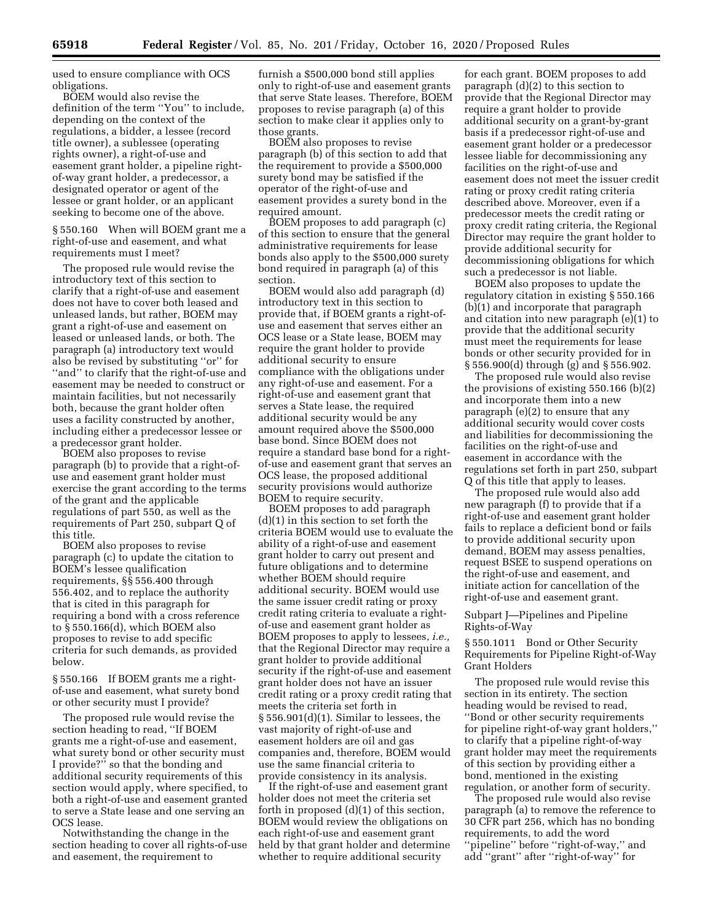used to ensure compliance with OCS obligations.

BOEM would also revise the definition of the term ''You'' to include, depending on the context of the regulations, a bidder, a lessee (record title owner), a sublessee (operating rights owner), a right-of-use and easement grant holder, a pipeline right-of-way grant holder, a predecessor, a designated operator or agent of the lessee or grant holder, or an applicant seeking to become one of the above.

§ 550.160 When will BOEM grant me a right-of-use and easement, and what requirements must I meet?

The proposed rule would revise the introductory text of this section to clarify that a right-of-use and easement does not have to cover both leased and unleased lands, but rather, BOEM may grant a right-of-use and easement on leased or unleased lands, or both. The paragraph (a) introductory text would also be revised by substituting ''or'' for ''and'' to clarify that the right-of-use and easement may be needed to construct or maintain facilities, but not necessarily both, because the grant holder often uses a facility constructed by another, including either a predecessor lessee or a predecessor grant holder.

BOEM also proposes to revise paragraph (b) to provide that a right-of-use and easement grant holder must exercise the grant according to the terms of the grant and the applicable regulations of part 550, as well as the requirements of Part 250, subpart Q of this title.

BOEM also proposes to revise paragraph (c) to update the citation to BOEM's lessee qualification requirements, §§ 556.400 through 556.402, and to replace the authority that is cited in this paragraph for requiring a bond with a cross reference to § 550.166(d), which BOEM also proposes to revise to add specific criteria for such demands, as provided below.

§ 550.166 If BOEM grants me a right-of-use and easement, what surety bond or other security must I provide?

The proposed rule would revise the section heading to read, ''If BOEM grants me a right-of-use and easement, what surety bond or other security must I provide?'' so that the bonding and additional security requirements of this section would apply, where specified, to both a right-of-use and easement granted to serve a State lease and one serving an OCS lease.

Notwithstanding the change in the section heading to cover all rights-of-use and easement, the requirement to furnish a $500,000 bond still applies only to right-of-use and easement grants that serve State leases. Therefore, BOEM proposes to revise paragraph (a) of this section to make clear it applies only to those grants.

BOEM also proposes to revise paragraph (b) of this section to add that the requirement to provide a $500,000 surety bond may be satisfied if the operator of the right-of-use and easement provides a surety bond in the required amount.

BOEM proposes to add paragraph (c) of this section to ensure that the general administrative requirements for lease bonds also apply to the $500,000 surety bond required in paragraph (a) of this section.

BOEM would also add paragraph (d) introductory text in this section to provide that, if BOEM grants a right-of-use and easement that serves either an OCS lease or a State lease, BOEM may require the grant holder to provide additional security to ensure compliance with the obligations under any right-of-use and easement. For a right-of-use and easement grant that serves a State lease, the required additional security would be any amount required above the $500,000 base bond. Since BOEM does not require a standard base bond for a right-of-use and easement grant that serves an OCS lease, the proposed additional security provisions would authorize BOEM to require security.

BOEM proposes to add paragraph (d)(1) in this section to set forth the criteria BOEM would use to evaluate the ability of a right-of-use and easement grant holder to carry out present and future obligations and to determine whether BOEM should require additional security. BOEM would use the same issuer credit rating or proxy credit rating criteria to evaluate a right-of-use and easement grant holder as BOEM proposes to apply to lessees, *i.e.,* that the Regional Director may require a grant holder to provide additional security if the right-of-use and easement grant holder does not have an issuer credit rating or a proxy credit rating that meets the criteria set forth in § 556.901(d)(1). Similar to lessees, the vast majority of right-of-use and easement holders are oil and gas companies and, therefore, BOEM would use the same financial criteria to provide consistency in its analysis.

If the right-of-use and easement grant holder does not meet the criteria set forth in proposed (d)(1) of this section, BOEM would review the obligations on each right-of-use and easement grant held by that grant holder and determine whether to require additional security for each grant. BOEM proposes to add paragraph (d)(2) to this section to provide that the Regional Director may require a grant holder to provide additional security on a grant-by-grant basis if a predecessor right-of-use and easement grant holder or a predecessor lessee liable for decommissioning any facilities on the right-of-use and easement does not meet the issuer credit rating or proxy credit rating criteria described above. Moreover, even if a predecessor meets the credit rating or proxy credit rating criteria, the Regional Director may require the grant holder to provide additional security for decommissioning obligations for which such a predecessor is not liable.

BOEM also proposes to update the regulatory citation in existing § 550.166 (b)(1) and incorporate that paragraph and citation into new paragraph (e)(1) to provide that the additional security must meet the requirements for lease bonds or other security provided for in § 556.900(d) through (g) and § 556.902.

The proposed rule would also revise the provisions of existing 550.166 (b)(2) and incorporate them into a new paragraph (e)(2) to ensure that any additional security would cover costs and liabilities for decommissioning the facilities on the right-of-use and easement in accordance with the regulations set forth in part 250, subpart Q of this title that apply to leases.

The proposed rule would also add new paragraph (f) to provide that if a right-of-use and easement grant holder fails to replace a deficient bond or fails to provide additional security upon demand, BOEM may assess penalties, request BSEE to suspend operations on the right-of-use and easement, and initiate action for cancellation of the right-of-use and easement grant.

Subpart J—Pipelines and Pipeline Rights-of-Way

§ 550.1011 Bond or Other Security Requirements for Pipeline Right-of-Way Grant Holders

The proposed rule would revise this section in its entirety. The section heading would be revised to read, ''Bond or other security requirements for pipeline right-of-way grant holders,'' to clarify that a pipeline right-of-way grant holder may meet the requirements of this section by providing either a bond, mentioned in the existing regulation, or another form of security.

The proposed rule would also revise paragraph (a) to remove the reference to 30 CFR part 256, which has no bonding requirements, to add the word ''pipeline'' before ''right-of-way,'' and add ''grant'' after ''right-of-way'' for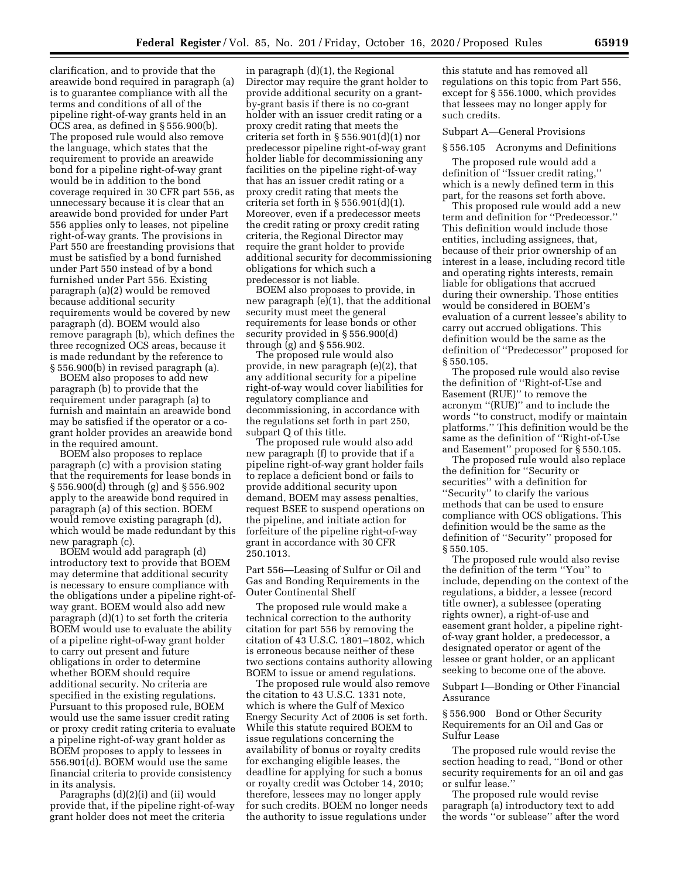clarification, and to provide that the areawide bond required in paragraph (a) is to guarantee compliance with all the terms and conditions of all of the pipeline right-of-way grants held in an OCS area, as defined in § 556.900(b). The proposed rule would also remove the language, which states that the requirement to provide an areawide bond for a pipeline right-of-way grant would be in addition to the bond coverage required in 30 CFR part 556, as unnecessary because it is clear that an areawide bond provided for under Part 556 applies only to leases, not pipeline right-of-way grants. The provisions in Part 550 are freestanding provisions that must be satisfied by a bond furnished under Part 550 instead of by a bond furnished under Part 556. Existing paragraph (a)(2) would be removed because additional security requirements would be covered by new paragraph (d). BOEM would also remove paragraph (b), which defines the three recognized OCS areas, because it is made redundant by the reference to § 556.900(b) in revised paragraph (a).

BOEM also proposes to add new paragraph (b) to provide that the requirement under paragraph (a) to furnish and maintain an areawide bond may be satisfied if the operator or a co-grant holder provides an areawide bond in the required amount.

BOEM also proposes to replace paragraph (c) with a provision stating that the requirements for lease bonds in § 556.900(d) through (g) and § 556.902 apply to the areawide bond required in paragraph (a) of this section. BOEM would remove existing paragraph (d), which would be made redundant by this new paragraph (c).

BOEM would add paragraph (d) introductory text to provide that BOEM may determine that additional security is necessary to ensure compliance with the obligations under a pipeline right-of-way grant. BOEM would also add new paragraph (d)(1) to set forth the criteria BOEM would use to evaluate the ability of a pipeline right-of-way grant holder to carry out present and future obligations in order to determine whether BOEM should require additional security. No criteria are specified in the existing regulations. Pursuant to this proposed rule, BOEM would use the same issuer credit rating or proxy credit rating criteria to evaluate a pipeline right-of-way grant holder as BOEM proposes to apply to lessees in 556.901(d). BOEM would use the same financial criteria to provide consistency in its analysis.

Paragraphs (d)(2)(i) and (ii) would provide that, if the pipeline right-of-way grant holder does not meet the criteria in paragraph (d)(1), the Regional Director may require the grant holder to provide additional security on a grant-by-grant basis if there is no co-grant holder with an issuer credit rating or a proxy credit rating that meets the criteria set forth in § 556.901(d)(1) nor predecessor pipeline right-of-way grant holder liable for decommissioning any facilities on the pipeline right-of-way that has an issuer credit rating or a proxy credit rating that meets the criteria set forth in § 556.901(d)(1). Moreover, even if a predecessor meets the credit rating or proxy credit rating criteria, the Regional Director may require the grant holder to provide additional security for decommissioning obligations for which such a predecessor is not liable.

BOEM also proposes to provide, in new paragraph (e)(1), that the additional security must meet the general requirements for lease bonds or other security provided in § 556.900(d) through (g) and § 556.902.

The proposed rule would also provide, in new paragraph (e)(2), that any additional security for a pipeline right-of-way would cover liabilities for regulatory compliance and decommissioning, in accordance with the regulations set forth in part 250, subpart Q of this title.

The proposed rule would also add new paragraph (f) to provide that if a pipeline right-of-way grant holder fails to replace a deficient bond or fails to provide additional security upon demand, BOEM may assess penalties, request BSEE to suspend operations on the pipeline, and initiate action for forfeiture of the pipeline right-of-way grant in accordance with 30 CFR 250.1013.

Part 556—Leasing of Sulfur or Oil and Gas and Bonding Requirements in the Outer Continental Shelf

The proposed rule would make a technical correction to the authority citation for part 556 by removing the citation of 43 U.S.C. 1801–1802, which is erroneous because neither of these two sections contains authority allowing BOEM to issue or amend regulations.

The proposed rule would also remove the citation to 43 U.S.C. 1331 note, which is where the Gulf of Mexico Energy Security Act of 2006 is set forth. While this statute required BOEM to issue regulations concerning the availability of bonus or royalty credits for exchanging eligible leases, the deadline for applying for such a bonus or royalty credit was October 14, 2010; therefore, lessees may no longer apply for such credits. BOEM no longer needs the authority to issue regulations under this statute and has removed all regulations on this topic from Part 556, except for § 556.1000, which provides that lessees may no longer apply for such credits.

Subpart A—General Provisions

§ 556.105 Acronyms and Definitions

The proposed rule would add a definition of "Issuer credit rating," which is a newly defined term in this part, for the reasons set forth above.

This proposed rule would add a new term and definition for "Predecessor." This definition would include those entities, including assignees, that, because of their prior ownership of an interest in a lease, including record title and operating rights interests, remain liable for obligations that accrued during their ownership. Those entities would be considered in BOEM's evaluation of a current lessee's ability to carry out accrued obligations. This definition would be the same as the definition of "Predecessor" proposed for § 550.105.

The proposed rule would also revise the definition of "Right-of-Use and Easement (RUE)" to remove the acronym "(RUE)" and to include the words "to construct, modify or maintain platforms." This definition would be the same as the definition of "Right-of-Use and Easement" proposed for § 550.105.

The proposed rule would also replace the definition for "Security or securities" with a definition for "Security" to clarify the various methods that can be used to ensure compliance with OCS obligations. This definition would be the same as the definition of "Security" proposed for § 550.105.

The proposed rule would also revise the definition of the term "You" to include, depending on the context of the regulations, a bidder, a lessee (record title owner), a sublessee (operating rights owner), a right-of-use and easement grant holder, a pipeline right-of-way grant holder, a predecessor, a designated operator or agent of the lessee or grant holder, or an applicant seeking to become one of the above.

Subpart I—Bonding or Other Financial Assurance

§ 556.900 Bond or Other Security Requirements for an Oil and Gas or Sulfur Lease

The proposed rule would revise the section heading to read, "Bond or other security requirements for an oil and gas or sulfur lease."

The proposed rule would revise paragraph (a) introductory text to add the words "or sublease" after the word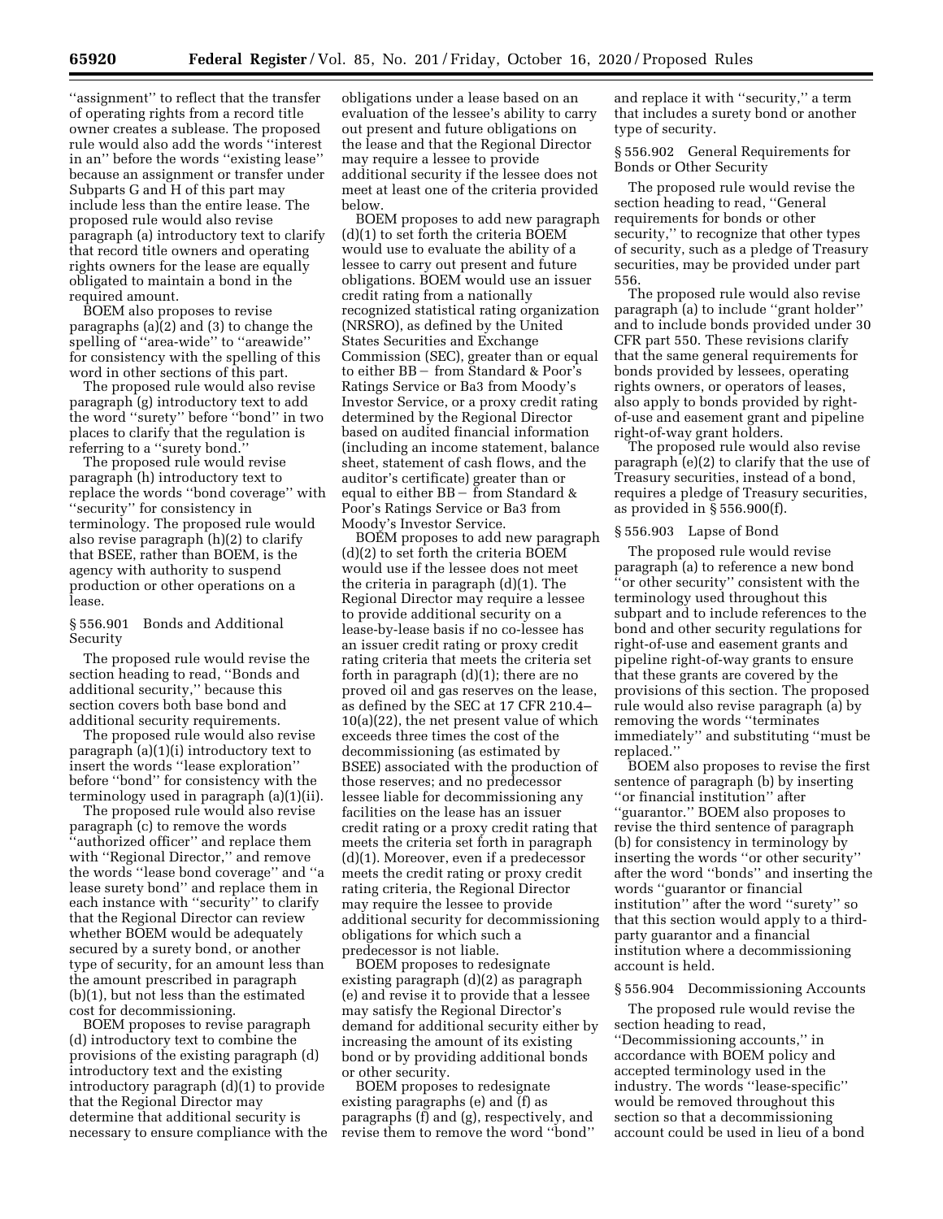''assignment'' to reflect that the transfer of operating rights from a record title owner creates a sublease. The proposed rule would also add the words ''interest in an'' before the words ''existing lease'' because an assignment or transfer under Subparts G and H of this part may include less than the entire lease. The proposed rule would also revise paragraph (a) introductory text to clarify that record title owners and operating rights owners for the lease are equally obligated to maintain a bond in the required amount.

BOEM also proposes to revise paragraphs (a)(2) and (3) to change the spelling of ''area-wide'' to ''areawide'' for consistency with the spelling of this word in other sections of this part.

The proposed rule would also revise paragraph (g) introductory text to add the word ''surety'' before ''bond'' in two places to clarify that the regulation is referring to a ''surety bond.''

The proposed rule would revise paragraph (h) introductory text to replace the words ''bond coverage'' with ''security'' for consistency in terminology. The proposed rule would also revise paragraph (h)(2) to clarify that BSEE, rather than BOEM, is the agency with authority to suspend production or other operations on a lease.

§ 556.901 Bonds and Additional Security

The proposed rule would revise the section heading to read, ''Bonds and additional security,'' because this section covers both base bond and additional security requirements.

The proposed rule would also revise paragraph (a)(1)(i) introductory text to insert the words ''lease exploration'' before ''bond'' for consistency with the terminology used in paragraph (a)(1)(ii).

The proposed rule would also revise paragraph (c) to remove the words ''authorized officer'' and replace them with ''Regional Director,'' and remove the words ''lease bond coverage'' and ''a lease surety bond'' and replace them in each instance with ''security'' to clarify that the Regional Director can review whether BOEM would be adequately secured by a surety bond, or another type of security, for an amount less than the amount prescribed in paragraph (b)(1), but not less than the estimated cost for decommissioning.

BOEM proposes to revise paragraph (d) introductory text to combine the provisions of the existing paragraph (d) introductory text and the existing introductory paragraph (d)(1) to provide that the Regional Director may determine that additional security is necessary to ensure compliance with the obligations under a lease based on an evaluation of the lessee's ability to carry out present and future obligations on the lease and that the Regional Director may require a lessee to provide additional security if the lessee does not meet at least one of the criteria provided below.

BOEM proposes to add new paragraph (d)(1) to set forth the criteria BOEM would use to evaluate the ability of a lessee to carry out present and future obligations. BOEM would use an issuer credit rating from a nationally recognized statistical rating organization (NRSRO), as defined by the United States Securities and Exchange Commission (SEC), greater than or equal to either BB− from Standard & Poor's Ratings Service or Ba3 from Moody's Investor Service, or a proxy credit rating determined by the Regional Director based on audited financial information (including an income statement, balance sheet, statement of cash flows, and the auditor's certificate) greater than or equal to either BB− from Standard & Poor's Ratings Service or Ba3 from Moody's Investor Service.

BOEM proposes to add new paragraph (d)(2) to set forth the criteria BOEM would use if the lessee does not meet the criteria in paragraph (d)(1). The Regional Director may require a lessee to provide additional security on a lease-by-lease basis if no co-lessee has an issuer credit rating or proxy credit rating criteria that meets the criteria set forth in paragraph (d)(1); there are no proved oil and gas reserves on the lease, as defined by the SEC at 17 CFR 210.4–10(a)(22), the net present value of which exceeds three times the cost of the decommissioning (as estimated by BSEE) associated with the production of those reserves; and no predecessor lessee liable for decommissioning any facilities on the lease has an issuer credit rating or a proxy credit rating that meets the criteria set forth in paragraph (d)(1). Moreover, even if a predecessor meets the credit rating or proxy credit rating criteria, the Regional Director may require the lessee to provide additional security for decommissioning obligations for which such a predecessor is not liable.

BOEM proposes to redesignate existing paragraph (d)(2) as paragraph (e) and revise it to provide that a lessee may satisfy the Regional Director's demand for additional security either by increasing the amount of its existing bond or by providing additional bonds or other security.

BOEM proposes to redesignate existing paragraphs (e) and (f) as paragraphs (f) and (g), respectively, and revise them to remove the word ''bond'' and replace it with ''security,'' a term that includes a surety bond or another type of security.

§ 556.902 General Requirements for Bonds or Other Security

The proposed rule would revise the section heading to read, ''General requirements for bonds or other security,'' to recognize that other types of security, such as a pledge of Treasury securities, may be provided under part 556.

The proposed rule would also revise paragraph (a) to include ''grant holder'' and to include bonds provided under 30 CFR part 550. These revisions clarify that the same general requirements for bonds provided by lessees, operating rights owners, or operators of leases, also apply to bonds provided by right-of-use and easement grant and pipeline right-of-way grant holders.

The proposed rule would also revise paragraph (e)(2) to clarify that the use of Treasury securities, instead of a bond, requires a pledge of Treasury securities, as provided in § 556.900(f).

§ 556.903 Lapse of Bond

The proposed rule would revise paragraph (a) to reference a new bond ''or other security'' consistent with the terminology used throughout this subpart and to include references to the bond and other security regulations for right-of-use and easement grants and pipeline right-of-way grants to ensure that these grants are covered by the provisions of this section. The proposed rule would also revise paragraph (a) by removing the words ''terminates immediately'' and substituting ''must be replaced.''

BOEM also proposes to revise the first sentence of paragraph (b) by inserting ''or financial institution'' after ''guarantor.'' BOEM also proposes to revise the third sentence of paragraph (b) for consistency in terminology by inserting the words ''or other security'' after the word ''bonds'' and inserting the words ''guarantor or financial institution'' after the word ''surety'' so that this section would apply to a third-party guarantor and a financial institution where a decommissioning account is held.

§ 556.904 Decommissioning Accounts

The proposed rule would revise the section heading to read, ''Decommissioning accounts,'' in accordance with BOEM policy and accepted terminology used in the industry. The words ''lease-specific'' would be removed throughout this section so that a decommissioning account could be used in lieu of a bond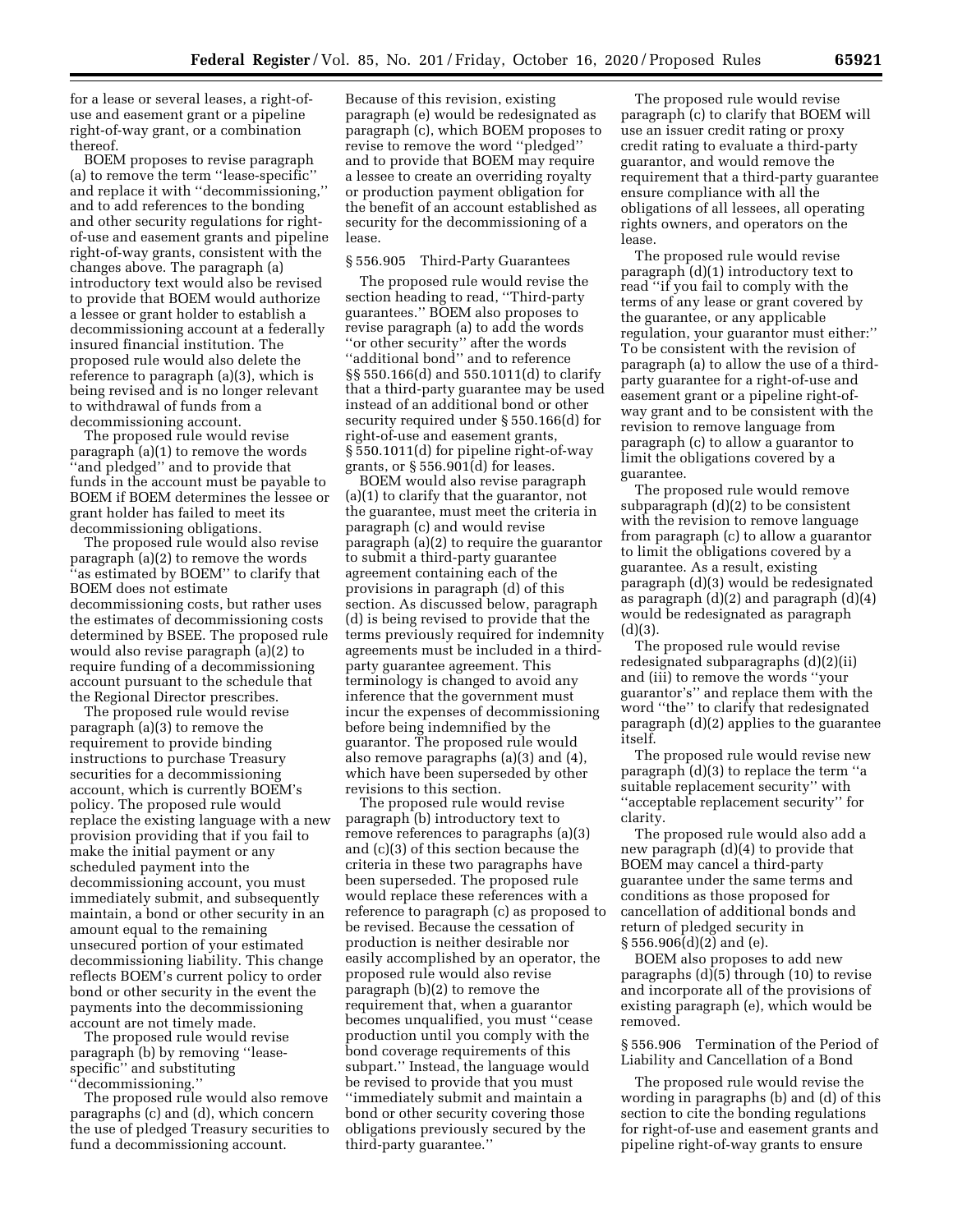for a lease or several leases, a right-of-use and easement grant or a pipeline right-of-way grant, or a combination thereof.

BOEM proposes to revise paragraph (a) to remove the term ''lease-specific'' and replace it with ''decommissioning,'' and to add references to the bonding and other security regulations for right-of-use and easement grants and pipeline right-of-way grants, consistent with the changes above. The paragraph (a) introductory text would also be revised to provide that BOEM would authorize a lessee or grant holder to establish a decommissioning account at a federally insured financial institution. The proposed rule would also delete the reference to paragraph (a)(3), which is being revised and is no longer relevant to withdrawal of funds from a decommissioning account.

The proposed rule would revise paragraph (a)(1) to remove the words ''and pledged'' and to provide that funds in the account must be payable to BOEM if BOEM determines the lessee or grant holder has failed to meet its decommissioning obligations.

The proposed rule would also revise paragraph (a)(2) to remove the words ''as estimated by BOEM'' to clarify that BOEM does not estimate decommissioning costs, but rather uses the estimates of decommissioning costs determined by BSEE. The proposed rule would also revise paragraph (a)(2) to require funding of a decommissioning account pursuant to the schedule that the Regional Director prescribes.

The proposed rule would revise paragraph (a)(3) to remove the requirement to provide binding instructions to purchase Treasury securities for a decommissioning account, which is currently BOEM's policy. The proposed rule would replace the existing language with a new provision providing that if you fail to make the initial payment or any scheduled payment into the decommissioning account, you must immediately submit, and subsequently maintain, a bond or other security in an amount equal to the remaining unsecured portion of your estimated decommissioning liability. This change reflects BOEM's current policy to order bond or other security in the event the payments into the decommissioning account are not timely made.

The proposed rule would revise paragraph (b) by removing ''lease-specific'' and substituting ''decommissioning.''

The proposed rule would also remove paragraphs (c) and (d), which concern the use of pledged Treasury securities to fund a decommissioning account. Because of this revision, existing paragraph (e) would be redesignated as paragraph (c), which BOEM proposes to revise to remove the word ''pledged'' and to provide that BOEM may require a lessee to create an overriding royalty or production payment obligation for the benefit of an account established as security for the decommissioning of a lease.

### § 556.905 Third-Party Guarantees

The proposed rule would revise the section heading to read, ''Third-party guarantees.'' BOEM also proposes to revise paragraph (a) to add the words ''or other security'' after the words ''additional bond'' and to reference §§ 550.166(d) and 550.1011(d) to clarify that a third-party guarantee may be used instead of an additional bond or other security required under § 550.166(d) for right-of-use and easement grants, § 550.1011(d) for pipeline right-of-way grants, or § 556.901(d) for leases.

BOEM would also revise paragraph (a)(1) to clarify that the guarantor, not the guarantee, must meet the criteria in paragraph (c) and would revise paragraph (a)(2) to require the guarantor to submit a third-party guarantee agreement containing each of the provisions in paragraph (d) of this section. As discussed below, paragraph (d) is being revised to provide that the terms previously required for indemnity agreements must be included in a third-party guarantee agreement. This terminology is changed to avoid any inference that the government must incur the expenses of decommissioning before being indemnified by the guarantor. The proposed rule would also remove paragraphs (a)(3) and (4), which have been superseded by other revisions to this section.

The proposed rule would revise paragraph (b) introductory text to remove references to paragraphs (a)(3) and (c)(3) of this section because the criteria in these two paragraphs have been superseded. The proposed rule would replace these references with a reference to paragraph (c) as proposed to be revised. Because the cessation of production is neither desirable nor easily accomplished by an operator, the proposed rule would also revise paragraph (b)(2) to remove the requirement that, when a guarantor becomes unqualified, you must ''cease production until you comply with the bond coverage requirements of this subpart.'' Instead, the language would be revised to provide that you must ''immediately submit and maintain a bond or other security covering those obligations previously secured by the third-party guarantee.''

The proposed rule would revise paragraph (c) to clarify that BOEM will use an issuer credit rating or proxy credit rating to evaluate a third-party guarantor, and would remove the requirement that a third-party guarantee ensure compliance with all the obligations of all lessees, all operating rights owners, and operators on the lease.

The proposed rule would revise paragraph (d)(1) introductory text to read ''if you fail to comply with the terms of any lease or grant covered by the guarantee, or any applicable regulation, your guarantor must either:'' To be consistent with the revision of paragraph (a) to allow the use of a third-party guarantee for a right-of-use and easement grant or a pipeline right-of-way grant and to be consistent with the revision to remove language from paragraph (c) to allow a guarantor to limit the obligations covered by a guarantee.

The proposed rule would remove subparagraph (d)(2) to be consistent with the revision to remove language from paragraph (c) to allow a guarantor to limit the obligations covered by a guarantee. As a result, existing paragraph (d)(3) would be redesignated as paragraph (d)(2) and paragraph (d)(4) would be redesignated as paragraph (d)(3).

The proposed rule would revise redesignated subparagraphs (d)(2)(ii) and (iii) to remove the words ''your guarantor's'' and replace them with the word ''the'' to clarify that redesignated paragraph (d)(2) applies to the guarantee itself.

The proposed rule would revise new paragraph (d)(3) to replace the term ''a suitable replacement security'' with ''acceptable replacement security'' for clarity.

The proposed rule would also add a new paragraph (d)(4) to provide that BOEM may cancel a third-party guarantee under the same terms and conditions as those proposed for cancellation of additional bonds and return of pledged security in § 556.906(d)(2) and (e).

BOEM also proposes to add new paragraphs (d)(5) through (10) to revise and incorporate all of the provisions of existing paragraph (e), which would be removed.

### § 556.906 Termination of the Period of Liability and Cancellation of a Bond

The proposed rule would revise the wording in paragraphs (b) and (d) of this section to cite the bonding regulations for right-of-use and easement grants and pipeline right-of-way grants to ensure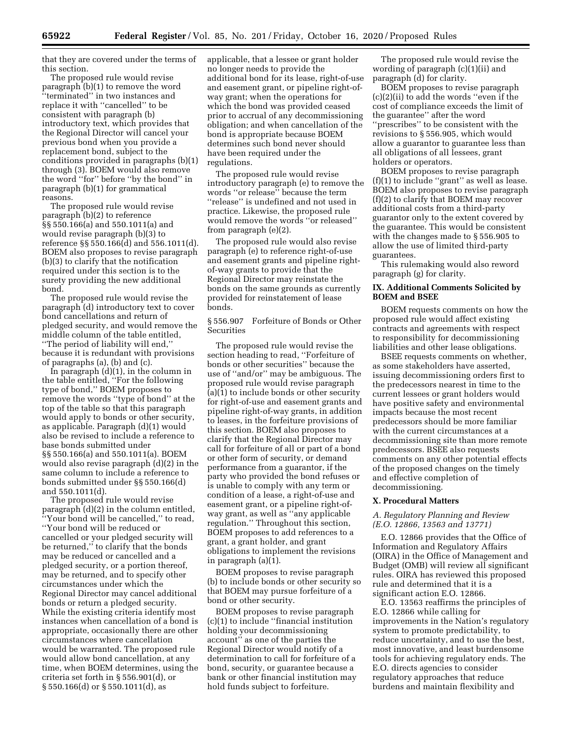that they are covered under the terms of this section.

The proposed rule would revise paragraph (b)(1) to remove the word ''terminated'' in two instances and replace it with ''cancelled'' to be consistent with paragraph (b) introductory text, which provides that the Regional Director will cancel your previous bond when you provide a replacement bond, subject to the conditions provided in paragraphs (b)(1) through (3). BOEM would also remove the word ''for'' before ''by the bond'' in paragraph (b)(1) for grammatical reasons.

The proposed rule would revise paragraph (b)(2) to reference §§ 550.166(a) and 550.1011(a) and would revise paragraph (b)(3) to reference §§ 550.166(d) and 556.1011(d). BOEM also proposes to revise paragraph (b)(3) to clarify that the notification required under this section is to the surety providing the new additional bond.

The proposed rule would revise the paragraph (d) introductory text to cover bond cancellations and return of pledged security, and would remove the middle column of the table entitled, ''The period of liability will end,'' because it is redundant with provisions of paragraphs (a), (b) and (c).

In paragraph (d)(1), in the column in the table entitled, ''For the following type of bond,'' BOEM proposes to remove the words ''type of bond'' at the top of the table so that this paragraph would apply to bonds or other security, as applicable. Paragraph (d)(1) would also be revised to include a reference to base bonds submitted under §§ 550.166(a) and 550.1011(a). BOEM would also revise paragraph (d)(2) in the same column to include a reference to bonds submitted under §§ 550.166(d) and 550.1011(d).

The proposed rule would revise paragraph (d)(2) in the column entitled, ''Your bond will be cancelled,'' to read, ''Your bond will be reduced or cancelled or your pledged security will be returned,'' to clarify that the bonds may be reduced or cancelled and a pledged security, or a portion thereof, may be returned, and to specify other circumstances under which the Regional Director may cancel additional bonds or return a pledged security. While the existing criteria identify most instances when cancellation of a bond is appropriate, occasionally there are other circumstances where cancellation would be warranted. The proposed rule would allow bond cancellation, at any time, when BOEM determines, using the criteria set forth in § 556.901(d), or § 550.166(d) or § 550.1011(d), as applicable, that a lessee or grant holder no longer needs to provide the additional bond for its lease, right-of-use and easement grant, or pipeline right-of-way grant; when the operations for which the bond was provided ceased prior to accrual of any decommissioning obligation; and when cancellation of the bond is appropriate because BOEM determines such bond never should have been required under the regulations.

The proposed rule would revise introductory paragraph (e) to remove the words ''or release'' because the term ''release'' is undefined and not used in practice. Likewise, the proposed rule would remove the words ''or released'' from paragraph (e)(2).

The proposed rule would also revise paragraph (e) to reference right-of-use and easement grants and pipeline right-of-way grants to provide that the Regional Director may reinstate the bonds on the same grounds as currently provided for reinstatement of lease bonds.

§ 556.907 Forfeiture of Bonds or Other Securities

The proposed rule would revise the section heading to read, ''Forfeiture of bonds or other securities'' because the use of ''and/or'' may be ambiguous. The proposed rule would revise paragraph (a)(1) to include bonds or other security for right-of-use and easement grants and pipeline right-of-way grants, in addition to leases, in the forfeiture provisions of this section. BOEM also proposes to clarify that the Regional Director may call for forfeiture of all or part of a bond or other form of security, or demand performance from a guarantor, if the party who provided the bond refuses or is unable to comply with any term or condition of a lease, a right-of-use and easement grant, or a pipeline right-of-way grant, as well as ''any applicable regulation.'' Throughout this section, BOEM proposes to add references to a grant, a grant holder, and grant obligations to implement the revisions in paragraph (a)(1).

BOEM proposes to revise paragraph (b) to include bonds or other security so that BOEM may pursue forfeiture of a bond or other security.

BOEM proposes to revise paragraph (c)(1) to include ''financial institution holding your decommissioning account'' as one of the parties the Regional Director would notify of a determination to call for forfeiture of a bond, security, or guarantee because a bank or other financial institution may hold funds subject to forfeiture.

The proposed rule would revise the wording of paragraph (c)(1)(ii) and paragraph (d) for clarity.

BOEM proposes to revise paragraph (c)(2)(ii) to add the words ''even if the cost of compliance exceeds the limit of the guarantee'' after the word ''prescribes'' to be consistent with the revisions to § 556.905, which would allow a guarantor to guarantee less than all obligations of all lessees, grant holders or operators.

BOEM proposes to revise paragraph (f)(1) to include ''grant'' as well as lease. BOEM also proposes to revise paragraph (f)(2) to clarify that BOEM may recover additional costs from a third-party guarantor only to the extent covered by the guarantee. This would be consistent with the changes made to § 556.905 to allow the use of limited third-party guarantees.

This rulemaking would also reword paragraph (g) for clarity.

## IX. Additional Comments Solicited by BOEM and BSEE

BOEM requests comments on how the proposed rule would affect existing contracts and agreements with respect to responsibility for decommissioning liabilities and other lease obligations.

BSEE requests comments on whether, as some stakeholders have asserted, issuing decommissioning orders first to the predecessors nearest in time to the current lessees or grant holders would have positive safety and environmental impacts because the most recent predecessors should be more familiar with the current circumstances at a decommissioning site than more remote predecessors. BSEE also requests comments on any other potential effects of the proposed changes on the timely and effective completion of decommissioning.

## X. Procedural Matters

### *A. Regulatory Planning and Review (E.O. 12866, 13563 and 13771)*

E.O. 12866 provides that the Office of Information and Regulatory Affairs (OIRA) in the Office of Management and Budget (OMB) will review all significant rules. OIRA has reviewed this proposed rule and determined that it is a significant action E.O. 12866.

E.O. 13563 reaffirms the principles of E.O. 12866 while calling for improvements in the Nation's regulatory system to promote predictability, to reduce uncertainty, and to use the best, most innovative, and least burdensome tools for achieving regulatory ends. The E.O. directs agencies to consider regulatory approaches that reduce burdens and maintain flexibility and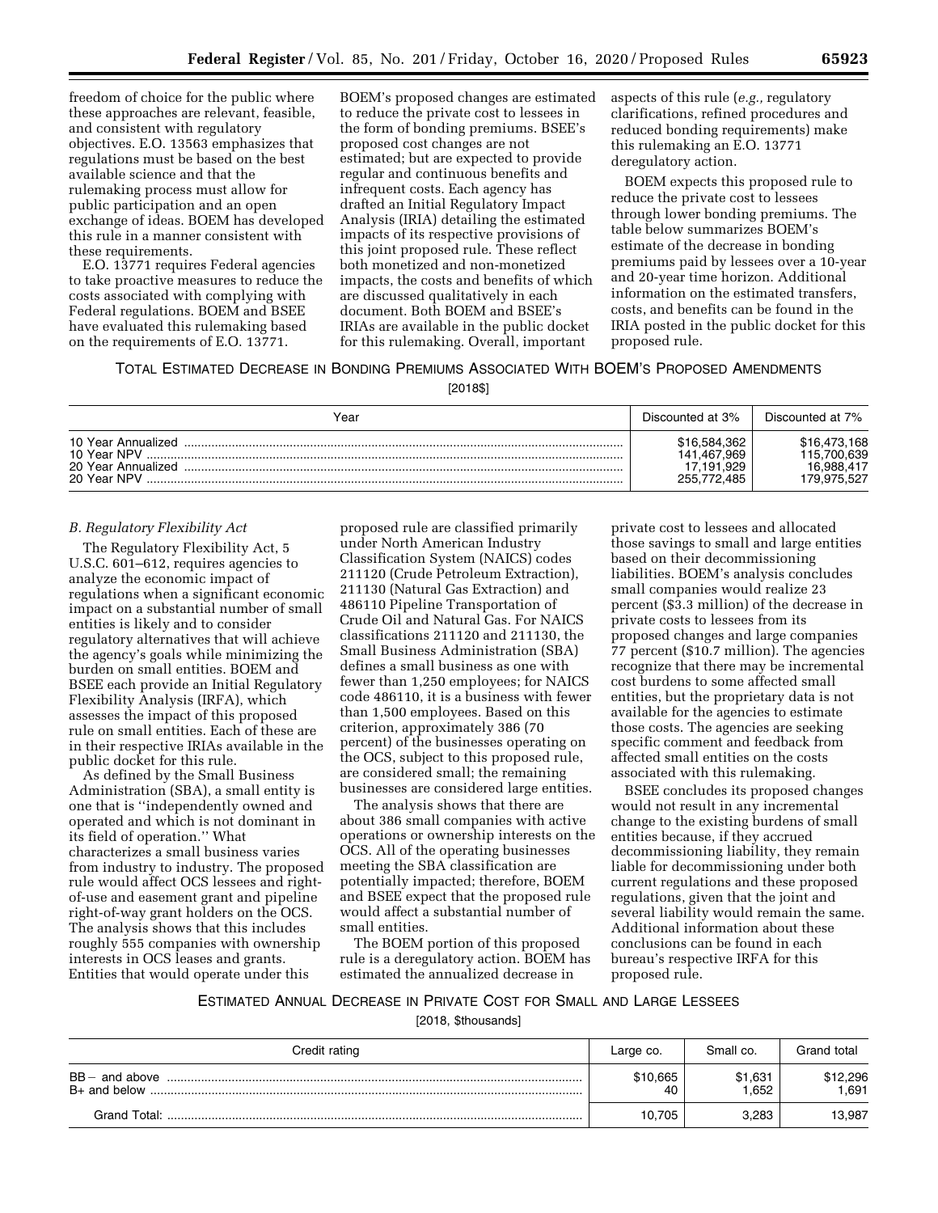freedom of choice for the public where these approaches are relevant, feasible, and consistent with regulatory objectives. E.O. 13563 emphasizes that regulations must be based on the best available science and that the rulemaking process must allow for public participation and an open exchange of ideas. BOEM has developed this rule in a manner consistent with these requirements.

E.O. 13771 requires Federal agencies to take proactive measures to reduce the costs associated with complying with Federal regulations. BOEM and BSEE have evaluated this rulemaking based on the requirements of E.O. 13771. BOEM's proposed changes are estimated to reduce the private cost to lessees in the form of bonding premiums. BSEE's proposed cost changes are not estimated; but are expected to provide regular and continuous benefits and infrequent costs. Each agency has drafted an Initial Regulatory Impact Analysis (IRIA) detailing the estimated impacts of its respective provisions of this joint proposed rule. These reflect both monetized and non-monetized impacts, the costs and benefits of which are discussed qualitatively in each document. Both BOEM and BSEE's IRIAs are available in the public docket for this rulemaking. Overall, important aspects of this rule (*e.g.,* regulatory clarifications, refined procedures and reduced bonding requirements) make this rulemaking an E.O. 13771 deregulatory action.

BOEM expects this proposed rule to reduce the private cost to lessees through lower bonding premiums. The table below summarizes BOEM's estimate of the decrease in bonding premiums paid by lessees over a 10-year and 20-year time horizon. Additional information on the estimated transfers, costs, and benefits can be found in the IRIA posted in the public docket for this proposed rule.

TOTAL ESTIMATED DECREASE IN BONDING PREMIUMS ASSOCIATED WITH BOEM'S PROPOSED AMENDMENTS

[2018$]

| Year | Discounted at 3% | Discounted at 7% |
|---|---|---|
| 10 Year Annualized | $16,584,362 | $16,473,168 |
| 10 Year NPV | 141,467,969 | 115,700,639 |
| 20 Year Annualized | 17,191,929 | 16,988,417 |
| 20 Year NPV | 255,772,485 | 179,975,527 |

*B. Regulatory Flexibility Act*

The Regulatory Flexibility Act, 5 U.S.C. 601–612, requires agencies to analyze the economic impact of regulations when a significant economic impact on a substantial number of small entities is likely and to consider regulatory alternatives that will achieve the agency's goals while minimizing the burden on small entities. BOEM and BSEE each provide an Initial Regulatory Flexibility Analysis (IRFA), which assesses the impact of this proposed rule on small entities. Each of these are in their respective IRIAs available in the public docket for this rule.

As defined by the Small Business Administration (SBA), a small entity is one that is ''independently owned and operated and which is not dominant in its field of operation.'' What characterizes a small business varies from industry to industry. The proposed rule would affect OCS lessees and right-of-use and easement grant and pipeline right-of-way grant holders on the OCS. The analysis shows that this includes roughly 555 companies with ownership interests in OCS leases and grants. Entities that would operate under this proposed rule are classified primarily under North American Industry Classification System (NAICS) codes 211120 (Crude Petroleum Extraction), 211130 (Natural Gas Extraction) and 486110 Pipeline Transportation of Crude Oil and Natural Gas. For NAICS classifications 211120 and 211130, the Small Business Administration (SBA) defines a small business as one with fewer than 1,250 employees; for NAICS code 486110, it is a business with fewer than 1,500 employees. Based on this criterion, approximately 386 (70 percent) of the businesses operating on the OCS, subject to this proposed rule, are considered small; the remaining businesses are considered large entities.

The analysis shows that there are about 386 small companies with active operations or ownership interests on the OCS. All of the operating businesses meeting the SBA classification are potentially impacted; therefore, BOEM and BSEE expect that the proposed rule would affect a substantial number of small entities.

The BOEM portion of this proposed rule is a deregulatory action. BOEM has estimated the annualized decrease in private cost to lessees and allocated those savings to small and large entities based on their decommissioning liabilities. BOEM's analysis concludes small companies would realize 23 percent ($3.3 million) of the decrease in private costs to lessees from its proposed changes and large companies 77 percent ($10.7 million). The agencies recognize that there may be incremental cost burdens to some affected small entities, but the proprietary data is not available for the agencies to estimate those costs. The agencies are seeking specific comment and feedback from affected small entities on the costs associated with this rulemaking.

BSEE concludes its proposed changes would not result in any incremental change to the existing burdens of small entities because, if they accrued decommissioning liability, they remain liable for decommissioning under both current regulations and these proposed regulations, given that the joint and several liability would remain the same. Additional information about these conclusions can be found in each bureau's respective IRFA for this proposed rule.

ESTIMATED ANNUAL DECREASE IN PRIVATE COST FOR SMALL AND LARGE LESSEES

[2018, $thousands]

| Credit rating | Large co. | Small co. | Grand total |
|---|---|---|---|
| BB− and above | $10,665 | $1,631 | $12,296 |
| B+ and below | 40 | 1,652 | 1,691 |
| Grand Total: | 10,705 | 3,283 | 13,987 |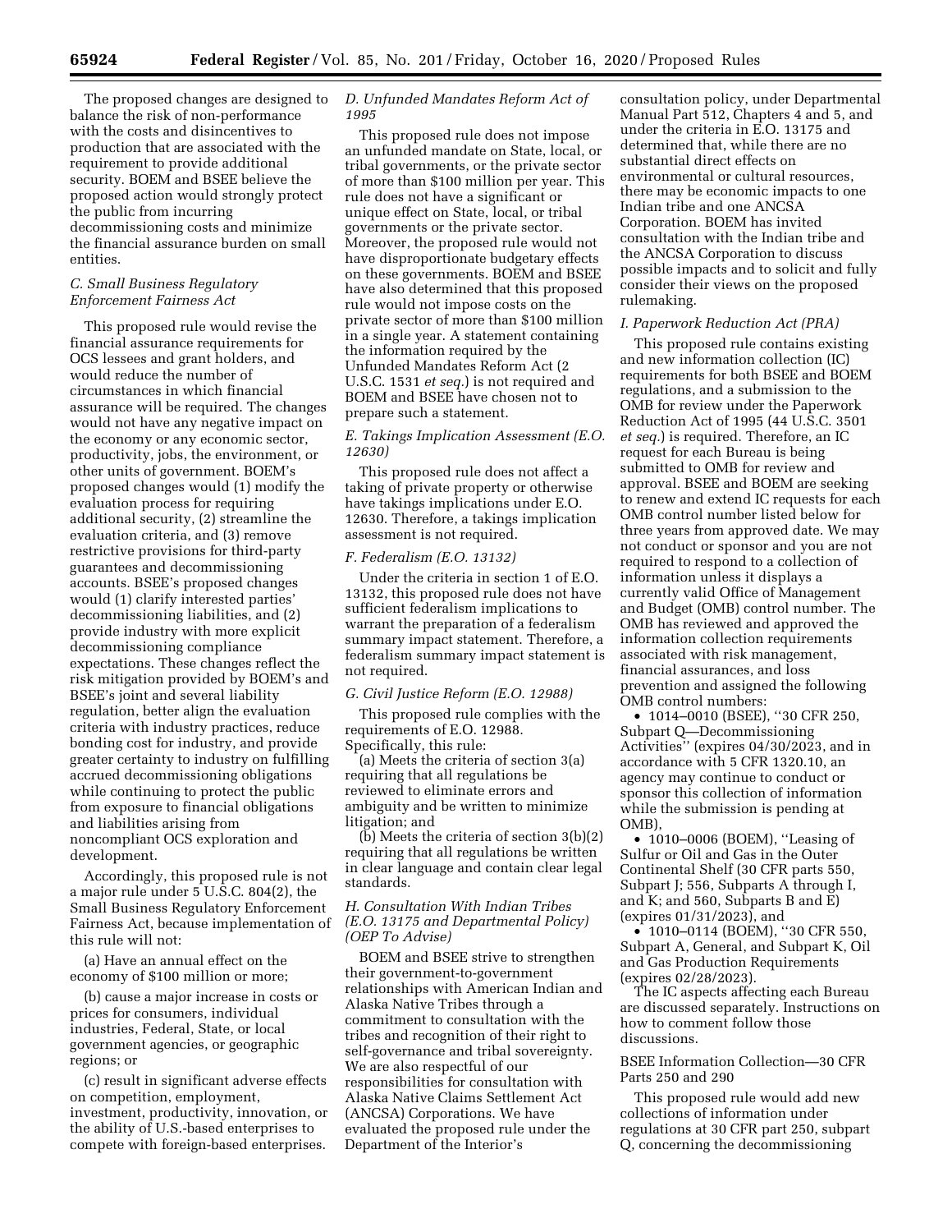The proposed changes are designed to balance the risk of non-performance with the costs and disincentives to production that are associated with the requirement to provide additional security. BOEM and BSEE believe the proposed action would strongly protect the public from incurring decommissioning costs and minimize the financial assurance burden on small entities.

### C. Small Business Regulatory Enforcement Fairness Act

This proposed rule would revise the financial assurance requirements for OCS lessees and grant holders, and would reduce the number of circumstances in which financial assurance will be required. The changes would not have any negative impact on the economy or any economic sector, productivity, jobs, the environment, or other units of government. BOEM's proposed changes would (1) modify the evaluation process for requiring additional security, (2) streamline the evaluation criteria, and (3) remove restrictive provisions for third-party guarantees and decommissioning accounts. BSEE's proposed changes would (1) clarify interested parties' decommissioning liabilities, and (2) provide industry with more explicit decommissioning compliance expectations. These changes reflect the risk mitigation provided by BOEM's and BSEE's joint and several liability regulation, better align the evaluation criteria with industry practices, reduce bonding cost for industry, and provide greater certainty to industry on fulfilling accrued decommissioning obligations while continuing to protect the public from exposure to financial obligations and liabilities arising from noncompliant OCS exploration and development.

Accordingly, this proposed rule is not a major rule under 5 U.S.C. 804(2), the Small Business Regulatory Enforcement Fairness Act, because implementation of this rule will not:

(a) Have an annual effect on the economy of $100 million or more;

(b) cause a major increase in costs or prices for consumers, individual industries, Federal, State, or local government agencies, or geographic regions; or

(c) result in significant adverse effects on competition, employment, investment, productivity, innovation, or the ability of U.S.-based enterprises to compete with foreign-based enterprises.

### D. Unfunded Mandates Reform Act of 1995

This proposed rule does not impose an unfunded mandate on State, local, or tribal governments, or the private sector of more than $100 million per year. This rule does not have a significant or unique effect on State, local, or tribal governments or the private sector. Moreover, the proposed rule would not have disproportionate budgetary effects on these governments. BOEM and BSEE have also determined that this proposed rule would not impose costs on the private sector of more than $100 million in a single year. A statement containing the information required by the Unfunded Mandates Reform Act (2 U.S.C. 1531 *et seq.*) is not required and BOEM and BSEE have chosen not to prepare such a statement.

### E. Takings Implication Assessment (E.O. 12630)

This proposed rule does not affect a taking of private property or otherwise have takings implications under E.O. 12630. Therefore, a takings implication assessment is not required.

### F. Federalism (E.O. 13132)

Under the criteria in section 1 of E.O. 13132, this proposed rule does not have sufficient federalism implications to warrant the preparation of a federalism summary impact statement. Therefore, a federalism summary impact statement is not required.

### G. Civil Justice Reform (E.O. 12988)

This proposed rule complies with the requirements of E.O. 12988. Specifically, this rule:

(a) Meets the criteria of section 3(a) requiring that all regulations be reviewed to eliminate errors and ambiguity and be written to minimize litigation; and

(b) Meets the criteria of section 3(b)(2) requiring that all regulations be written in clear language and contain clear legal standards.

### H. Consultation With Indian Tribes (E.O. 13175 and Departmental Policy) (OEP To Advise)

BOEM and BSEE strive to strengthen their government-to-government relationships with American Indian and Alaska Native Tribes through a commitment to consultation with the tribes and recognition of their right to self-governance and tribal sovereignty. We are also respectful of our responsibilities for consultation with Alaska Native Claims Settlement Act (ANCSA) Corporations. We have evaluated the proposed rule under the Department of the Interior's consultation policy, under Departmental Manual Part 512, Chapters 4 and 5, and under the criteria in E.O. 13175 and determined that, while there are no substantial direct effects on environmental or cultural resources, there may be economic impacts to one Indian tribe and one ANCSA Corporation. BOEM has invited consultation with the Indian tribe and the ANCSA Corporation to discuss possible impacts and to solicit and fully consider their views on the proposed rulemaking.

### I. Paperwork Reduction Act (PRA)

This proposed rule contains existing and new information collection (IC) requirements for both BSEE and BOEM regulations, and a submission to the OMB for review under the Paperwork Reduction Act of 1995 (44 U.S.C. 3501 *et seq.*) is required. Therefore, an IC request for each Bureau is being submitted to OMB for review and approval. BSEE and BOEM are seeking to renew and extend IC requests for each OMB control number listed below for three years from approved date. We may not conduct or sponsor and you are not required to respond to a collection of information unless it displays a currently valid Office of Management and Budget (OMB) control number. The OMB has reviewed and approved the information collection requirements associated with risk management, financial assurances, and loss prevention and assigned the following OMB control numbers:

- 1014–0010 (BSEE), ''30 CFR 250, Subpart Q—Decommissioning Activities'' (expires 04/30/2023, and in accordance with 5 CFR 1320.10, an agency may continue to conduct or sponsor this collection of information while the submission is pending at OMB),
- 1010–0006 (BOEM), ''Leasing of Sulfur or Oil and Gas in the Outer Continental Shelf (30 CFR parts 550, Subpart J; 556, Subparts A through I, and K; and 560, Subparts B and E) (expires 01/31/2023), and
- 1010–0114 (BOEM), ''30 CFR 550, Subpart A, General, and Subpart K, Oil and Gas Production Requirements (expires 02/28/2023).

The IC aspects affecting each Bureau are discussed separately. Instructions on how to comment follow those discussions.

BSEE Information Collection—30 CFR Parts 250 and 290

This proposed rule would add new collections of information under regulations at 30 CFR part 250, subpart Q, concerning the decommissioning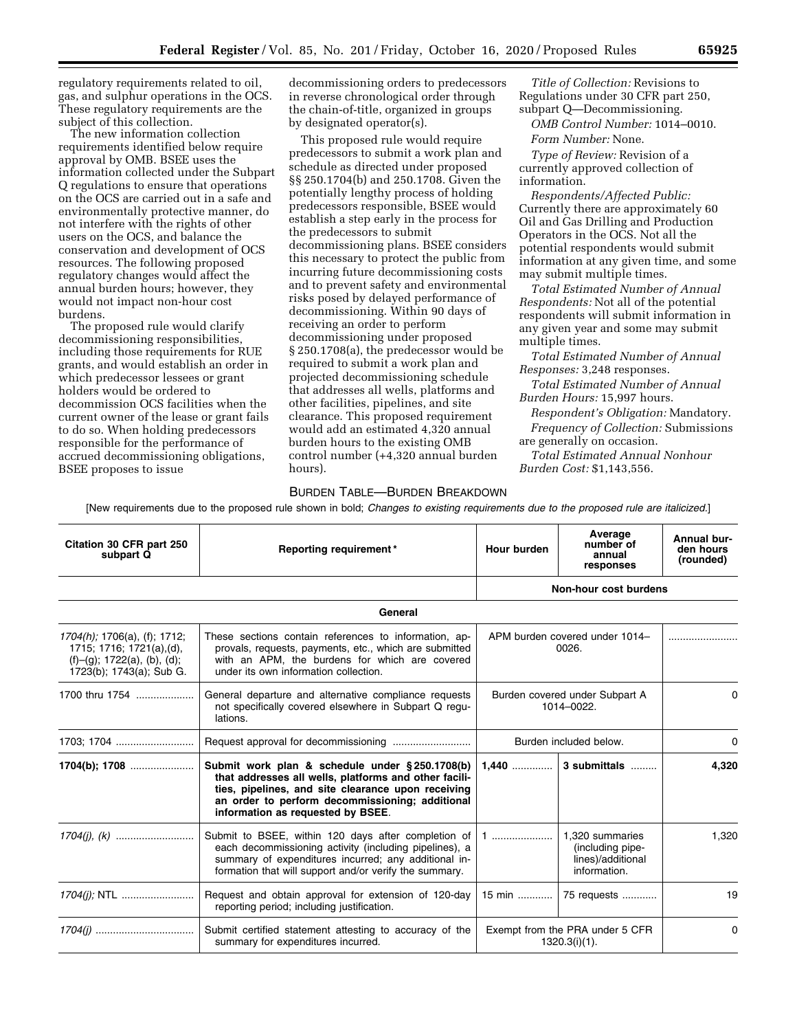regulatory requirements related to oil, gas, and sulphur operations in the OCS. These regulatory requirements are the subject of this collection.

The new information collection requirements identified below require approval by OMB. BSEE uses the information collected under the Subpart Q regulations to ensure that operations on the OCS are carried out in a safe and environmentally protective manner, do not interfere with the rights of other users on the OCS, and balance the conservation and development of OCS resources. The following proposed regulatory changes would affect the annual burden hours; however, they would not impact non-hour cost burdens.

The proposed rule would clarify decommissioning responsibilities, including those requirements for RUE grants, and would establish an order in which predecessor lessees or grant holders would be ordered to decommission OCS facilities when the current owner of the lease or grant fails to do so. When holding predecessors responsible for the performance of accrued decommissioning obligations, BSEE proposes to issue decommissioning orders to predecessors in reverse chronological order through the chain-of-title, organized in groups by designated operator(s).

This proposed rule would require predecessors to submit a work plan and schedule as directed under proposed §§ 250.1704(b) and 250.1708. Given the potentially lengthy process of holding predecessors responsible, BSEE would establish a step early in the process for the predecessors to submit decommissioning plans. BSEE considers this necessary to protect the public from incurring future decommissioning costs and to prevent safety and environmental risks posed by delayed performance of decommissioning. Within 90 days of receiving an order to perform decommissioning under proposed § 250.1708(a), the predecessor would be required to submit a work plan and projected decommissioning schedule that addresses all wells, platforms and other facilities, pipelines, and site clearance. This proposed requirement would add an estimated 4,320 annual burden hours to the existing OMB control number (+4,320 annual burden hours).

*Title of Collection:* Revisions to Regulations under 30 CFR part 250, subpart Q—Decommissioning.

*OMB Control Number:* 1014–0010.

*Form Number:* None.

*Type of Review:* Revision of a currently approved collection of information.

*Respondents/Affected Public:* Currently there are approximately 60 Oil and Gas Drilling and Production Operators in the OCS. Not all the potential respondents would submit information at any given time, and some may submit multiple times.

*Total Estimated Number of Annual Respondents:* Not all of the potential respondents will submit information in any given year and some may submit multiple times.

*Total Estimated Number of Annual Responses:* 3,248 responses.

*Total Estimated Number of Annual Burden Hours:* 15,997 hours.

*Respondent's Obligation:* Mandatory.

*Frequency of Collection:* Submissions are generally on occasion.

*Total Estimated Annual Nonhour Burden Cost:* $1,143,556.

BURDEN TABLE—BURDEN BREAKDOWN

[New requirements due to the proposed rule shown in bold; *Changes to existing requirements due to the proposed rule are italicized.*]

| Citation 30 CFR part 250 subpart Q | Reporting requirement * | Hour burden | Average number of annual responses | Annual burden hours (rounded) |
|---|---|---|---|---|
| | | Non-hour cost burdens | | |
| **General** | | | | |
| *1704(h);* 1706(a), (f); 1712; 1715; 1716; 1721(a),(d), (f)–(g); 1722(a), (b), (d); 1723(b); 1743(a); Sub G. | These sections contain references to information, approvals, requests, payments, etc., which are submitted with an APM, the burdens for which are covered under its own information collection. | APM burden covered under 1014–0026. | | |
| 1700 thru 1754 | General departure and alternative compliance requests not specifically covered elsewhere in Subpart Q regulations. | Burden covered under Subpart A 1014–0022. | | 0 |
| 1703; 1704 | Request approval for decommissioning | Burden included below. | | 0 |
| **1704(b); 1708** | **Submit work plan & schedule under § 250.1708(b) that addresses all wells, platforms and other facilities, pipelines, and site clearance upon receiving an order to perform decommissioning; additional information as requested by BSEE.** | **1,440** | **3 submittals** | **4,320** |
| *1704(j), (k)* | Submit to BSEE, within 120 days after completion of each decommissioning activity (including pipelines), a summary of expenditures incurred; any additional information that will support and/or verify the summary. | 1 | 1,320 summaries (including pipelines)/additional information. | 1,320 |
| *1704(j);* NTL | Request and obtain approval for extension of 120-day reporting period; including justification. | 15 min | 75 requests | 19 |
| *1704(j)* | Submit certified statement attesting to accuracy of the summary for expenditures incurred. | Exempt from the PRA under 5 CFR 1320.3(i)(1). | | 0 |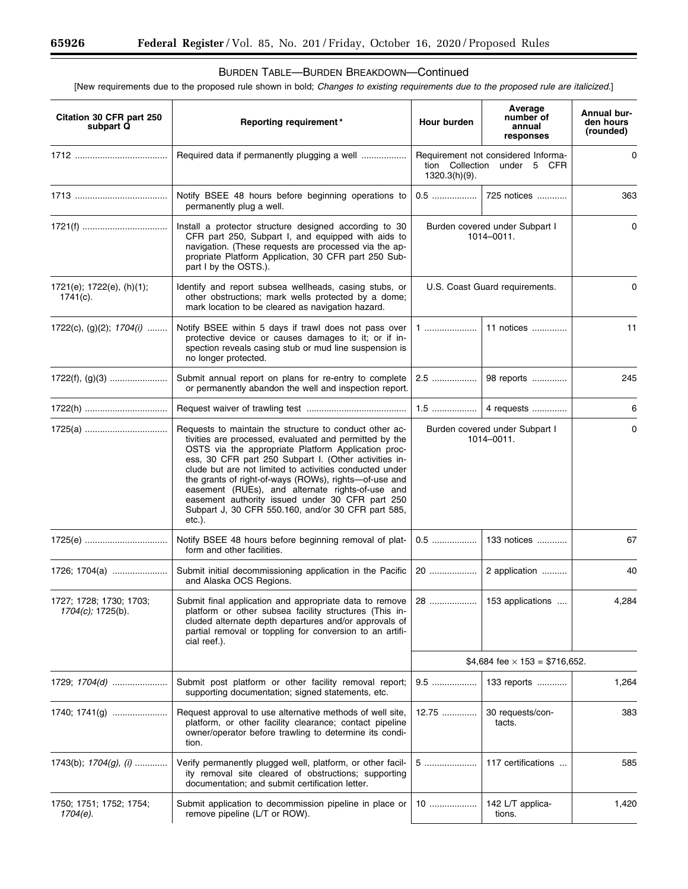## BURDEN TABLE—BURDEN BREAKDOWN—Continued

[New requirements due to the proposed rule shown in bold; *Changes to existing requirements due to the proposed rule are italicized.*]

| Citation 30 CFR part 250 subpart Q | Reporting requirement * | Hour burden | Average number of annual responses | Annual burden hours (rounded) |
|---|---|---|---|---|
| 1712 | Required data if permanently plugging a well | Requirement not considered Information Collection under 5 CFR 1320.3(h)(9). | | 0 |
| 1713 | Notify BSEE 48 hours before beginning operations to permanently plug a well. | 0.5 | 725 notices | 363 |
| 1721(f) | Install a protector structure designed according to 30 CFR part 250, Subpart I, and equipped with aids to navigation. (These requests are processed via the appropriate Platform Application, 30 CFR part 250 Subpart I by the OSTS.). | Burden covered under Subpart I 1014–0011. | | 0 |
| 1721(e); 1722(e), (h)(1); 1741(c). | Identify and report subsea wellheads, casing stubs, or other obstructions; mark wells protected by a dome; mark location to be cleared as navigation hazard. | U.S. Coast Guard requirements. | | 0 |
| 1722(c), (g)(2); *1704(i)* | Notify BSEE within 5 days if trawl does not pass over protective device or causes damages to it; or if inspection reveals casing stub or mud line suspension is no longer protected. | 1 | 11 notices | 11 |
| 1722(f), (g)(3) | Submit annual report on plans for re-entry to complete or permanently abandon the well and inspection report. | 2.5 | 98 reports | 245 |
| 1722(h) | Request waiver of trawling test | 1.5 | 4 requests | 6 |
| 1725(a) | Requests to maintain the structure to conduct other activities are processed, evaluated and permitted by the OSTS via the appropriate Platform Application process, 30 CFR part 250 Subpart I. (Other activities include but are not limited to activities conducted under the grants of right-of-ways (ROWs), rights—of-use and easement (RUEs), and alternate rights-of-use and easement authority issued under 30 CFR part 250 Subpart J, 30 CFR 550.160, and/or 30 CFR part 585, etc.). | Burden covered under Subpart I 1014–0011. | | 0 |
| 1725(e) | Notify BSEE 48 hours before beginning removal of platform and other facilities. | 0.5 | 133 notices | 67 |
| 1726; 1704(a) | Submit initial decommissioning application in the Pacific and Alaska OCS Regions. | 20 | 2 application | 40 |
| 1727; 1728; 1730; 1703; *1704(c);* 1725(b). | Submit final application and appropriate data to remove platform or other subsea facility structures (This included alternate depth departures and/or approvals of partial removal or toppling for conversion to an artificial reef.). | 28 | 153 applications | 4,284 |
| | | $4,684 fee × 153 = $716,652. | | |
| 1729; *1704(d)* | Submit post platform or other facility removal report; supporting documentation; signed statements, etc. | 9.5 | 133 reports | 1,264 |
| 1740; 1741(g) | Request approval to use alternative methods of well site, platform, or other facility clearance; contact pipeline owner/operator before trawling to determine its condition. | 12.75 | 30 requests/contacts. | 383 |
| 1743(b); *1704(g), (i)* | Verify permanently plugged well, platform, or other facility removal site cleared of obstructions; supporting documentation; and submit certification letter. | 5 | 117 certifications | 585 |
| 1750; 1751; 1752; 1754; *1704(e).* | Submit application to decommission pipeline in place or remove pipeline (L/T or ROW). | 10 | 142 L/T applications. | 1,420 |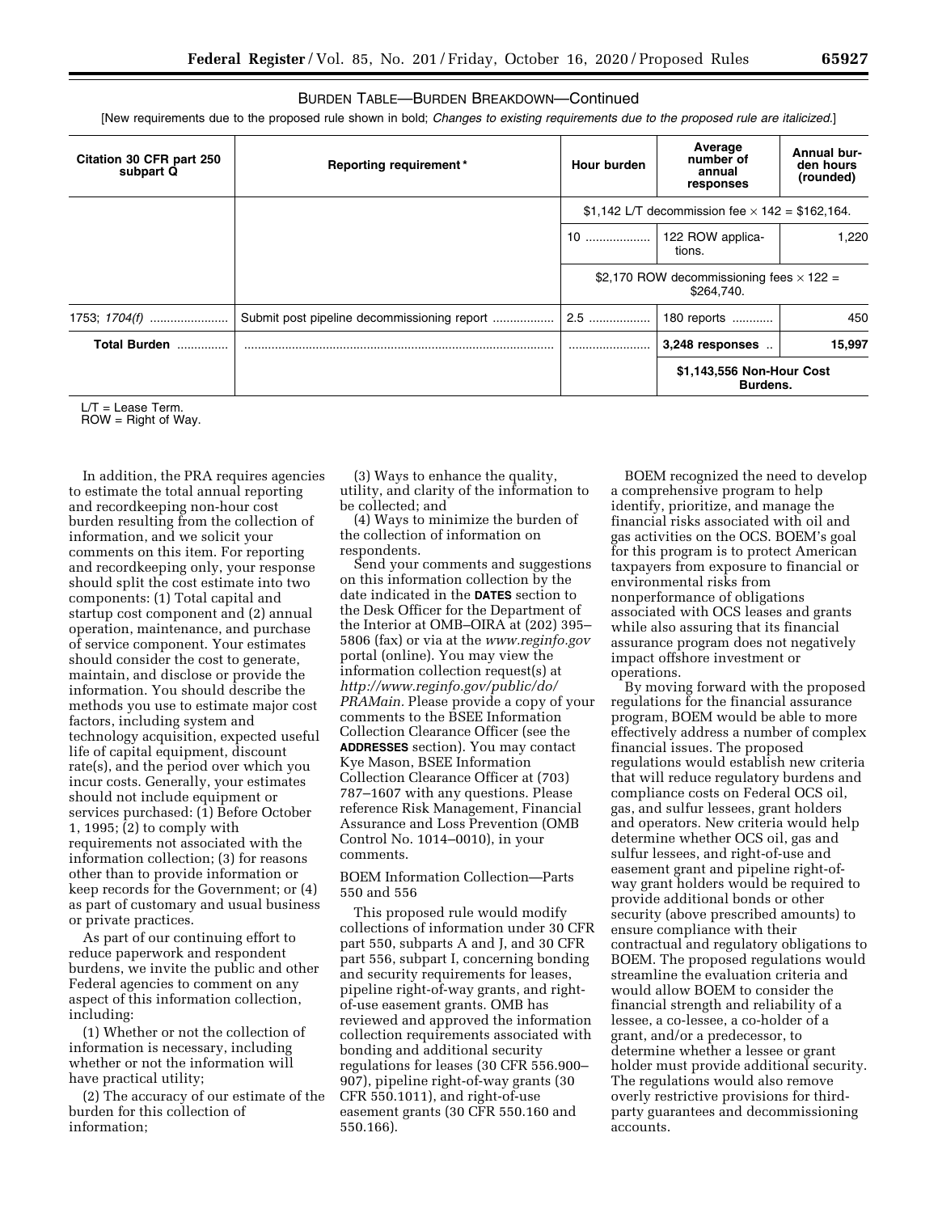BURDEN TABLE—BURDEN BREAKDOWN—Continued

[New requirements due to the proposed rule shown in bold; *Changes to existing requirements due to the proposed rule are italicized.*]

| Citation 30 CFR part 250 subpart Q | Reporting requirement* | Hour burden | Average number of annual responses | Annual burden hours (rounded) |
|---|---|---|---|---|
| | | $1,142 L/T decommission fee × 142 = $162,164. | | |
| | | 10 | 122 ROW applications. | 1,220 |
| | | $2,170 ROW decommissioning fees × 122 = $264,740. | | |
| 1753; *1704(f)* | Submit post pipeline decommissioning report | 2.5 | 180 reports | 450 |
| **Total Burden** | | | **3,248 responses** | **15,997** |
| | | | **$1,143,556 Non-Hour Cost Burdens.** | |

L/T = Lease Term.
ROW = Right of Way.

In addition, the PRA requires agencies to estimate the total annual reporting and recordkeeping non-hour cost burden resulting from the collection of information, and we solicit your comments on this item. For reporting and recordkeeping only, your response should split the cost estimate into two components: (1) Total capital and startup cost component and (2) annual operation, maintenance, and purchase of service component. Your estimates should consider the cost to generate, maintain, and disclose or provide the information. You should describe the methods you use to estimate major cost factors, including system and technology acquisition, expected useful life of capital equipment, discount rate(s), and the period over which you incur costs. Generally, your estimates should not include equipment or services purchased: (1) Before October 1, 1995; (2) to comply with requirements not associated with the information collection; (3) for reasons other than to provide information or keep records for the Government; or (4) as part of customary and usual business or private practices.

As part of our continuing effort to reduce paperwork and respondent burdens, we invite the public and other Federal agencies to comment on any aspect of this information collection, including:

(1) Whether or not the collection of information is necessary, including whether or not the information will have practical utility;

(2) The accuracy of our estimate of the burden for this collection of information;

(3) Ways to enhance the quality, utility, and clarity of the information to be collected; and

(4) Ways to minimize the burden of the collection of information on respondents.

Send your comments and suggestions on this information collection by the date indicated in the **DATES** section to the Desk Officer for the Department of the Interior at OMB–OIRA at (202) 395–5806 (fax) or via at the *www.reginfo.gov* portal (online). You may view the information collection request(s) at *http://www.reginfo.gov/public/do/PRAMain.* Please provide a copy of your comments to the BSEE Information Collection Clearance Officer (see the **ADDRESSES** section). You may contact Kye Mason, BSEE Information Collection Clearance Officer at (703) 787–1607 with any questions. Please reference Risk Management, Financial Assurance and Loss Prevention (OMB Control No. 1014–0010), in your comments.

BOEM Information Collection—Parts 550 and 556

This proposed rule would modify collections of information under 30 CFR part 550, subparts A and J, and 30 CFR part 556, subpart I, concerning bonding and security requirements for leases, pipeline right-of-way grants, and right-of-use easement grants. OMB has reviewed and approved the information collection requirements associated with bonding and additional security regulations for leases (30 CFR 556.900–907), pipeline right-of-way grants (30 CFR 550.1011), and right-of-use easement grants (30 CFR 550.160 and 550.166).

BOEM recognized the need to develop a comprehensive program to help identify, prioritize, and manage the financial risks associated with oil and gas activities on the OCS. BOEM's goal for this program is to protect American taxpayers from exposure to financial or environmental risks from nonperformance of obligations associated with OCS leases and grants while also assuring that its financial assurance program does not negatively impact offshore investment or operations.

By moving forward with the proposed regulations for the financial assurance program, BOEM would be able to more effectively address a number of complex financial issues. The proposed regulations would establish new criteria that will reduce regulatory burdens and compliance costs on Federal OCS oil, gas, and sulfur lessees, grant holders and operators. New criteria would help determine whether OCS oil, gas and sulfur lessees, and right-of-use and easement grant and pipeline right-of-way grant holders would be required to provide additional bonds or other security (above prescribed amounts) to ensure compliance with their contractual and regulatory obligations to BOEM. The proposed regulations would streamline the evaluation criteria and would allow BOEM to consider the financial strength and reliability of a lessee, a co-lessee, a co-holder of a grant, and/or a predecessor, to determine whether a lessee or grant holder must provide additional security. The regulations would also remove overly restrictive provisions for third-party guarantees and decommissioning accounts.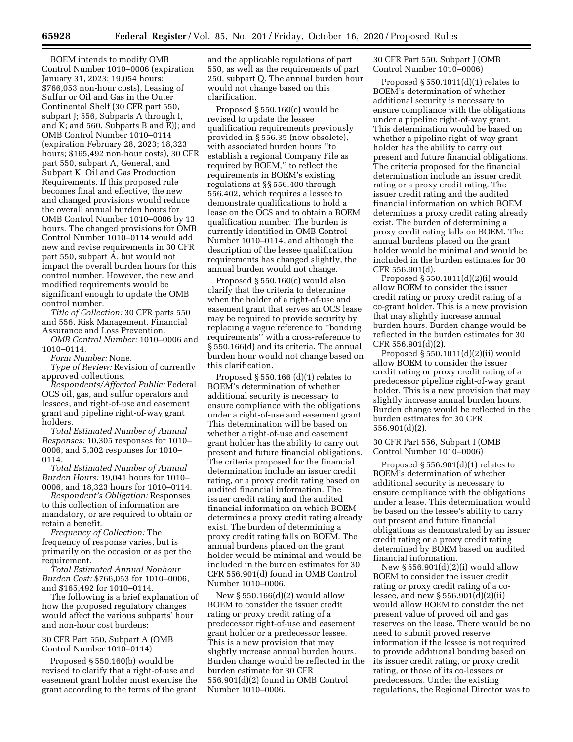BOEM intends to modify OMB Control Number 1010–0006 (expiration January 31, 2023; 19,054 hours; $766,053 non-hour costs), Leasing of Sulfur or Oil and Gas in the Outer Continental Shelf (30 CFR part 550, subpart J; 556, Subparts A through I, and K; and 560, Subparts B and E)); and OMB Control Number 1010–0114 (expiration February 28, 2023; 18,323 hours; $165,492 non-hour costs), 30 CFR part 550, subpart A, General, and Subpart K, Oil and Gas Production Requirements. If this proposed rule becomes final and effective, the new and changed provisions would reduce the overall annual burden hours for OMB Control Number 1010–0006 by 13 hours. The changed provisions for OMB Control Number 1010–0114 would add new and revise requirements in 30 CFR part 550, subpart A, but would not impact the overall burden hours for this control number. However, the new and modified requirements would be significant enough to update the OMB control number.

*Title of Collection:* 30 CFR parts 550 and 556, Risk Management, Financial Assurance and Loss Prevention.

*OMB Control Number:* 1010–0006 and 1010–0114.

*Form Number:* None.

*Type of Review:* Revision of currently approved collections.

*Respondents/Affected Public:* Federal OCS oil, gas, and sulfur operators and lessees, and right-of-use and easement grant and pipeline right-of-way grant holders.

*Total Estimated Number of Annual Responses:* 10,305 responses for 1010–0006, and 5,302 responses for 1010–0114.

*Total Estimated Number of Annual Burden Hours:* 19,041 hours for 1010–0006, and 18,323 hours for 1010–0114.

*Respondent's Obligation:* Responses to this collection of information are mandatory, or are required to obtain or retain a benefit.

*Frequency of Collection:* The frequency of response varies, but is primarily on the occasion or as per the requirement.

*Total Estimated Annual Nonhour Burden Cost:* $766,053 for 1010–0006, and $165,492 for 1010–0114.

The following is a brief explanation of how the proposed regulatory changes would affect the various subparts' hour and non-hour cost burdens:

30 CFR Part 550, Subpart A (OMB Control Number 1010–0114)

Proposed § 550.160(b) would be revised to clarify that a right-of-use and easement grant holder must exercise the grant according to the terms of the grant and the applicable regulations of part 550, as well as the requirements of part 250, subpart Q. The annual burden hour would not change based on this clarification.

Proposed § 550.160(c) would be revised to update the lessee qualification requirements previously provided in § 556.35 (now obsolete), with associated burden hours ''to establish a regional Company File as required by BOEM,'' to reflect the requirements in BOEM's existing regulations at §§ 556.400 through 556.402, which requires a lessee to demonstrate qualifications to hold a lease on the OCS and to obtain a BOEM qualification number. The burden is currently identified in OMB Control Number 1010–0114, and although the description of the lessee qualification requirements has changed slightly, the annual burden would not change.

Proposed § 550.160(c) would also clarify that the criteria to determine when the holder of a right-of-use and easement grant that serves an OCS lease may be required to provide security by replacing a vague reference to ''bonding requirements'' with a cross-reference to § 550.166(d) and its criteria. The annual burden hour would not change based on this clarification.

Proposed § 550.166 (d)(1) relates to BOEM's determination of whether additional security is necessary to ensure compliance with the obligations under a right-of-use and easement grant. This determination will be based on whether a right-of-use and easement grant holder has the ability to carry out present and future financial obligations. The criteria proposed for the financial determination include an issuer credit rating, or a proxy credit rating based on audited financial information. The issuer credit rating and the audited financial information on which BOEM determines a proxy credit rating already exist. The burden of determining a proxy credit rating falls on BOEM. The annual burdens placed on the grant holder would be minimal and would be included in the burden estimates for 30 CFR 556.901(d) found in OMB Control Number 1010–0006.

New § 550.166(d)(2) would allow BOEM to consider the issuer credit rating or proxy credit rating of a predecessor right-of-use and easement grant holder or a predecessor lessee. This is a new provision that may slightly increase annual burden hours. Burden change would be reflected in the burden estimate for 30 CFR 556.901(d)(2) found in OMB Control Number 1010–0006.

30 CFR Part 550, Subpart J (OMB Control Number 1010–0006)

Proposed § 550.1011(d)(1) relates to BOEM's determination of whether additional security is necessary to ensure compliance with the obligations under a pipeline right-of-way grant. This determination would be based on whether a pipeline right-of-way grant holder has the ability to carry out present and future financial obligations. The criteria proposed for the financial determination include an issuer credit rating or a proxy credit rating. The issuer credit rating and the audited financial information on which BOEM determines a proxy credit rating already exist. The burden of determining a proxy credit rating falls on BOEM. The annual burdens placed on the grant holder would be minimal and would be included in the burden estimates for 30 CFR 556.901(d).

Proposed § 550.1011(d)(2)(i) would allow BOEM to consider the issuer credit rating or proxy credit rating of a co-grant holder. This is a new provision that may slightly increase annual burden hours. Burden change would be reflected in the burden estimates for 30 CFR 556.901(d)(2).

Proposed § 550.1011(d)(2)(ii) would allow BOEM to consider the issuer credit rating or proxy credit rating of a predecessor pipeline right-of-way grant holder. This is a new provision that may slightly increase annual burden hours. Burden change would be reflected in the burden estimates for 30 CFR 556.901(d)(2).

30 CFR Part 556, Subpart I (OMB Control Number 1010–0006)

Proposed § 556.901(d)(1) relates to BOEM's determination of whether additional security is necessary to ensure compliance with the obligations under a lease. This determination would be based on the lessee's ability to carry out present and future financial obligations as demonstrated by an issuer credit rating or a proxy credit rating determined by BOEM based on audited financial information.

New § 556.901(d)(2)(i) would allow BOEM to consider the issuer credit rating or proxy credit rating of a co-lessee, and new § 556.901(d)(2)(ii) would allow BOEM to consider the net present value of proved oil and gas reserves on the lease. There would be no need to submit proved reserve information if the lessee is not required to provide additional bonding based on its issuer credit rating, or proxy credit rating, or those of its co-lessees or predecessors. Under the existing regulations, the Regional Director was to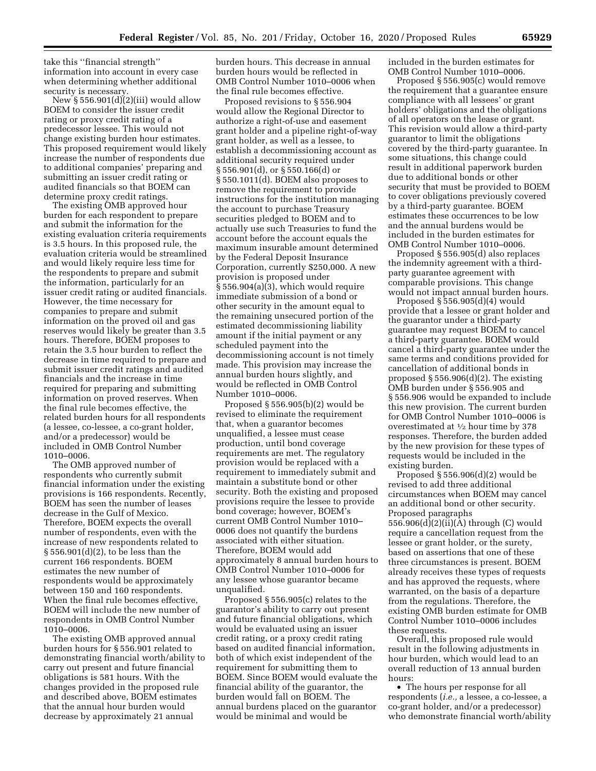take this ''financial strength'' information into account in every case when determining whether additional security is necessary.

New § 556.901(d)(2)(iii) would allow BOEM to consider the issuer credit rating or proxy credit rating of a predecessor lessee. This would not change existing burden hour estimates. This proposed requirement would likely increase the number of respondents due to additional companies' preparing and submitting an issuer credit rating or audited financials so that BOEM can determine proxy credit ratings.

The existing OMB approved hour burden for each respondent to prepare and submit the information for the existing evaluation criteria requirements is 3.5 hours. In this proposed rule, the evaluation criteria would be streamlined and would likely require less time for the respondents to prepare and submit the information, particularly for an issuer credit rating or audited financials. However, the time necessary for companies to prepare and submit information on the proved oil and gas reserves would likely be greater than 3.5 hours. Therefore, BOEM proposes to retain the 3.5 hour burden to reflect the decrease in time required to prepare and submit issuer credit ratings and audited financials and the increase in time required for preparing and submitting information on proved reserves. When the final rule becomes effective, the related burden hours for all respondents (a lessee, co-lessee, a co-grant holder, and/or a predecessor) would be included in OMB Control Number 1010–0006.

The OMB approved number of respondents who currently submit financial information under the existing provisions is 166 respondents. Recently, BOEM has seen the number of leases decrease in the Gulf of Mexico. Therefore, BOEM expects the overall number of respondents, even with the increase of new respondents related to § 556.901(d)(2), to be less than the current 166 respondents. BOEM estimates the new number of respondents would be approximately between 150 and 160 respondents. When the final rule becomes effective, BOEM will include the new number of respondents in OMB Control Number 1010–0006.

The existing OMB approved annual burden hours for § 556.901 related to demonstrating financial worth/ability to carry out present and future financial obligations is 581 hours. With the changes provided in the proposed rule and described above, BOEM estimates that the annual hour burden would decrease by approximately 21 annual burden hours. This decrease in annual burden hours would be reflected in OMB Control Number 1010–0006 when the final rule becomes effective.

Proposed revisions to § 556.904 would allow the Regional Director to authorize a right-of-use and easement grant holder and a pipeline right-of-way grant holder, as well as a lessee, to establish a decommissioning account as additional security required under § 556.901(d), or § 550.166(d) or § 550.1011(d). BOEM also proposes to remove the requirement to provide instructions for the institution managing the account to purchase Treasury securities pledged to BOEM and to actually use such Treasuries to fund the account before the account equals the maximum insurable amount determined by the Federal Deposit Insurance Corporation, currently $250,000. A new provision is proposed under § 556.904(a)(3), which would require immediate submission of a bond or other security in the amount equal to the remaining unsecured portion of the estimated decommissioning liability amount if the initial payment or any scheduled payment into the decommissioning account is not timely made. This provision may increase the annual burden hours slightly, and would be reflected in OMB Control Number 1010–0006.

Proposed § 556.905(b)(2) would be revised to eliminate the requirement that, when a guarantor becomes unqualified, a lessee must cease production, until bond coverage requirements are met. The regulatory provision would be replaced with a requirement to immediately submit and maintain a substitute bond or other security. Both the existing and proposed provisions require the lessee to provide bond coverage; however, BOEM's current OMB Control Number 1010–0006 does not quantify the burdens associated with either situation. Therefore, BOEM would add approximately 8 annual burden hours to OMB Control Number 1010–0006 for any lessee whose guarantor became unqualified.

Proposed § 556.905(c) relates to the guarantor's ability to carry out present and future financial obligations, which would be evaluated using an issuer credit rating, or a proxy credit rating based on audited financial information, both of which exist independent of the requirement for submitting them to BOEM. Since BOEM would evaluate the financial ability of the guarantor, the burden would fall on BOEM. The annual burdens placed on the guarantor would be minimal and would be included in the burden estimates for OMB Control Number 1010–0006.

Proposed § 556.905(c) would remove the requirement that a guarantee ensure compliance with all lessees' or grant holders' obligations and the obligations of all operators on the lease or grant. This revision would allow a third-party guarantor to limit the obligations covered by the third-party guarantee. In some situations, this change could result in additional paperwork burden due to additional bonds or other security that must be provided to BOEM to cover obligations previously covered by a third-party guarantee. BOEM estimates these occurrences to be low and the annual burdens would be included in the burden estimates for OMB Control Number 1010–0006.

Proposed § 556.905(d) also replaces the indemnity agreement with a third-party guarantee agreement with comparable provisions. This change would not impact annual burden hours.

Proposed § 556.905(d)(4) would provide that a lessee or grant holder and the guarantor under a third-party guarantee may request BOEM to cancel a third-party guarantee. BOEM would cancel a third-party guarantee under the same terms and conditions provided for cancellation of additional bonds in proposed § 556.906(d)(2). The existing OMB burden under § 556.905 and § 556.906 would be expanded to include this new provision. The current burden for OMB Control Number 1010–0006 is overestimated at ½ hour time by 378 responses. Therefore, the burden added by the new provision for these types of requests would be included in the existing burden.

Proposed § 556.906(d)(2) would be revised to add three additional circumstances when BOEM may cancel an additional bond or other security. Proposed paragraphs 556.906(d)(2)(ii)(A) through (C) would require a cancellation request from the lessee or grant holder, or the surety, based on assertions that one of these three circumstances is present. BOEM already receives these types of requests and has approved the requests, where warranted, on the basis of a departure from the regulations. Therefore, the existing OMB burden estimate for OMB Control Number 1010–0006 includes these requests.

Overall, this proposed rule would result in the following adjustments in hour burden, which would lead to an overall reduction of 13 annual burden hours:

- The hours per response for all respondents (*i.e.,* a lessee, a co-lessee, a co-grant holder, and/or a predecessor) who demonstrate financial worth/ability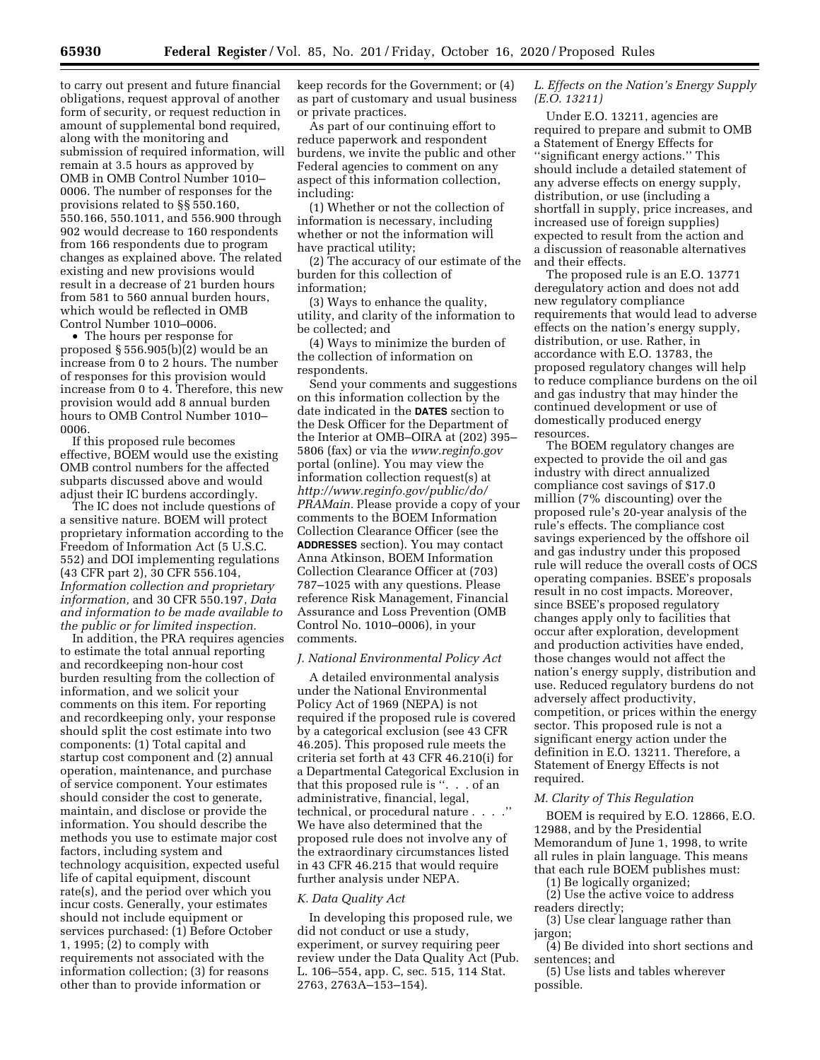to carry out present and future financial obligations, request approval of another form of security, or request reduction in amount of supplemental bond required, along with the monitoring and submission of required information, will remain at 3.5 hours as approved by OMB in OMB Control Number 1010–0006. The number of responses for the provisions related to §§ 550.160, 550.166, 550.1011, and 556.900 through 902 would decrease to 160 respondents from 166 respondents due to program changes as explained above. The related existing and new provisions would result in a decrease of 21 burden hours from 581 to 560 annual burden hours, which would be reflected in OMB Control Number 1010–0006.

- The hours per response for proposed § 556.905(b)(2) would be an increase from 0 to 2 hours. The number of responses for this provision would increase from 0 to 4. Therefore, this new provision would add 8 annual burden hours to OMB Control Number 1010–0006.

If this proposed rule becomes effective, BOEM would use the existing OMB control numbers for the affected subparts discussed above and would adjust their IC burdens accordingly.

The IC does not include questions of a sensitive nature. BOEM will protect proprietary information according to the Freedom of Information Act (5 U.S.C. 552) and DOI implementing regulations (43 CFR part 2), 30 CFR 556.104, *Information collection and proprietary information,* and 30 CFR 550.197, *Data and information to be made available to the public or for limited inspection.*

In addition, the PRA requires agencies to estimate the total annual reporting and recordkeeping non-hour cost burden resulting from the collection of information, and we solicit your comments on this item. For reporting and recordkeeping only, your response should split the cost estimate into two components: (1) Total capital and startup cost component and (2) annual operation, maintenance, and purchase of service component. Your estimates should consider the cost to generate, maintain, and disclose or provide the information. You should describe the methods you use to estimate major cost factors, including system and technology acquisition, expected useful life of capital equipment, discount rate(s), and the period over which you incur costs. Generally, your estimates should not include equipment or services purchased: (1) Before October 1, 1995; (2) to comply with requirements not associated with the information collection; (3) for reasons other than to provide information or keep records for the Government; or (4) as part of customary and usual business or private practices.

As part of our continuing effort to reduce paperwork and respondent burdens, we invite the public and other Federal agencies to comment on any aspect of this information collection, including:

(1) Whether or not the collection of information is necessary, including whether or not the information will have practical utility;

(2) The accuracy of our estimate of the burden for this collection of information;

(3) Ways to enhance the quality, utility, and clarity of the information to be collected; and

(4) Ways to minimize the burden of the collection of information on respondents.

Send your comments and suggestions on this information collection by the date indicated in the **DATES** section to the Desk Officer for the Department of the Interior at OMB–OIRA at (202) 395–5806 (fax) or via the *www.reginfo.gov* portal (online). You may view the information collection request(s) at *http://www.reginfo.gov/public/do/PRAMain.* Please provide a copy of your comments to the BOEM Information Collection Clearance Officer (see the **ADDRESSES** section). You may contact Anna Atkinson, BOEM Information Collection Clearance Officer at (703) 787–1025 with any questions. Please reference Risk Management, Financial Assurance and Loss Prevention (OMB Control No. 1010–0006), in your comments.

### *J. National Environmental Policy Act*

A detailed environmental analysis under the National Environmental Policy Act of 1969 (NEPA) is not required if the proposed rule is covered by a categorical exclusion (see 43 CFR 46.205). This proposed rule meets the criteria set forth at 43 CFR 46.210(i) for a Departmental Categorical Exclusion in that this proposed rule is ''. . . of an administrative, financial, legal, technical, or procedural nature . . . .'' We have also determined that the proposed rule does not involve any of the extraordinary circumstances listed in 43 CFR 46.215 that would require further analysis under NEPA.

### *K. Data Quality Act*

In developing this proposed rule, we did not conduct or use a study, experiment, or survey requiring peer review under the Data Quality Act (Pub. L. 106–554, app. C, sec. 515, 114 Stat. 2763, 2763A–153–154).

### *L. Effects on the Nation's Energy Supply (E.O. 13211)*

Under E.O. 13211, agencies are required to prepare and submit to OMB a Statement of Energy Effects for ''significant energy actions.'' This should include a detailed statement of any adverse effects on energy supply, distribution, or use (including a shortfall in supply, price increases, and increased use of foreign supplies) expected to result from the action and a discussion of reasonable alternatives and their effects.

The proposed rule is an E.O. 13771 deregulatory action and does not add new regulatory compliance requirements that would lead to adverse effects on the nation's energy supply, distribution, or use. Rather, in accordance with E.O. 13783, the proposed regulatory changes will help to reduce compliance burdens on the oil and gas industry that may hinder the continued development or use of domestically produced energy resources.

The BOEM regulatory changes are expected to provide the oil and gas industry with direct annualized compliance cost savings of $17.0 million (7% discounting) over the proposed rule's 20-year analysis of the rule's effects. The compliance cost savings experienced by the offshore oil and gas industry under this proposed rule will reduce the overall costs of OCS operating companies. BSEE's proposals result in no cost impacts. Moreover, since BSEE's proposed regulatory changes apply only to facilities that occur after exploration, development and production activities have ended, those changes would not affect the nation's energy supply, distribution and use. Reduced regulatory burdens do not adversely affect productivity, competition, or prices within the energy sector. This proposed rule is not a significant energy action under the definition in E.O. 13211. Therefore, a Statement of Energy Effects is not required.

### *M. Clarity of This Regulation*

BOEM is required by E.O. 12866, E.O. 12988, and by the Presidential Memorandum of June 1, 1998, to write all rules in plain language. This means that each rule BOEM publishes must:

(1) Be logically organized;

(2) Use the active voice to address readers directly;

(3) Use clear language rather than jargon;

(4) Be divided into short sections and sentences; and

(5) Use lists and tables wherever possible.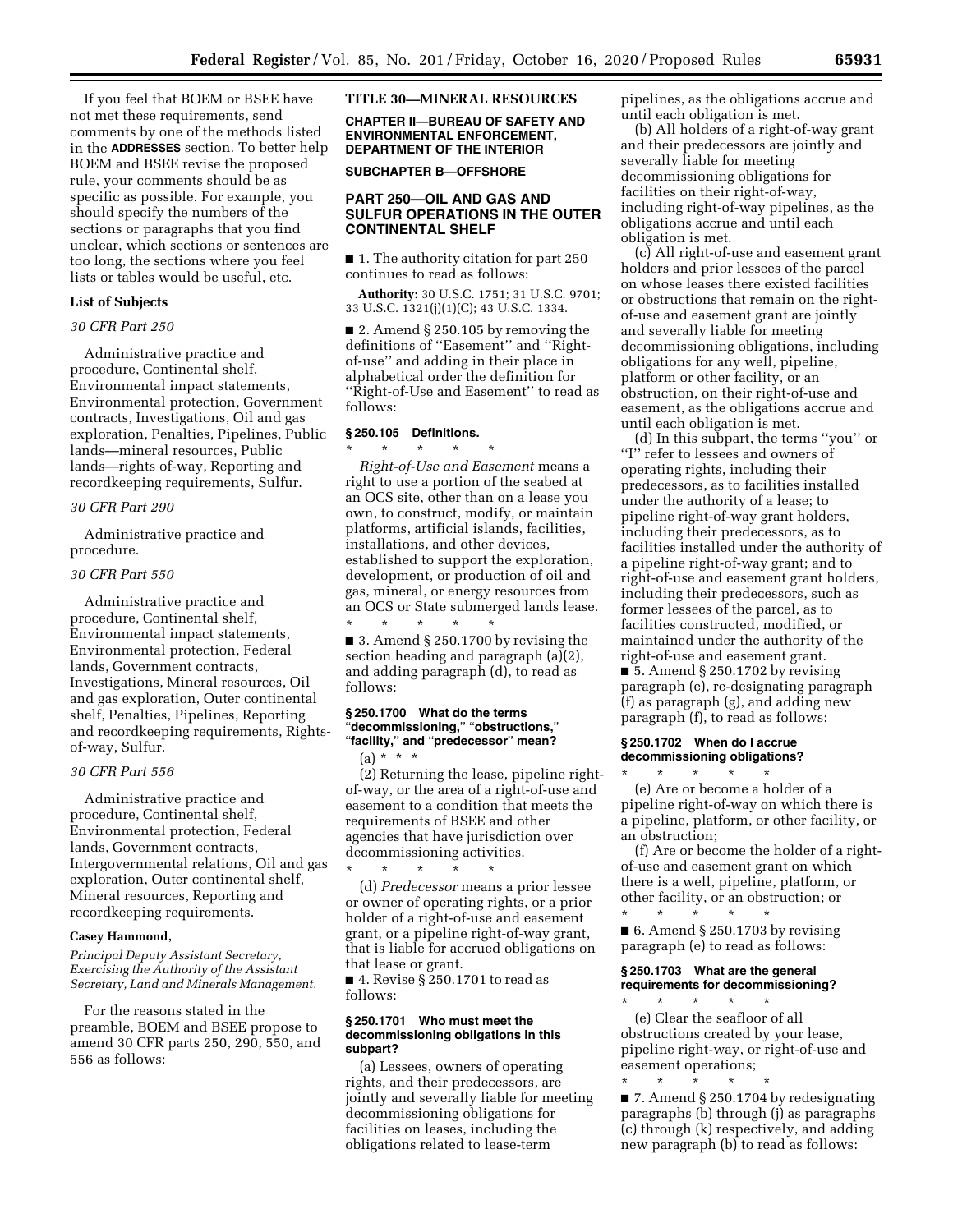If you feel that BOEM or BSEE have not met these requirements, send comments by one of the methods listed in the **ADDRESSES** section. To better help BOEM and BSEE revise the proposed rule, your comments should be as specific as possible. For example, you should specify the numbers of the sections or paragraphs that you find unclear, which sections or sentences are too long, the sections where you feel lists or tables would be useful, etc.

### List of Subjects

*30 CFR Part 250*

Administrative practice and procedure, Continental shelf, Environmental impact statements, Environmental protection, Government contracts, Investigations, Oil and gas exploration, Penalties, Pipelines, Public lands—mineral resources, Public lands—rights of-way, Reporting and recordkeeping requirements, Sulfur.

*30 CFR Part 290*

Administrative practice and procedure.

*30 CFR Part 550*

Administrative practice and procedure, Continental shelf, Environmental impact statements, Environmental protection, Federal lands, Government contracts, Investigations, Mineral resources, Oil and gas exploration, Outer continental shelf, Penalties, Pipelines, Reporting and recordkeeping requirements, Rights-of-way, Sulfur.

*30 CFR Part 556*

Administrative practice and procedure, Continental shelf, Environmental protection, Federal lands, Government contracts, Intergovernmental relations, Oil and gas exploration, Outer continental shelf, Mineral resources, Reporting and recordkeeping requirements.

**Casey Hammond,**

*Principal Deputy Assistant Secretary, Exercising the Authority of the Assistant Secretary, Land and Minerals Management.*

For the reasons stated in the preamble, BOEM and BSEE propose to amend 30 CFR parts 250, 290, 550, and 556 as follows:

## TITLE 30—MINERAL RESOURCES

### CHAPTER II—BUREAU OF SAFETY AND ENVIRONMENTAL ENFORCEMENT, DEPARTMENT OF THE INTERIOR

### SUBCHAPTER B—OFFSHORE

## PART 250—OIL AND GAS AND SULFUR OPERATIONS IN THE OUTER CONTINENTAL SHELF

■ 1. The authority citation for part 250 continues to read as follows:

**Authority:** 30 U.S.C. 1751; 31 U.S.C. 9701; 33 U.S.C. 1321(j)(1)(C); 43 U.S.C. 1334.

■ 2. Amend § 250.105 by removing the definitions of ''Easement'' and ''Right-of-use'' and adding in their place in alphabetical order the definition for ''Right-of-Use and Easement'' to read as follows:

### § 250.105 Definitions.

\* \* \* \* \*

*Right-of-Use and Easement* means a right to use a portion of the seabed at an OCS site, other than on a lease you own, to construct, modify, or maintain platforms, artificial islands, facilities, installations, and other devices, established to support the exploration, development, or production of oil and gas, mineral, or energy resources from an OCS or State submerged lands lease.

\* \* \* \* \*

■ 3. Amend § 250.1700 by revising the section heading and paragraph (a)(2), and adding paragraph (d), to read as follows:

### § 250.1700 What do the terms "decommissioning," "obstructions," "facility," and "predecessor" mean?

(a) \* \* \*

(2) Returning the lease, pipeline right-of-way, or the area of a right-of-use and easement to a condition that meets the requirements of BSEE and other agencies that have jurisdiction over decommissioning activities.

\* \* \* \* \*

(d) *Predecessor* means a prior lessee or owner of operating rights, or a prior holder of a right-of-use and easement grant, or a pipeline right-of-way grant, that is liable for accrued obligations on that lease or grant.

■ 4. Revise § 250.1701 to read as follows:

### § 250.1701 Who must meet the decommissioning obligations in this subpart?

(a) Lessees, owners of operating rights, and their predecessors, are jointly and severally liable for meeting decommissioning obligations for facilities on leases, including the obligations related to lease-term pipelines, as the obligations accrue and until each obligation is met.

(b) All holders of a right-of-way grant and their predecessors are jointly and severally liable for meeting decommissioning obligations for facilities on their right-of-way, including right-of-way pipelines, as the obligations accrue and until each obligation is met.

(c) All right-of-use and easement grant holders and prior lessees of the parcel on whose leases there existed facilities or obstructions that remain on the right-of-use and easement grant are jointly and severally liable for meeting decommissioning obligations, including obligations for any well, pipeline, platform or other facility, or an obstruction, on their right-of-use and easement, as the obligations accrue and until each obligation is met.

(d) In this subpart, the terms ''you'' or ''I'' refer to lessees and owners of operating rights, including their predecessors, as to facilities installed under the authority of a lease; to pipeline right-of-way grant holders, including their predecessors, as to facilities installed under the authority of a pipeline right-of-way grant; and to right-of-use and easement grant holders, including their predecessors, such as former lessees of the parcel, as to facilities constructed, modified, or maintained under the authority of the right-of-use and easement grant.

■ 5. Amend § 250.1702 by revising paragraph (e), re-designating paragraph (f) as paragraph (g), and adding new paragraph (f), to read as follows:

### § 250.1702 When do I accrue decommissioning obligations?

\* \* \* \* \*

(e) Are or become a holder of a pipeline right-of-way on which there is a pipeline, platform, or other facility, or an obstruction;

(f) Are or become the holder of a right-of-use and easement grant on which there is a well, pipeline, platform, or other facility, or an obstruction; or

\* \* \* \* \*

■ 6. Amend § 250.1703 by revising paragraph (e) to read as follows:

### § 250.1703 What are the general requirements for decommissioning?

\* \* \* \* \*

(e) Clear the seafloor of all obstructions created by your lease, pipeline right-way, or right-of-use and easement operations;

\* \* \* \* \*

■ 7. Amend § 250.1704 by redesignating paragraphs (b) through (j) as paragraphs (c) through (k) respectively, and adding new paragraph (b) to read as follows: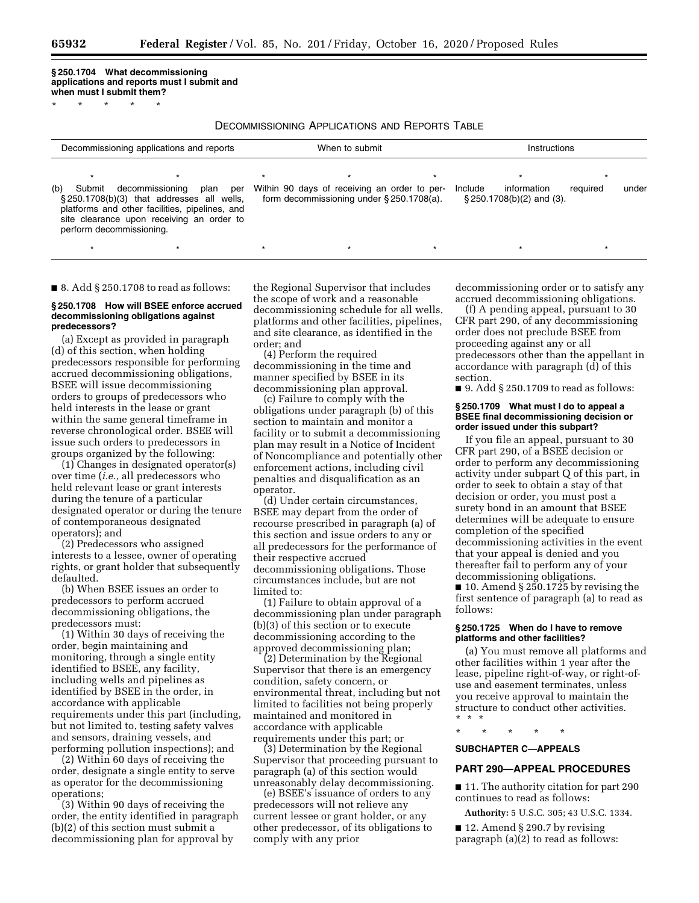**§ 250.1704 What decommissioning applications and reports must I submit and when must I submit them?**

\* \* \* \* \*

DECOMMISSIONING APPLICATIONS AND REPORTS TABLE

| Decommissioning applications and reports | When to submit | Instructions |
|---|---|---|
| \* \* | \* \* \* | \* \* |
| (b) Submit decommissioning plan per § 250.1708(b)(3) that addresses all wells, platforms and other facilities, pipelines, and site clearance upon receiving an order to perform decommissioning. | Within 90 days of receiving an order to perform decommissioning under § 250.1708(a). | Include information required under § 250.1708(b)(2) and (3). |
| \* \* | \* \* \* | \* \* |

■ 8. Add § 250.1708 to read as follows:

**§ 250.1708 How will BSEE enforce accrued decommissioning obligations against predecessors?**

(a) Except as provided in paragraph (d) of this section, when holding predecessors responsible for performing accrued decommissioning obligations, BSEE will issue decommissioning orders to groups of predecessors who held interests in the lease or grant within the same general timeframe in reverse chronological order. BSEE will issue such orders to predecessors in groups organized by the following:

(1) Changes in designated operator(s) over time (*i.e.,* all predecessors who held relevant lease or grant interests during the tenure of a particular designated operator or during the tenure of contemporaneous designated operators); and

(2) Predecessors who assigned interests to a lessee, owner of operating rights, or grant holder that subsequently defaulted.

(b) When BSEE issues an order to predecessors to perform accrued decommissioning obligations, the predecessors must:

(1) Within 30 days of receiving the order, begin maintaining and monitoring, through a single entity identified to BSEE, any facility, including wells and pipelines as identified by BSEE in the order, in accordance with applicable requirements under this part (including, but not limited to, testing safety valves and sensors, draining vessels, and performing pollution inspections); and

(2) Within 60 days of receiving the order, designate a single entity to serve as operator for the decommissioning operations;

(3) Within 90 days of receiving the order, the entity identified in paragraph (b)(2) of this section must submit a decommissioning plan for approval by the Regional Supervisor that includes the scope of work and a reasonable decommissioning schedule for all wells, platforms and other facilities, pipelines, and site clearance, as identified in the order; and

(4) Perform the required decommissioning in the time and manner specified by BSEE in its decommissioning plan approval.

(c) Failure to comply with the obligations under paragraph (b) of this section to maintain and monitor a facility or to submit a decommissioning plan may result in a Notice of Incident of Noncompliance and potentially other enforcement actions, including civil penalties and disqualification as an operator.

(d) Under certain circumstances, BSEE may depart from the order of recourse prescribed in paragraph (a) of this section and issue orders to any or all predecessors for the performance of their respective accrued decommissioning obligations. Those circumstances include, but are not limited to:

(1) Failure to obtain approval of a decommissioning plan under paragraph (b)(3) of this section or to execute decommissioning according to the approved decommissioning plan;

(2) Determination by the Regional Supervisor that there is an emergency condition, safety concern, or environmental threat, including but not limited to facilities not being properly maintained and monitored in accordance with applicable requirements under this part; or

(3) Determination by the Regional Supervisor that proceeding pursuant to paragraph (a) of this section would unreasonably delay decommissioning.

(e) BSEE's issuance of orders to any predecessors will not relieve any current lessee or grant holder, or any other predecessor, of its obligations to comply with any prior decommissioning order or to satisfy any accrued decommissioning obligations.

(f) A pending appeal, pursuant to 30 CFR part 290, of any decommissioning order does not preclude BSEE from proceeding against any or all predecessors other than the appellant in accordance with paragraph (d) of this section.

■ 9. Add § 250.1709 to read as follows:

**§ 250.1709 What must I do to appeal a BSEE final decommissioning decision or order issued under this subpart?**

If you file an appeal, pursuant to 30 CFR part 290, of a BSEE decision or order to perform any decommissioning activity under subpart Q of this part, in order to seek to obtain a stay of that decision or order, you must post a surety bond in an amount that BSEE determines will be adequate to ensure completion of the specified decommissioning activities in the event that your appeal is denied and you thereafter fail to perform any of your decommissioning obligations.

■ 10. Amend § 250.1725 by revising the first sentence of paragraph (a) to read as follows:

**§ 250.1725 When do I have to remove platforms and other facilities?**

(a) You must remove all platforms and other facilities within 1 year after the lease, pipeline right-of-way, or right-of-use and easement terminates, unless you receive approval to maintain the structure to conduct other activities. \* \* \*

\* \* \* \* \*

**SUBCHAPTER C—APPEALS**

**PART 290—APPEAL PROCEDURES**

■ 11. The authority citation for part 290 continues to read as follows:

**Authority:** 5 U.S.C. 305; 43 U.S.C. 1334.

■ 12. Amend § 290.7 by revising paragraph (a)(2) to read as follows: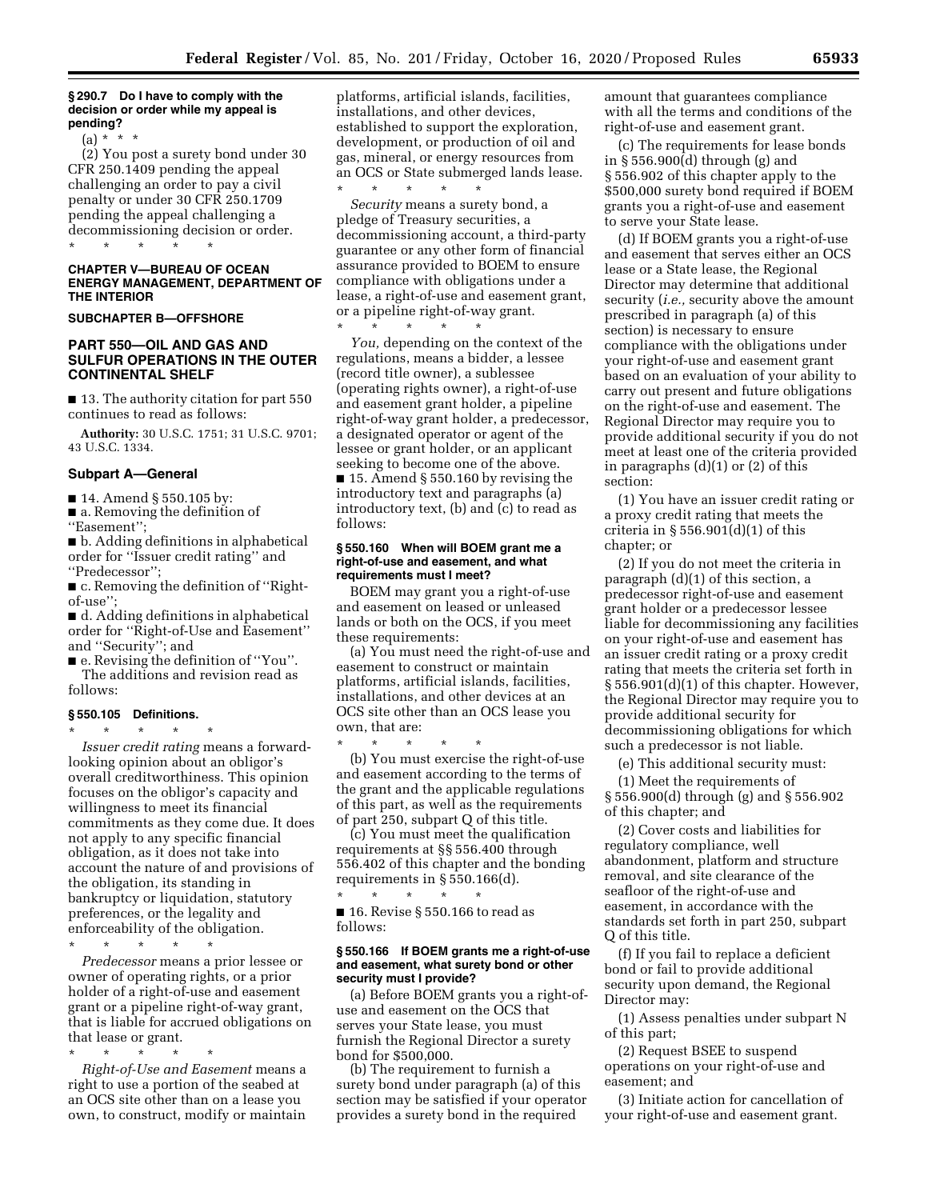**§ 290.7 Do I have to comply with the decision or order while my appeal is pending?**

(a) * * *

(2) You post a surety bond under 30 CFR 250.1409 pending the appeal challenging an order to pay a civil penalty or under 30 CFR 250.1709 pending the appeal challenging a decommissioning decision or order.

\* \* \* \* \*

## CHAPTER V—BUREAU OF OCEAN ENERGY MANAGEMENT, DEPARTMENT OF THE INTERIOR

## SUBCHAPTER B—OFFSHORE

## PART 550—OIL AND GAS AND SULFUR OPERATIONS IN THE OUTER CONTINENTAL SHELF

■ 13. The authority citation for part 550 continues to read as follows:

**Authority:** 30 U.S.C. 1751; 31 U.S.C. 9701; 43 U.S.C. 1334.

### Subpart A—General

■ 14. Amend § 550.105 by:

■ a. Removing the definition of ''Easement'';

■ b. Adding definitions in alphabetical order for ''Issuer credit rating'' and ''Predecessor'';

■ c. Removing the definition of ''Right-of-use'';

■ d. Adding definitions in alphabetical order for ''Right-of-Use and Easement'' and ''Security''; and

■ e. Revising the definition of ''You''.

The additions and revision read as follows:

**§ 550.105 Definitions.**

\* \* \* \* \*

*Issuer credit rating* means a forward-looking opinion about an obligor's overall creditworthiness. This opinion focuses on the obligor's capacity and willingness to meet its financial commitments as they come due. It does not apply to any specific financial obligation, as it does not take into account the nature of and provisions of the obligation, its standing in bankruptcy or liquidation, statutory preferences, or the legality and enforceability of the obligation.

\* \* \* \* \*

*Predecessor* means a prior lessee or owner of operating rights, or a prior holder of a right-of-use and easement grant or a pipeline right-of-way grant, that is liable for accrued obligations on that lease or grant.

\* \* \* \* \*

*Right-of-Use and Easement* means a right to use a portion of the seabed at an OCS site other than on a lease you own, to construct, modify or maintain platforms, artificial islands, facilities, installations, and other devices, established to support the exploration, development, or production of oil and gas, mineral, or energy resources from an OCS or State submerged lands lease.

\* \* \* \* \*

*Security* means a surety bond, a pledge of Treasury securities, a decommissioning account, a third-party guarantee or any other form of financial assurance provided to BOEM to ensure compliance with obligations under a lease, a right-of-use and easement grant, or a pipeline right-of-way grant.

\* \* \* \* \*

*You,* depending on the context of the regulations, means a bidder, a lessee (record title owner), a sublessee (operating rights owner), a right-of-use and easement grant holder, a pipeline right-of-way grant holder, a predecessor, a designated operator or agent of the lessee or grant holder, or an applicant seeking to become one of the above.

■ 15. Amend § 550.160 by revising the introductory text and paragraphs (a) introductory text, (b) and (c) to read as follows:

**§ 550.160 When will BOEM grant me a right-of-use and easement, and what requirements must I meet?**

BOEM may grant you a right-of-use and easement on leased or unleased lands or both on the OCS, if you meet these requirements:

(a) You must need the right-of-use and easement to construct or maintain platforms, artificial islands, facilities, installations, and other devices at an OCS site other than an OCS lease you own, that are:

\* \* \* \* \*

(b) You must exercise the right-of-use and easement according to the terms of the grant and the applicable regulations of this part, as well as the requirements of part 250, subpart Q of this title.

(c) You must meet the qualification requirements at §§ 556.400 through 556.402 of this chapter and the bonding requirements in § 550.166(d).

\* \* \* \* \*

■ 16. Revise § 550.166 to read as follows:

**§ 550.166 If BOEM grants me a right-of-use and easement, what surety bond or other security must I provide?**

(a) Before BOEM grants you a right-of-use and easement on the OCS that serves your State lease, you must furnish the Regional Director a surety bond for $500,000.

(b) The requirement to furnish a surety bond under paragraph (a) of this section may be satisfied if your operator provides a surety bond in the required amount that guarantees compliance with all the terms and conditions of the right-of-use and easement grant.

(c) The requirements for lease bonds in § 556.900(d) through (g) and § 556.902 of this chapter apply to the $500,000 surety bond required if BOEM grants you a right-of-use and easement to serve your State lease.

(d) If BOEM grants you a right-of-use and easement that serves either an OCS lease or a State lease, the Regional Director may determine that additional security (*i.e.,* security above the amount prescribed in paragraph (a) of this section) is necessary to ensure compliance with the obligations under your right-of-use and easement grant based on an evaluation of your ability to carry out present and future obligations on the right-of-use and easement. The Regional Director may require you to provide additional security if you do not meet at least one of the criteria provided in paragraphs (d)(1) or (2) of this section:

(1) You have an issuer credit rating or a proxy credit rating that meets the criteria in § 556.901(d)(1) of this chapter; or

(2) If you do not meet the criteria in paragraph (d)(1) of this section, a predecessor right-of-use and easement grant holder or a predecessor lessee liable for decommissioning any facilities on your right-of-use and easement has an issuer credit rating or a proxy credit rating that meets the criteria set forth in § 556.901(d)(1) of this chapter. However, the Regional Director may require you to provide additional security for decommissioning obligations for which such a predecessor is not liable.

(e) This additional security must:

(1) Meet the requirements of § 556.900(d) through (g) and § 556.902 of this chapter; and

(2) Cover costs and liabilities for regulatory compliance, well abandonment, platform and structure removal, and site clearance of the seafloor of the right-of-use and easement, in accordance with the standards set forth in part 250, subpart Q of this title.

(f) If you fail to replace a deficient bond or fail to provide additional security upon demand, the Regional Director may:

(1) Assess penalties under subpart N of this part;

(2) Request BSEE to suspend operations on your right-of-use and easement; and

(3) Initiate action for cancellation of your right-of-use and easement grant.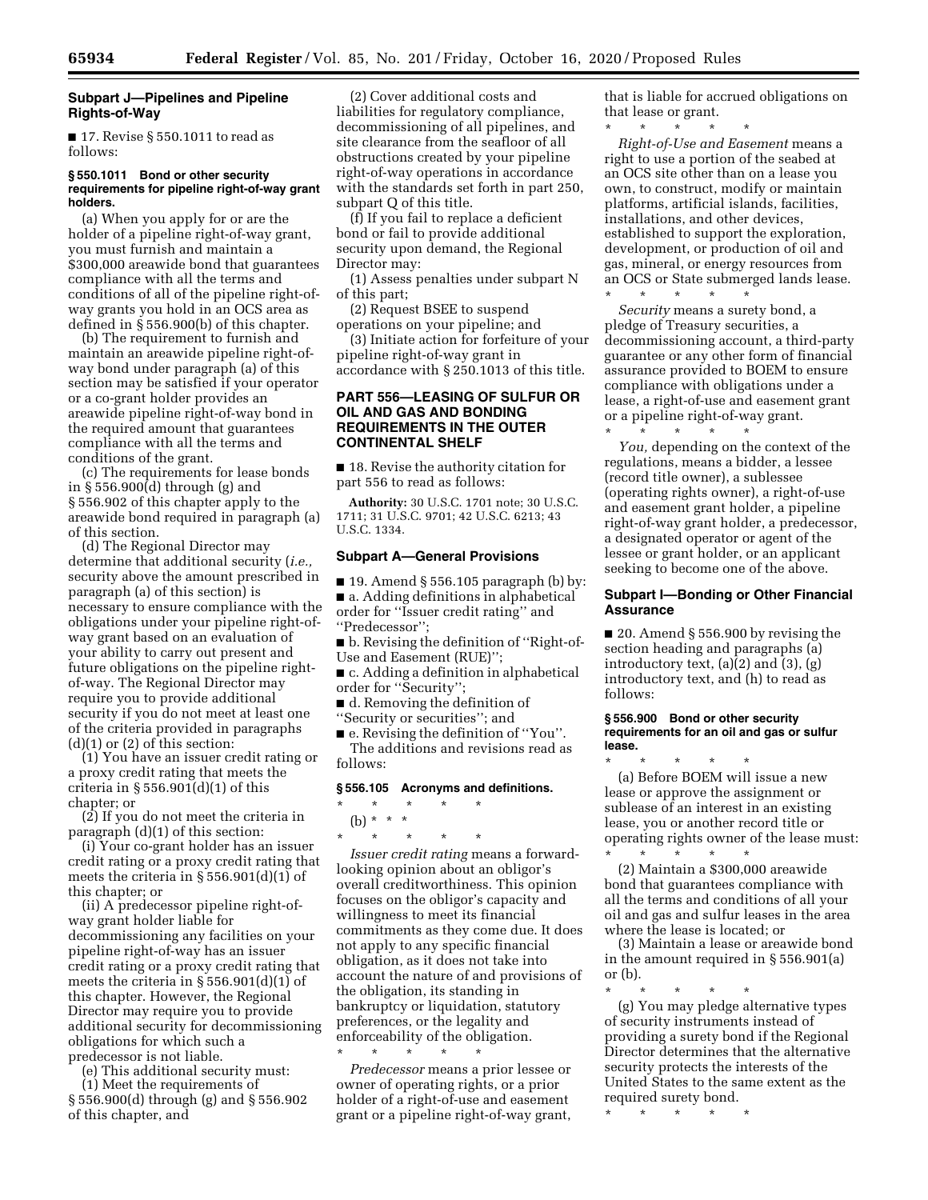## Subpart J—Pipelines and Pipeline Rights-of-Way

■ 17. Revise § 550.1011 to read as follows:

### § 550.1011 Bond or other security requirements for pipeline right-of-way grant holders.

(a) When you apply for or are the holder of a pipeline right-of-way grant, you must furnish and maintain a $300,000 areawide bond that guarantees compliance with all the terms and conditions of all of the pipeline right-of-way grants you hold in an OCS area as defined in § 556.900(b) of this chapter.

(b) The requirement to furnish and maintain an areawide pipeline right-of-way bond under paragraph (a) of this section may be satisfied if your operator or a co-grant holder provides an areawide pipeline right-of-way bond in the required amount that guarantees compliance with all the terms and conditions of the grant.

(c) The requirements for lease bonds in § 556.900(d) through (g) and § 556.902 of this chapter apply to the areawide bond required in paragraph (a) of this section.

(d) The Regional Director may determine that additional security (*i.e.,* security above the amount prescribed in paragraph (a) of this section) is necessary to ensure compliance with the obligations under your pipeline right-of-way grant based on an evaluation of your ability to carry out present and future obligations on the pipeline right-of-way. The Regional Director may require you to provide additional security if you do not meet at least one of the criteria provided in paragraphs (d)(1) or (2) of this section:

(1) You have an issuer credit rating or a proxy credit rating that meets the criteria in § 556.901(d)(1) of this chapter; or

(2) If you do not meet the criteria in paragraph (d)(1) of this section:

(i) Your co-grant holder has an issuer credit rating or a proxy credit rating that meets the criteria in § 556.901(d)(1) of this chapter; or

(ii) A predecessor pipeline right-of-way grant holder liable for decommissioning any facilities on your pipeline right-of-way has an issuer credit rating or a proxy credit rating that meets the criteria in § 556.901(d)(1) of this chapter. However, the Regional Director may require you to provide additional security for decommissioning obligations for which such a predecessor is not liable.

(e) This additional security must:

(1) Meet the requirements of § 556.900(d) through (g) and § 556.902 of this chapter, and

(2) Cover additional costs and liabilities for regulatory compliance, decommissioning of all pipelines, and site clearance from the seafloor of all obstructions created by your pipeline right-of-way operations in accordance with the standards set forth in part 250, subpart Q of this title.

(f) If you fail to replace a deficient bond or fail to provide additional security upon demand, the Regional Director may:

(1) Assess penalties under subpart N of this part;

(2) Request BSEE to suspend operations on your pipeline; and

(3) Initiate action for forfeiture of your pipeline right-of-way grant in accordance with § 250.1013 of this title.

## PART 556—LEASING OF SULFUR OR OIL AND GAS AND BONDING REQUIREMENTS IN THE OUTER CONTINENTAL SHELF

■ 18. Revise the authority citation for part 556 to read as follows:

**Authority:** 30 U.S.C. 1701 note; 30 U.S.C. 1711; 31 U.S.C. 9701; 42 U.S.C. 6213; 43 U.S.C. 1334.

## Subpart A—General Provisions

■ 19. Amend § 556.105 paragraph (b) by:

■ a. Adding definitions in alphabetical order for ''Issuer credit rating'' and ''Predecessor'';

■ b. Revising the definition of ''Right-of-Use and Easement (RUE)'';

■ c. Adding a definition in alphabetical order for ''Security'';

■ d. Removing the definition of ''Security or securities''; and

■ e. Revising the definition of ''You''.

The additions and revisions read as follows:

### § 556.105 Acronyms and definitions.

\* \* \* \* \*

(b) \* \* \*

\* \* \* \* \*

*Issuer credit rating* means a forward-looking opinion about an obligor's overall creditworthiness. This opinion focuses on the obligor's capacity and willingness to meet its financial commitments as they come due. It does not apply to any specific financial obligation, as it does not take into account the nature of and provisions of the obligation, its standing in bankruptcy or liquidation, statutory preferences, or the legality and enforceability of the obligation.

\* \* \* \* \*

*Predecessor* means a prior lessee or owner of operating rights, or a prior holder of a right-of-use and easement grant or a pipeline right-of-way grant, that is liable for accrued obligations on that lease or grant.

\* \* \* \* \*

*Right-of-Use and Easement* means a right to use a portion of the seabed at an OCS site other than on a lease you own, to construct, modify or maintain platforms, artificial islands, facilities, installations, and other devices, established to support the exploration, development, or production of oil and gas, mineral, or energy resources from an OCS or State submerged lands lease.

\* \* \* \* \*

*Security* means a surety bond, a pledge of Treasury securities, a decommissioning account, a third-party guarantee or any other form of financial assurance provided to BOEM to ensure compliance with obligations under a lease, a right-of-use and easement grant or a pipeline right-of-way grant.

\* \* \* \* \*

*You,* depending on the context of the regulations, means a bidder, a lessee (record title owner), a sublessee (operating rights owner), a right-of-use and easement grant holder, a pipeline right-of-way grant holder, a predecessor, a designated operator or agent of the lessee or grant holder, or an applicant seeking to become one of the above.

## Subpart I—Bonding or Other Financial Assurance

■ 20. Amend § 556.900 by revising the section heading and paragraphs (a) introductory text, (a)(2) and (3), (g) introductory text, and (h) to read as follows:

### § 556.900 Bond or other security requirements for an oil and gas or sulfur lease.

\* \* \* \* \*

(a) Before BOEM will issue a new lease or approve the assignment or sublease of an interest in an existing lease, you or another record title or operating rights owner of the lease must:

\* \* \* \* \*

(2) Maintain a $300,000 areawide bond that guarantees compliance with all the terms and conditions of all your oil and gas and sulfur leases in the area where the lease is located; or

(3) Maintain a lease or areawide bond in the amount required in § 556.901(a) or (b).

\* \* \* \* \*

(g) You may pledge alternative types of security instruments instead of providing a surety bond if the Regional Director determines that the alternative security protects the interests of the United States to the same extent as the required surety bond.

\* \* \* \* \*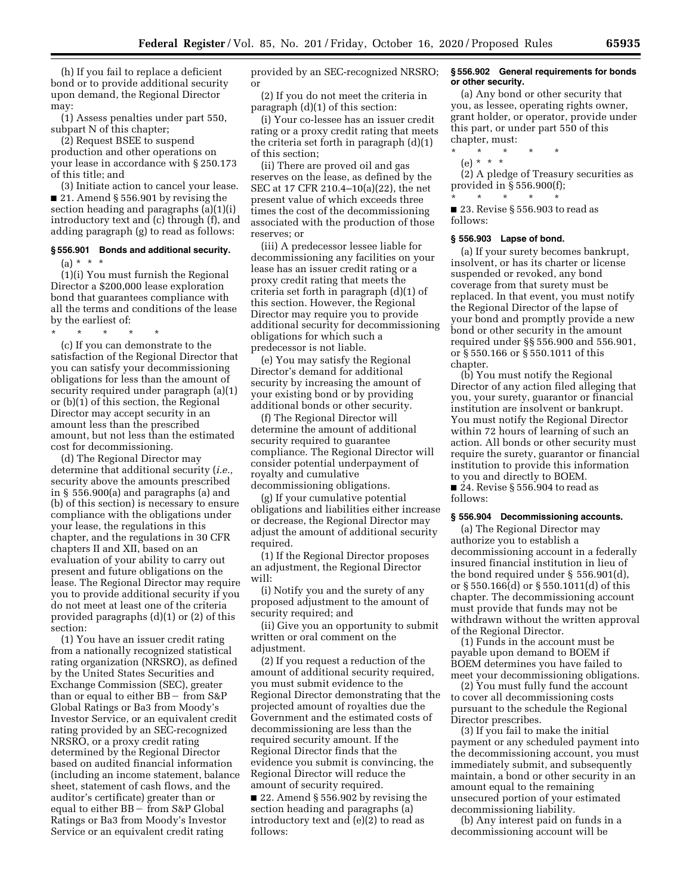(h) If you fail to replace a deficient bond or to provide additional security upon demand, the Regional Director may:

(1) Assess penalties under part 550, subpart N of this chapter;

(2) Request BSEE to suspend production and other operations on your lease in accordance with § 250.173 of this title; and

(3) Initiate action to cancel your lease.

■ 21. Amend § 556.901 by revising the section heading and paragraphs (a)(1)(i) introductory text and (c) through (f), and adding paragraph (g) to read as follows:

### § 556.901 Bonds and additional security.

(a) * * *

(1)(i) You must furnish the Regional Director a $200,000 lease exploration bond that guarantees compliance with all the terms and conditions of the lease by the earliest of:

\* \* \* \* \*

(c) If you can demonstrate to the satisfaction of the Regional Director that you can satisfy your decommissioning obligations for less than the amount of security required under paragraph (a)(1) or (b)(1) of this section, the Regional Director may accept security in an amount less than the prescribed amount, but not less than the estimated cost for decommissioning.

(d) The Regional Director may determine that additional security (*i.e.,* security above the amounts prescribed in § 556.900(a) and paragraphs (a) and (b) of this section) is necessary to ensure compliance with the obligations under your lease, the regulations in this chapter, and the regulations in 30 CFR chapters II and XII, based on an evaluation of your ability to carry out present and future obligations on the lease. The Regional Director may require you to provide additional security if you do not meet at least one of the criteria provided paragraphs (d)(1) or (2) of this section:

(1) You have an issuer credit rating from a nationally recognized statistical rating organization (NRSRO), as defined by the United States Securities and Exchange Commission (SEC), greater than or equal to either BB− from S&P Global Ratings or Ba3 from Moody's Investor Service, or an equivalent credit rating provided by an SEC-recognized NRSRO, or a proxy credit rating determined by the Regional Director based on audited financial information (including an income statement, balance sheet, statement of cash flows, and the auditor's certificate) greater than or equal to either BB− from S&P Global Ratings or Ba3 from Moody's Investor Service or an equivalent credit rating provided by an SEC-recognized NRSRO; or

(2) If you do not meet the criteria in paragraph (d)(1) of this section:

(i) Your co-lessee has an issuer credit rating or a proxy credit rating that meets the criteria set forth in paragraph (d)(1) of this section;

(ii) There are proved oil and gas reserves on the lease, as defined by the SEC at 17 CFR 210.4–10(a)(22), the net present value of which exceeds three times the cost of the decommissioning associated with the production of those reserves; or

(iii) A predecessor lessee liable for decommissioning any facilities on your lease has an issuer credit rating or a proxy credit rating that meets the criteria set forth in paragraph (d)(1) of this section. However, the Regional Director may require you to provide additional security for decommissioning obligations for which such a predecessor is not liable.

(e) You may satisfy the Regional Director's demand for additional security by increasing the amount of your existing bond or by providing additional bonds or other security.

(f) The Regional Director will determine the amount of additional security required to guarantee compliance. The Regional Director will consider potential underpayment of royalty and cumulative decommissioning obligations.

(g) If your cumulative potential obligations and liabilities either increase or decrease, the Regional Director may adjust the amount of additional security required.

(1) If the Regional Director proposes an adjustment, the Regional Director will:

(i) Notify you and the surety of any proposed adjustment to the amount of security required; and

(ii) Give you an opportunity to submit written or oral comment on the adjustment.

(2) If you request a reduction of the amount of additional security required, you must submit evidence to the Regional Director demonstrating that the projected amount of royalties due the Government and the estimated costs of decommissioning are less than the required security amount. If the Regional Director finds that the evidence you submit is convincing, the Regional Director will reduce the amount of security required.

■ 22. Amend § 556.902 by revising the section heading and paragraphs (a) introductory text and (e)(2) to read as follows:

### § 556.902 General requirements for bonds or other security.

(a) Any bond or other security that you, as lessee, operating rights owner, grant holder, or operator, provide under this part, or under part 550 of this chapter, must:

\* \* \* \* \*

(e) * * *

(2) A pledge of Treasury securities as provided in § 556.900(f);

\* \* \* \* \*

■ 23. Revise § 556.903 to read as follows:

### § 556.903 Lapse of bond.

(a) If your surety becomes bankrupt, insolvent, or has its charter or license suspended or revoked, any bond coverage from that surety must be replaced. In that event, you must notify the Regional Director of the lapse of your bond and promptly provide a new bond or other security in the amount required under §§ 556.900 and 556.901, or § 550.166 or § 550.1011 of this chapter.

(b) You must notify the Regional Director of any action filed alleging that you, your surety, guarantor or financial institution are insolvent or bankrupt. You must notify the Regional Director within 72 hours of learning of such an action. All bonds or other security must require the surety, guarantor or financial institution to provide this information to you and directly to BOEM.

■ 24. Revise § 556.904 to read as follows:

### § 556.904 Decommissioning accounts.

(a) The Regional Director may authorize you to establish a decommissioning account in a federally insured financial institution in lieu of the bond required under § 556.901(d), or § 550.166(d) or § 550.1011(d) of this chapter. The decommissioning account must provide that funds may not be withdrawn without the written approval of the Regional Director.

(1) Funds in the account must be payable upon demand to BOEM if BOEM determines you have failed to meet your decommissioning obligations.

(2) You must fully fund the account to cover all decommissioning costs pursuant to the schedule the Regional Director prescribes.

(3) If you fail to make the initial payment or any scheduled payment into the decommissioning account, you must immediately submit, and subsequently maintain, a bond or other security in an amount equal to the remaining unsecured portion of your estimated decommissioning liability.

(b) Any interest paid on funds in a decommissioning account will be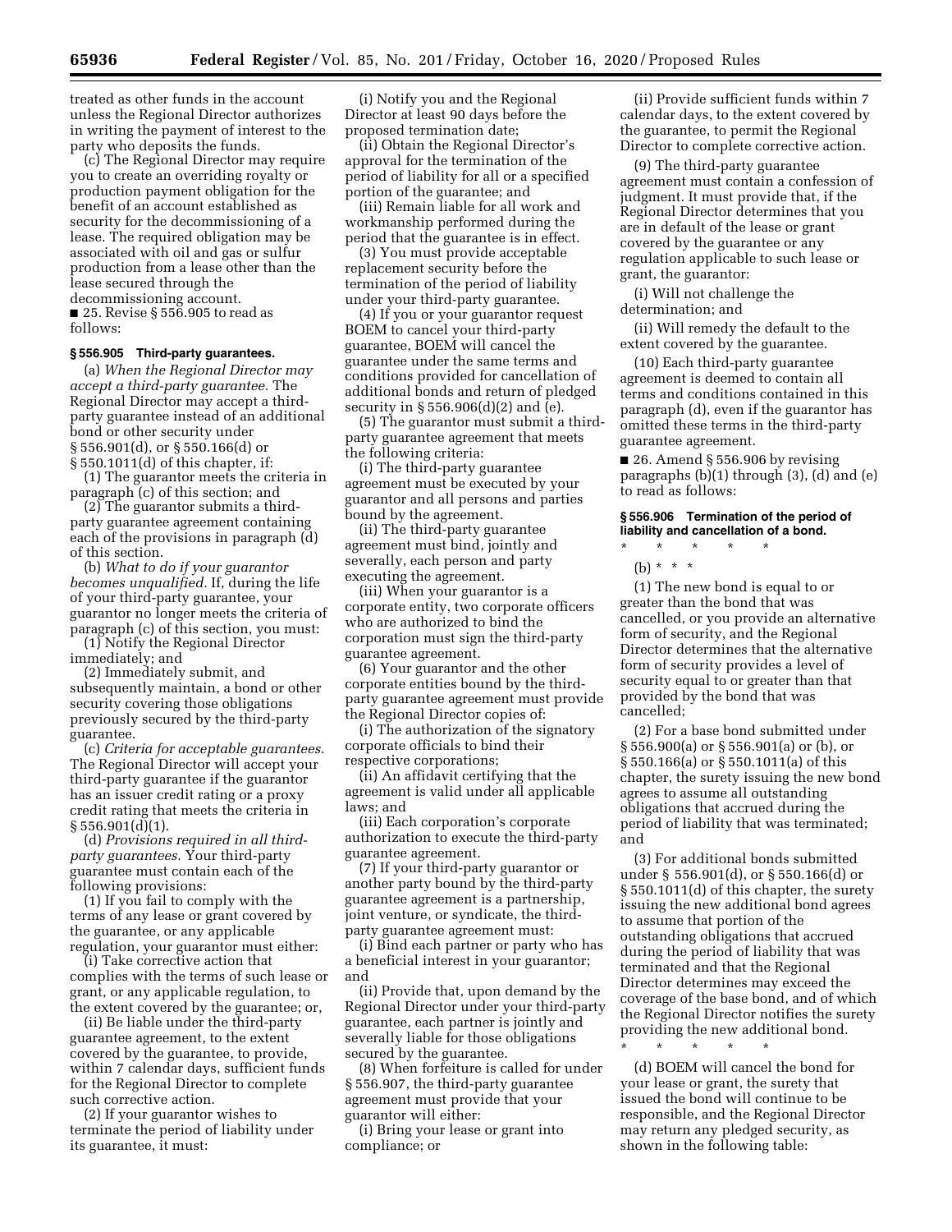treated as other funds in the account unless the Regional Director authorizes in writing the payment of interest to the party who deposits the funds.

(c) The Regional Director may require you to create an overriding royalty or production payment obligation for the benefit of an account established as security for the decommissioning of a lease. The required obligation may be associated with oil and gas or sulfur production from a lease other than the lease secured through the decommissioning account.

■ 25. Revise § 556.905 to read as follows:

### § 556.905 Third-party guarantees.

(a) *When the Regional Director may accept a third-party guarantee.* The Regional Director may accept a third-party guarantee instead of an additional bond or other security under § 556.901(d), or § 550.166(d) or § 550.1011(d) of this chapter, if:

(1) The guarantor meets the criteria in paragraph (c) of this section; and

(2) The guarantor submits a third-party guarantee agreement containing each of the provisions in paragraph (d) of this section.

(b) *What to do if your guarantor becomes unqualified.* If, during the life of your third-party guarantee, your guarantor no longer meets the criteria of paragraph (c) of this section, you must:

(1) Notify the Regional Director immediately; and

(2) Immediately submit, and subsequently maintain, a bond or other security covering those obligations previously secured by the third-party guarantee.

(c) *Criteria for acceptable guarantees.* The Regional Director will accept your third-party guarantee if the guarantor has an issuer credit rating or a proxy credit rating that meets the criteria in § 556.901(d)(1).

(d) *Provisions required in all third-party guarantees.* Your third-party guarantee must contain each of the following provisions:

(1) If you fail to comply with the terms of any lease or grant covered by the guarantee, or any applicable regulation, your guarantor must either:

(i) Take corrective action that complies with the terms of such lease or grant, or any applicable regulation, to the extent covered by the guarantee; or,

(ii) Be liable under the third-party guarantee agreement, to the extent covered by the guarantee, to provide, within 7 calendar days, sufficient funds for the Regional Director to complete such corrective action.

(2) If your guarantor wishes to terminate the period of liability under its guarantee, it must:

(i) Notify you and the Regional Director at least 90 days before the proposed termination date;

(ii) Obtain the Regional Director's approval for the termination of the period of liability for all or a specified portion of the guarantee; and

(iii) Remain liable for all work and workmanship performed during the period that the guarantee is in effect.

(3) You must provide acceptable replacement security before the termination of the period of liability under your third-party guarantee.

(4) If you or your guarantor request BOEM to cancel your third-party guarantee, BOEM will cancel the guarantee under the same terms and conditions provided for cancellation of additional bonds and return of pledged security in § 556.906(d)(2) and (e).

(5) The guarantor must submit a third-party guarantee agreement that meets the following criteria:

(i) The third-party guarantee agreement must be executed by your guarantor and all persons and parties bound by the agreement.

(ii) The third-party guarantee agreement must bind, jointly and severally, each person and party executing the agreement.

(iii) When your guarantor is a corporate entity, two corporate officers who are authorized to bind the corporation must sign the third-party guarantee agreement.

(6) Your guarantor and the other corporate entities bound by the third-party guarantee agreement must provide the Regional Director copies of:

(i) The authorization of the signatory corporate officials to bind their respective corporations;

(ii) An affidavit certifying that the agreement is valid under all applicable laws; and

(iii) Each corporation's corporate authorization to execute the third-party guarantee agreement.

(7) If your third-party guarantor or another party bound by the third-party guarantee agreement is a partnership, joint venture, or syndicate, the third-party guarantee agreement must:

(i) Bind each partner or party who has a beneficial interest in your guarantor; and

(ii) Provide that, upon demand by the Regional Director under your third-party guarantee, each partner is jointly and severally liable for those obligations secured by the guarantee.

(8) When forfeiture is called for under § 556.907, the third-party guarantee agreement must provide that your guarantor will either:

(i) Bring your lease or grant into compliance; or

(ii) Provide sufficient funds within 7 calendar days, to the extent covered by the guarantee, to permit the Regional Director to complete corrective action.

(9) The third-party guarantee agreement must contain a confession of judgment. It must provide that, if the Regional Director determines that you are in default of the lease or grant covered by the guarantee or any regulation applicable to such lease or grant, the guarantor:

(i) Will not challenge the determination; and

(ii) Will remedy the default to the extent covered by the guarantee.

(10) Each third-party guarantee agreement is deemed to contain all terms and conditions contained in this paragraph (d), even if the guarantor has omitted these terms in the third-party guarantee agreement.

■ 26. Amend § 556.906 by revising paragraphs (b)(1) through (3), (d) and (e) to read as follows:

### § 556.906 Termination of the period of liability and cancellation of a bond.

\* \* \* \* \*

(b) \* \* \*

(1) The new bond is equal to or greater than the bond that was cancelled, or you provide an alternative form of security, and the Regional Director determines that the alternative form of security provides a level of security equal to or greater than that provided by the bond that was cancelled;

(2) For a base bond submitted under § 556.900(a) or § 556.901(a) or (b), or § 550.166(a) or § 550.1011(a) of this chapter, the surety issuing the new bond agrees to assume all outstanding obligations that accrued during the period of liability that was terminated; and

(3) For additional bonds submitted under § 556.901(d), or § 550.166(d) or § 550.1011(d) of this chapter, the surety issuing the new additional bond agrees to assume that portion of the outstanding obligations that accrued during the period of liability that was terminated and that the Regional Director determines may exceed the coverage of the base bond, and of which the Regional Director notifies the surety providing the new additional bond.

\* \* \* \* \*

(d) BOEM will cancel the bond for your lease or grant, the surety that issued the bond will continue to be responsible, and the Regional Director may return any pledged security, as shown in the following table: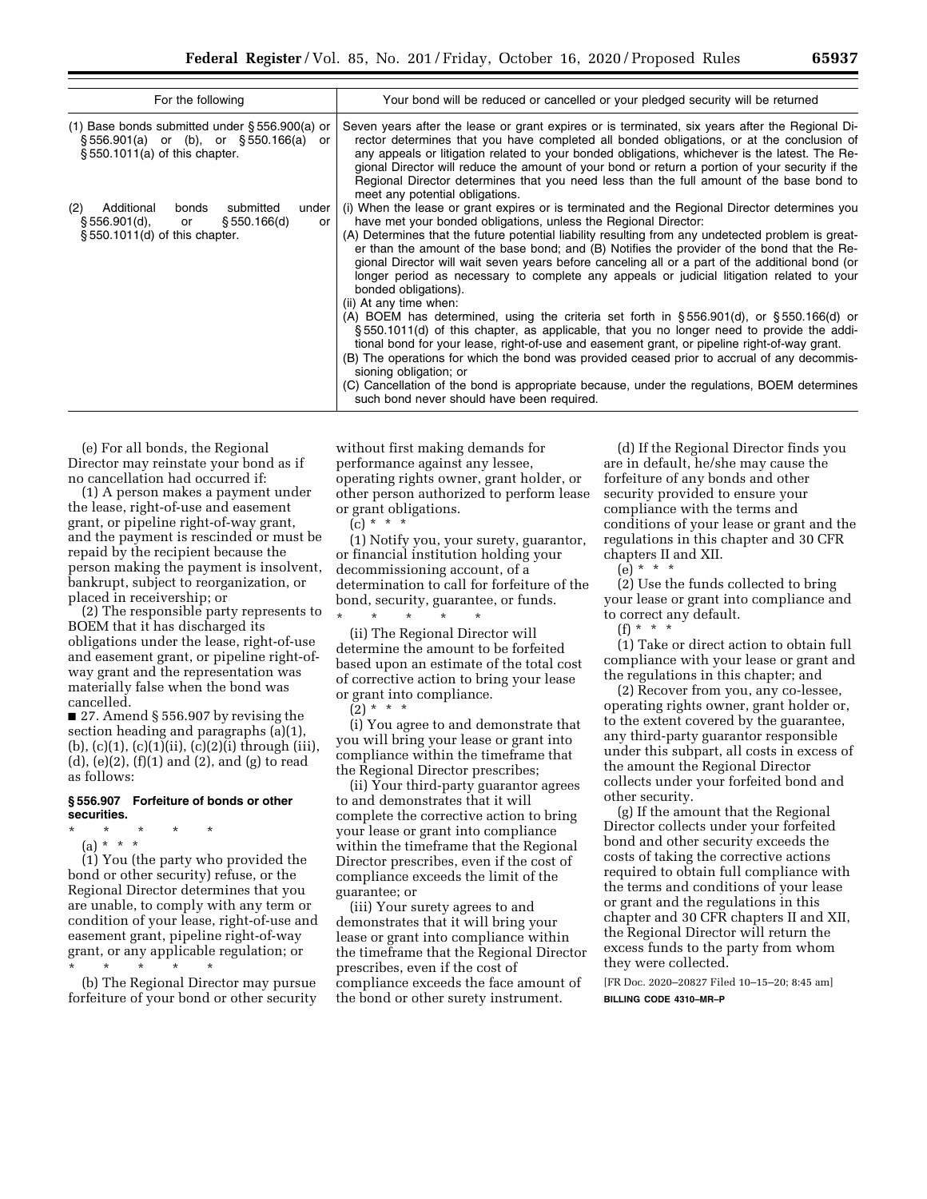| For the following | Your bond will be reduced or cancelled or your pledged security will be returned |
|---|---|
| (1) Base bonds submitted under § 556.900(a) or § 556.901(a) or (b), or § 550.166(a) or § 550.1011(a) of this chapter. | Seven years after the lease or grant expires or is terminated, six years after the Regional Director determines that you have completed all bonded obligations, or at the conclusion of any appeals or litigation related to your bonded obligations, whichever is the latest. The Regional Director will reduce the amount of your bond or return a portion of your security if the Regional Director determines that you need less than the full amount of the base bond to meet any potential obligations. |
| (2) Additional bonds submitted under § 556.901(d), or § 550.166(d) or § 550.1011(d) of this chapter. | (i) When the lease or grant expires or is terminated and the Regional Director determines you have met your bonded obligations, unless the Regional Director: (A) Determines that the future potential liability resulting from any undetected problem is greater than the amount of the base bond; and (B) Notifies the provider of the bond that the Regional Director will wait seven years before canceling all or a part of the additional bond (or longer period as necessary to complete any appeals or judicial litigation related to your bonded obligations). (ii) At any time when: (A) BOEM has determined, using the criteria set forth in § 556.901(d), or § 550.166(d) or § 550.1011(d) of this chapter, as applicable, that you no longer need to provide the additional bond for your lease, right-of-use and easement grant, or pipeline right-of-way grant. (B) The operations for which the bond was provided ceased prior to accrual of any decommissioning obligation; or (C) Cancellation of the bond is appropriate because, under the regulations, BOEM determines such bond never should have been required. |

(e) For all bonds, the Regional Director may reinstate your bond as if no cancellation had occurred if:

(1) A person makes a payment under the lease, right-of-use and easement grant, or pipeline right-of-way grant, and the payment is rescinded or must be repaid by the recipient because the person making the payment is insolvent, bankrupt, subject to reorganization, or placed in receivership; or

(2) The responsible party represents to BOEM that it has discharged its obligations under the lease, right-of-use and easement grant, or pipeline right-of-way grant and the representation was materially false when the bond was cancelled.

■ 27. Amend § 556.907 by revising the section heading and paragraphs (a)(1), (b), (c)(1), (c)(1)(ii), (c)(2)(i) through (iii), (d), (e)(2), (f)(1) and (2), and (g) to read as follows:

**§ 556.907 Forfeiture of bonds or other securities.**

\* \* \* \* \*

(a) \* \* \*

(1) You (the party who provided the bond or other security) refuse, or the Regional Director determines that you are unable, to comply with any term or condition of your lease, right-of-use and easement grant, pipeline right-of-way grant, or any applicable regulation; or

\* \* \* \* \*

(b) The Regional Director may pursue forfeiture of your bond or other security without first making demands for performance against any lessee, operating rights owner, grant holder, or other person authorized to perform lease or grant obligations.

(c) \* \* \*

(1) Notify you, your surety, guarantor, or financial institution holding your decommissioning account, of a determination to call for forfeiture of the bond, security, guarantee, or funds.

\* \* \* \* \*

(ii) The Regional Director will determine the amount to be forfeited based upon an estimate of the total cost of corrective action to bring your lease or grant into compliance.

(2) \* \* \*

(i) You agree to and demonstrate that you will bring your lease or grant into compliance within the timeframe that the Regional Director prescribes;

(ii) Your third-party guarantor agrees to and demonstrates that it will complete the corrective action to bring your lease or grant into compliance within the timeframe that the Regional Director prescribes, even if the cost of compliance exceeds the limit of the guarantee; or

(iii) Your surety agrees to and demonstrates that it will bring your lease or grant into compliance within the timeframe that the Regional Director prescribes, even if the cost of compliance exceeds the face amount of the bond or other surety instrument.

(d) If the Regional Director finds you are in default, he/she may cause the forfeiture of any bonds and other security provided to ensure your compliance with the terms and conditions of your lease or grant and the regulations in this chapter and 30 CFR chapters II and XII.

(e) \* \* \*

(2) Use the funds collected to bring your lease or grant into compliance and to correct any default.

(f) \* \* \*

(1) Take or direct action to obtain full compliance with your lease or grant and the regulations in this chapter; and

(2) Recover from you, any co-lessee, operating rights owner, grant holder or, to the extent covered by the guarantee, any third-party guarantor responsible under this subpart, all costs in excess of the amount the Regional Director collects under your forfeited bond and other security.

(g) If the amount that the Regional Director collects under your forfeited bond and other security exceeds the costs of taking the corrective actions required to obtain full compliance with the terms and conditions of your lease or grant and the regulations in this chapter and 30 CFR chapters II and XII, the Regional Director will return the excess funds to the party from whom they were collected.

[FR Doc. 2020–20827 Filed 10–15–20; 8:45 am]

**BILLING CODE 4310–MR–P**